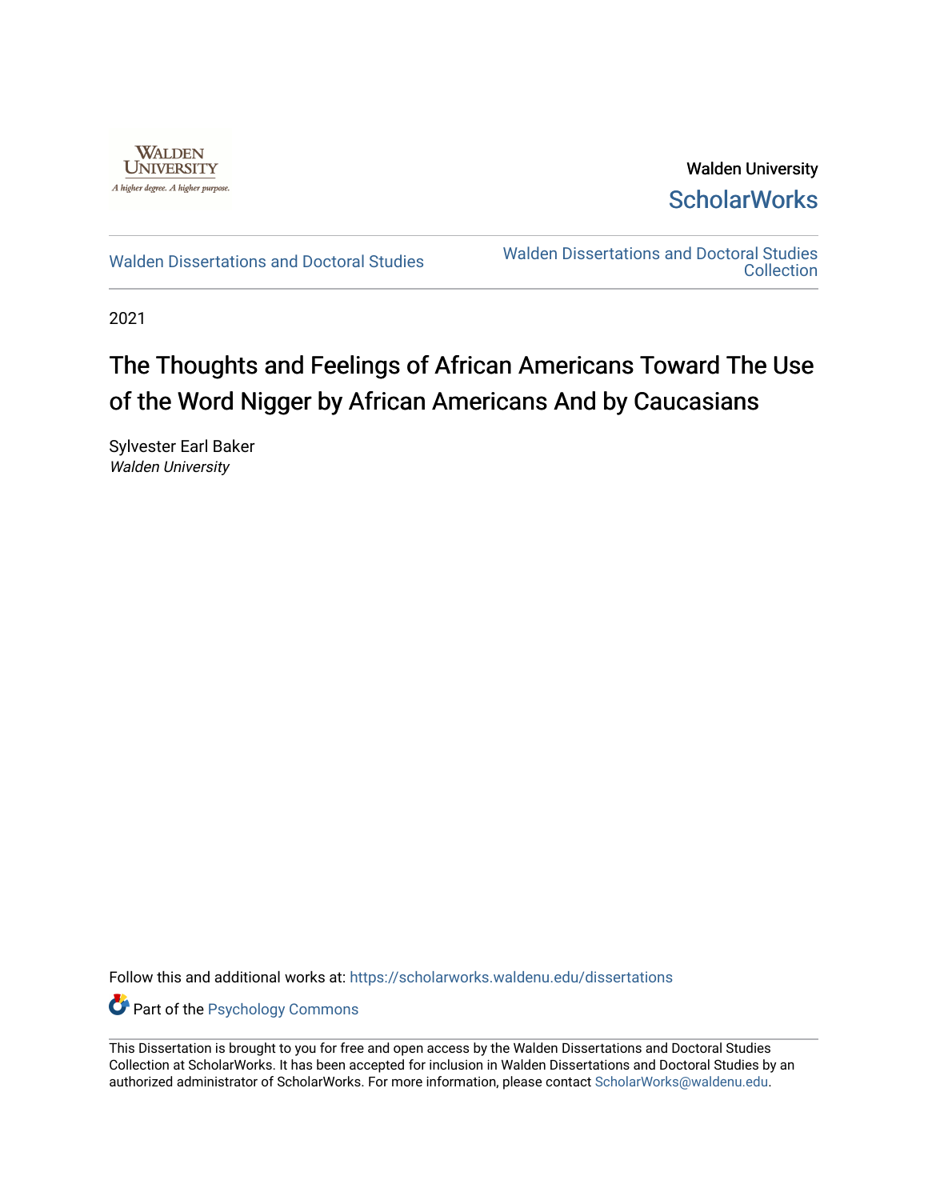Walden University

ScholarWorks

Walden Dissertations and Doctoral Studies

Walden Dissertations and Doctoral Studies Collection

2021

# The Thoughts and Feelings of African Americans Toward The Use of the Word Nigger by African Americans And by Caucasians

Sylvester Earl Baker
*Walden University*

Follow this and additional works at: https://scholarworks.waldenu.edu/dissertations

Part of the Psychology Commons

This Dissertation is brought to you for free and open access by the Walden Dissertations and Doctoral Studies Collection at ScholarWorks. It has been accepted for inclusion in Walden Dissertations and Doctoral Studies by an authorized administrator of ScholarWorks. For more information, please contact ScholarWorks@waldenu.edu.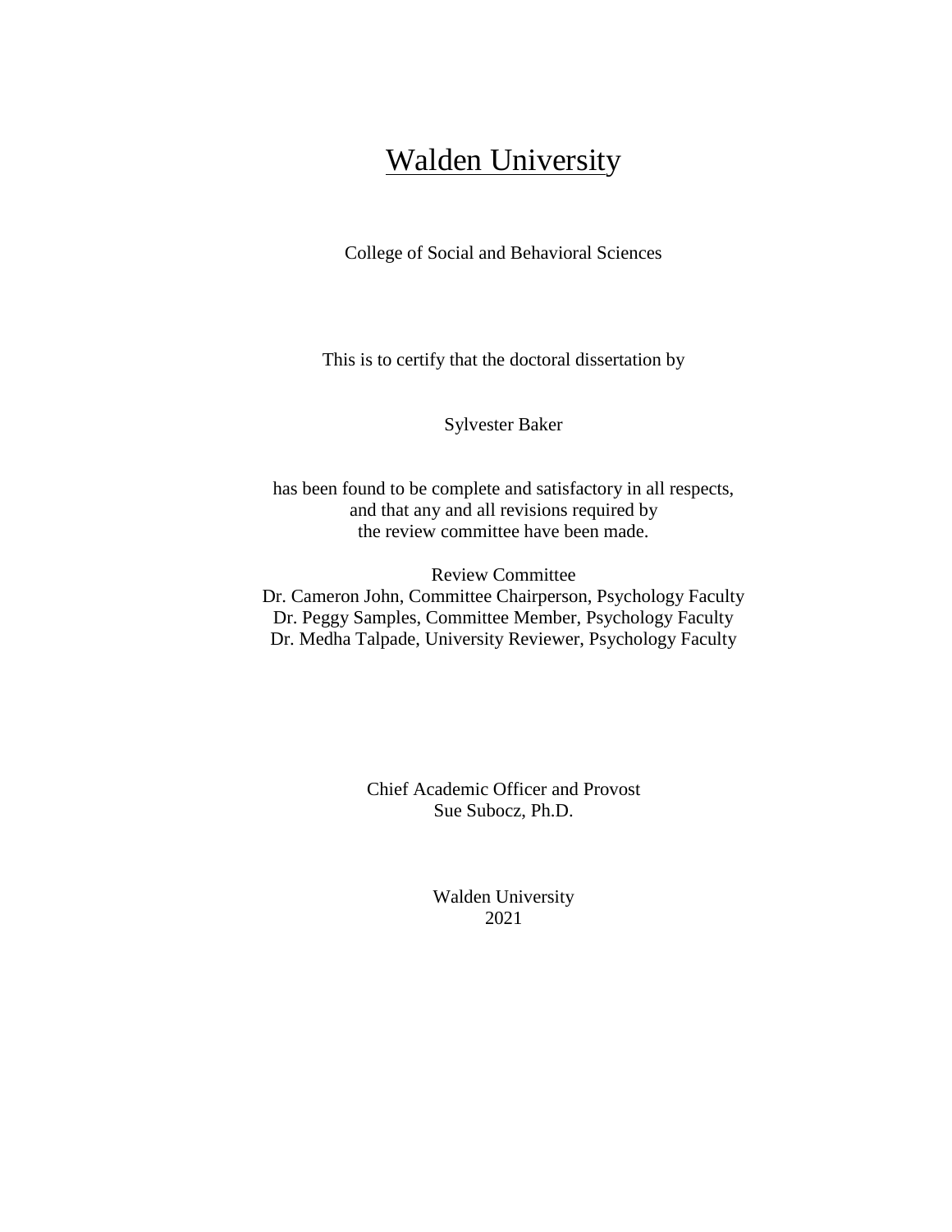# Walden University

College of Social and Behavioral Sciences

This is to certify that the doctoral dissertation by

Sylvester Baker

has been found to be complete and satisfactory in all respects,
and that any and all revisions required by
the review committee have been made.

Review Committee
Dr. Cameron John, Committee Chairperson, Psychology Faculty
Dr. Peggy Samples, Committee Member, Psychology Faculty
Dr. Medha Talpade, University Reviewer, Psychology Faculty

Chief Academic Officer and Provost
Sue Subocz, Ph.D.

Walden University
2021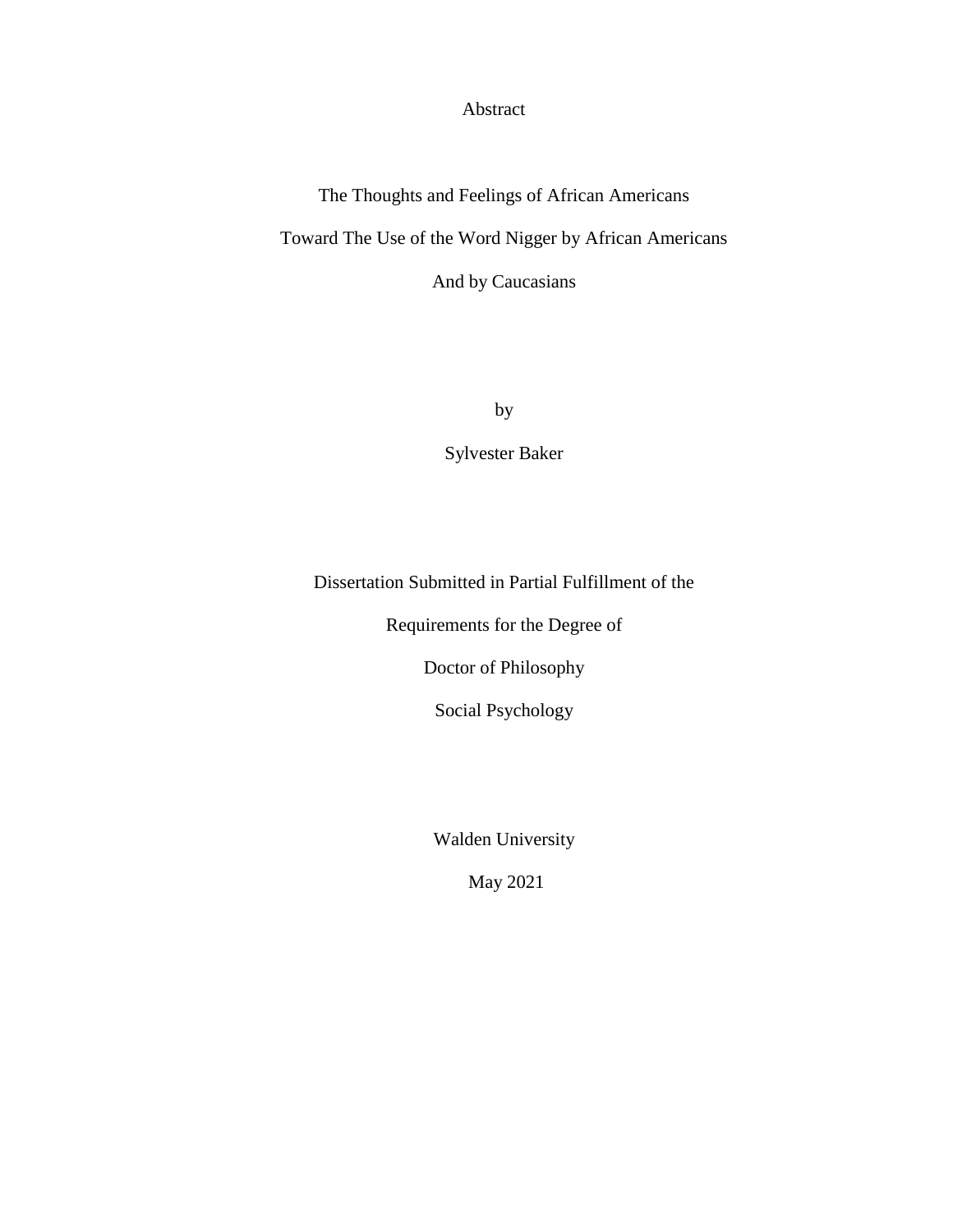Abstract

The Thoughts and Feelings of African Americans

Toward The Use of the Word Nigger by African Americans

And by Caucasians

by

Sylvester Baker

Dissertation Submitted in Partial Fulfillment of the

Requirements for the Degree of

Doctor of Philosophy

Social Psychology

Walden University

May 2021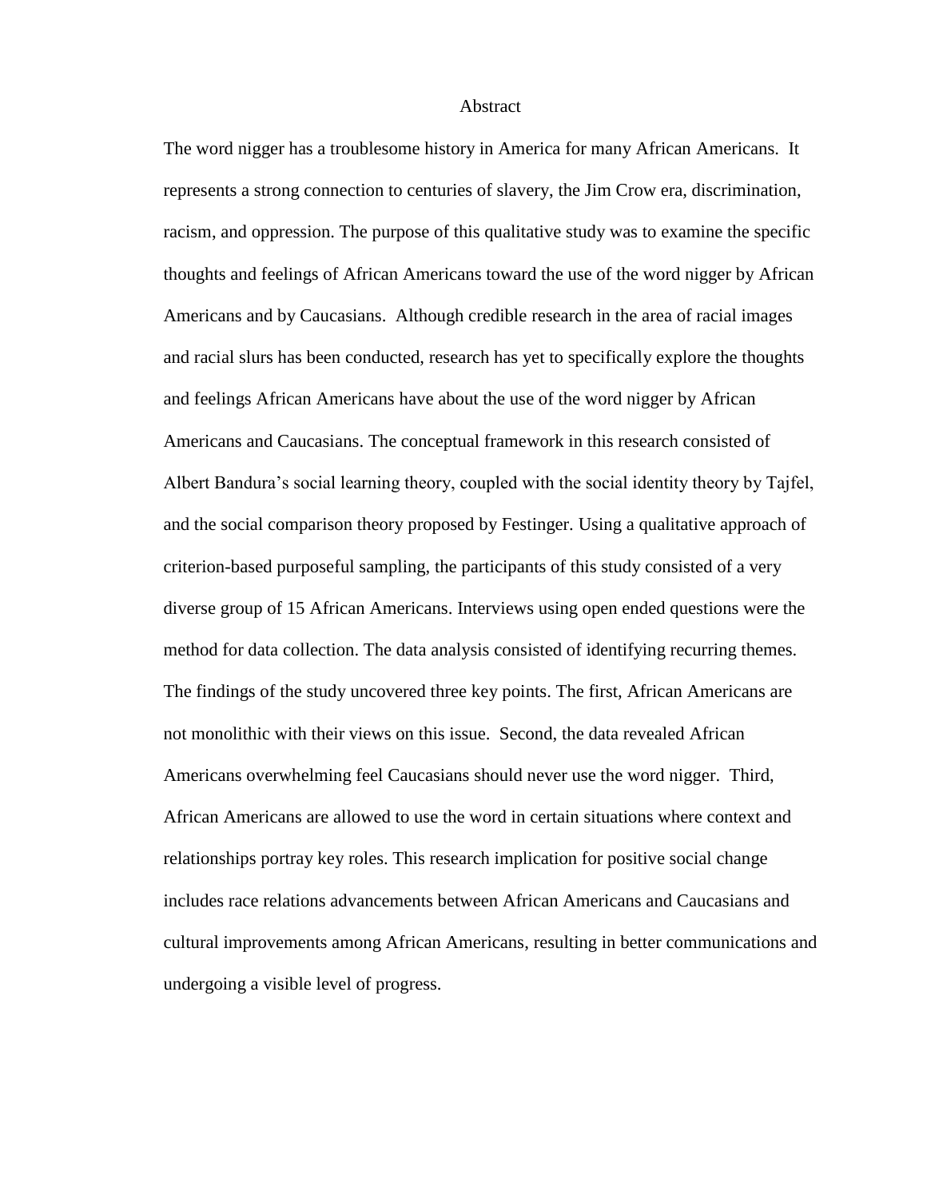# Abstract

The word nigger has a troublesome history in America for many African Americans. It represents a strong connection to centuries of slavery, the Jim Crow era, discrimination, racism, and oppression. The purpose of this qualitative study was to examine the specific thoughts and feelings of African Americans toward the use of the word nigger by African Americans and by Caucasians. Although credible research in the area of racial images and racial slurs has been conducted, research has yet to specifically explore the thoughts and feelings African Americans have about the use of the word nigger by African Americans and Caucasians. The conceptual framework in this research consisted of Albert Bandura's social learning theory, coupled with the social identity theory by Tajfel, and the social comparison theory proposed by Festinger. Using a qualitative approach of criterion-based purposeful sampling, the participants of this study consisted of a very diverse group of 15 African Americans. Interviews using open ended questions were the method for data collection. The data analysis consisted of identifying recurring themes. The findings of the study uncovered three key points. The first, African Americans are not monolithic with their views on this issue. Second, the data revealed African Americans overwhelming feel Caucasians should never use the word nigger. Third, African Americans are allowed to use the word in certain situations where context and relationships portray key roles. This research implication for positive social change includes race relations advancements between African Americans and Caucasians and cultural improvements among African Americans, resulting in better communications and undergoing a visible level of progress.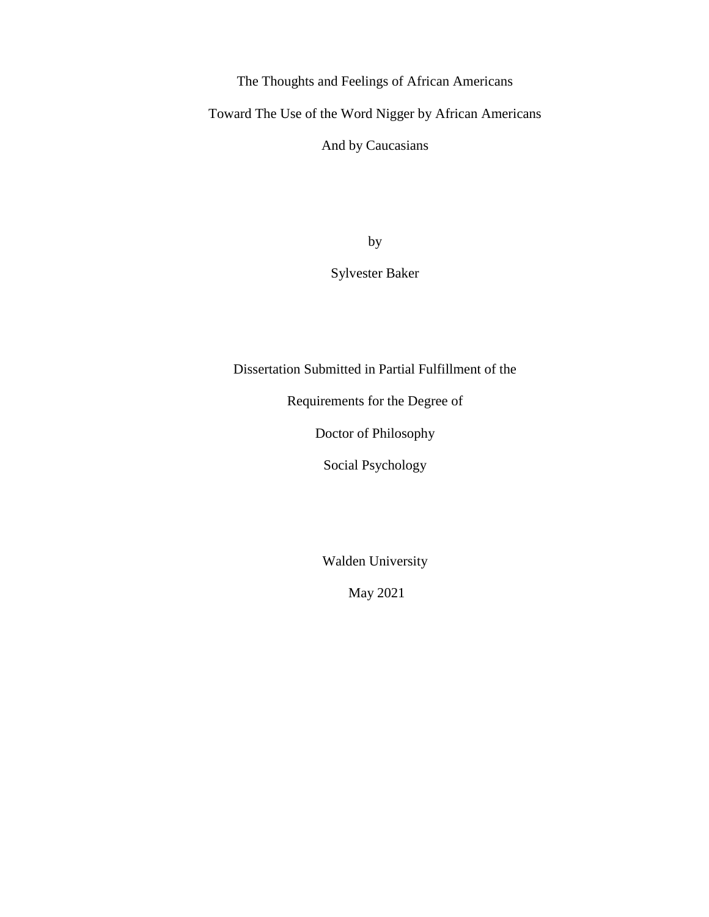The Thoughts and Feelings of African Americans

Toward The Use of the Word Nigger by African Americans

And by Caucasians

by

Sylvester Baker

Dissertation Submitted in Partial Fulfillment of the

Requirements for the Degree of

Doctor of Philosophy

Social Psychology

Walden University

May 2021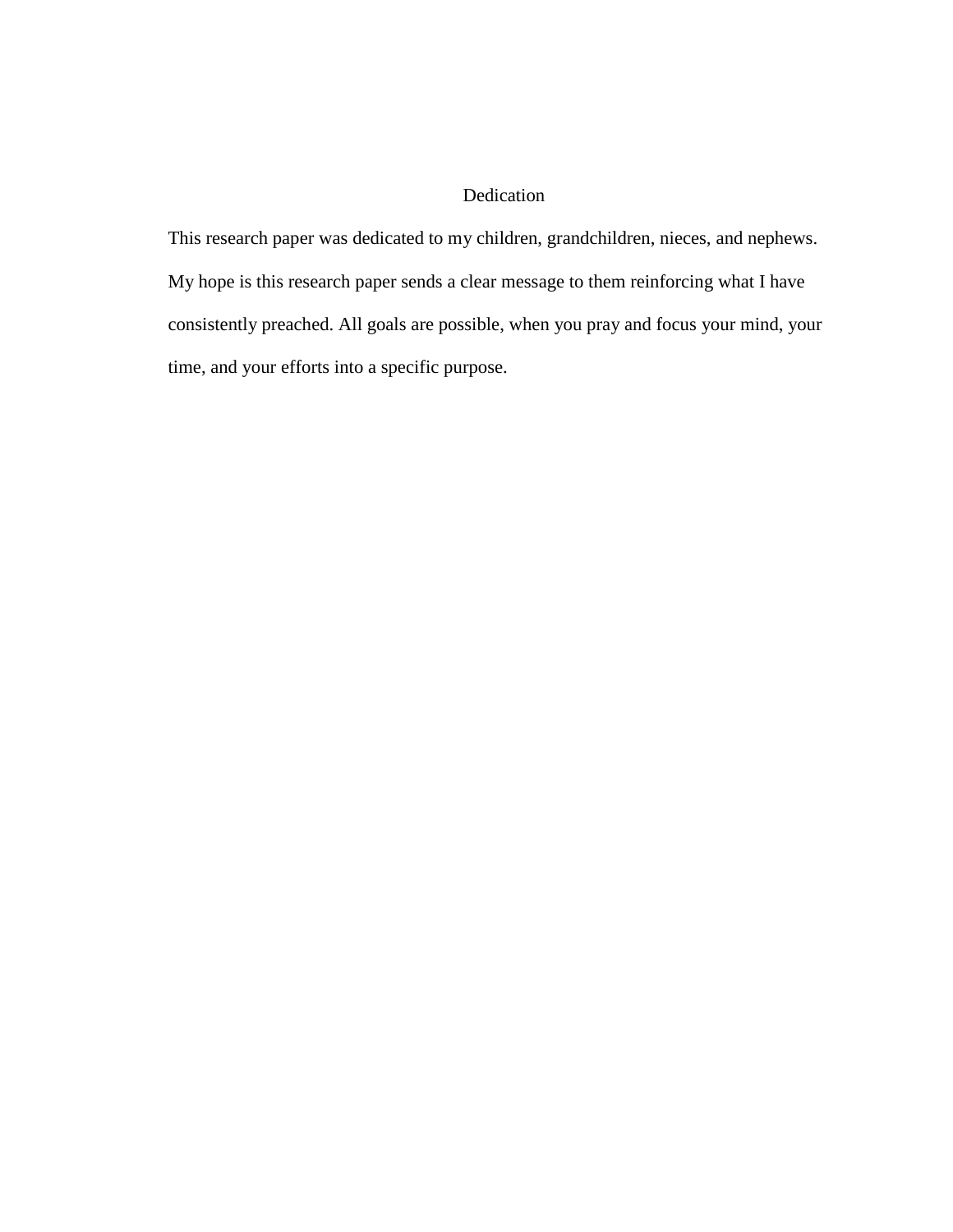# Dedication

This research paper was dedicated to my children, grandchildren, nieces, and nephews. My hope is this research paper sends a clear message to them reinforcing what I have consistently preached. All goals are possible, when you pray and focus your mind, your time, and your efforts into a specific purpose.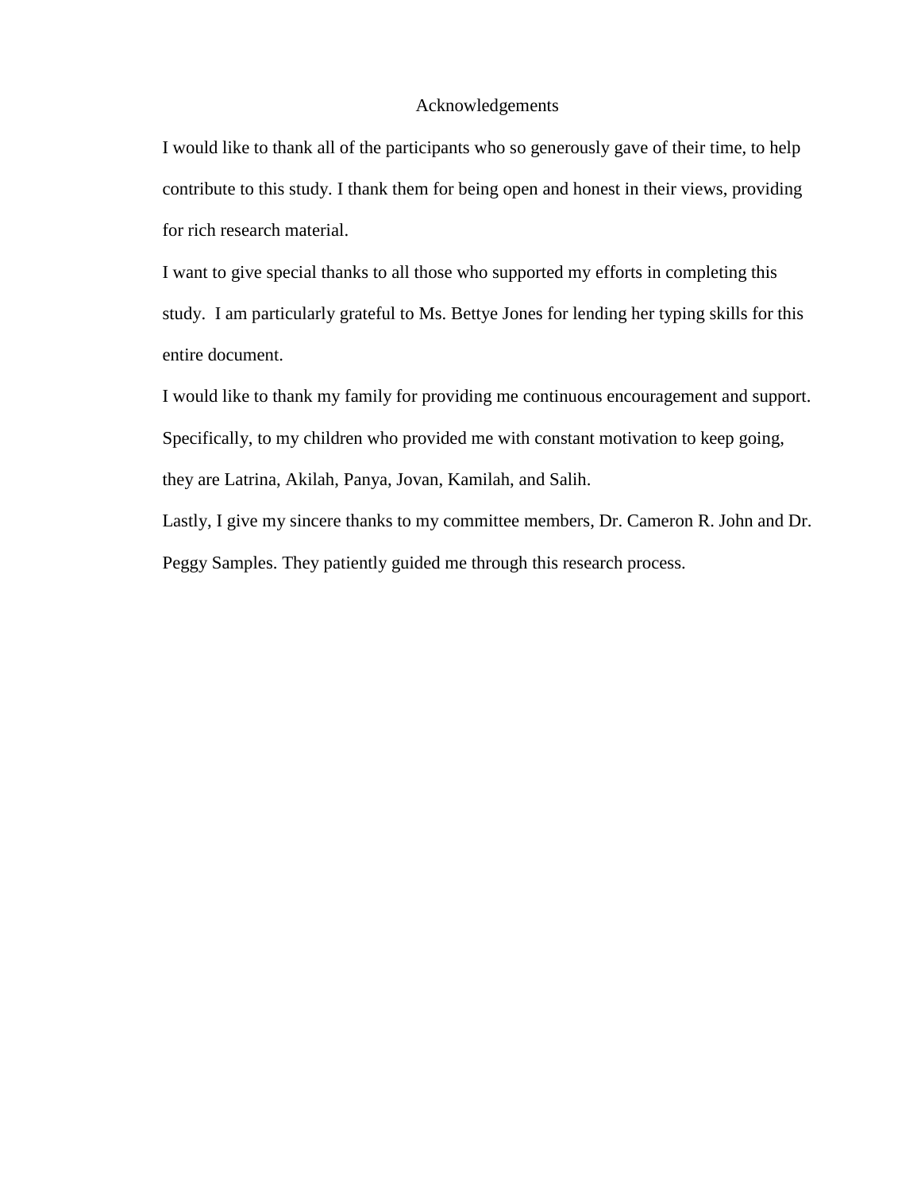# Acknowledgements

I would like to thank all of the participants who so generously gave of their time, to help contribute to this study. I thank them for being open and honest in their views, providing for rich research material.

I want to give special thanks to all those who supported my efforts in completing this study. I am particularly grateful to Ms. Bettye Jones for lending her typing skills for this entire document.

I would like to thank my family for providing me continuous encouragement and support. Specifically, to my children who provided me with constant motivation to keep going, they are Latrina, Akilah, Panya, Jovan, Kamilah, and Salih.

Lastly, I give my sincere thanks to my committee members, Dr. Cameron R. John and Dr. Peggy Samples. They patiently guided me through this research process.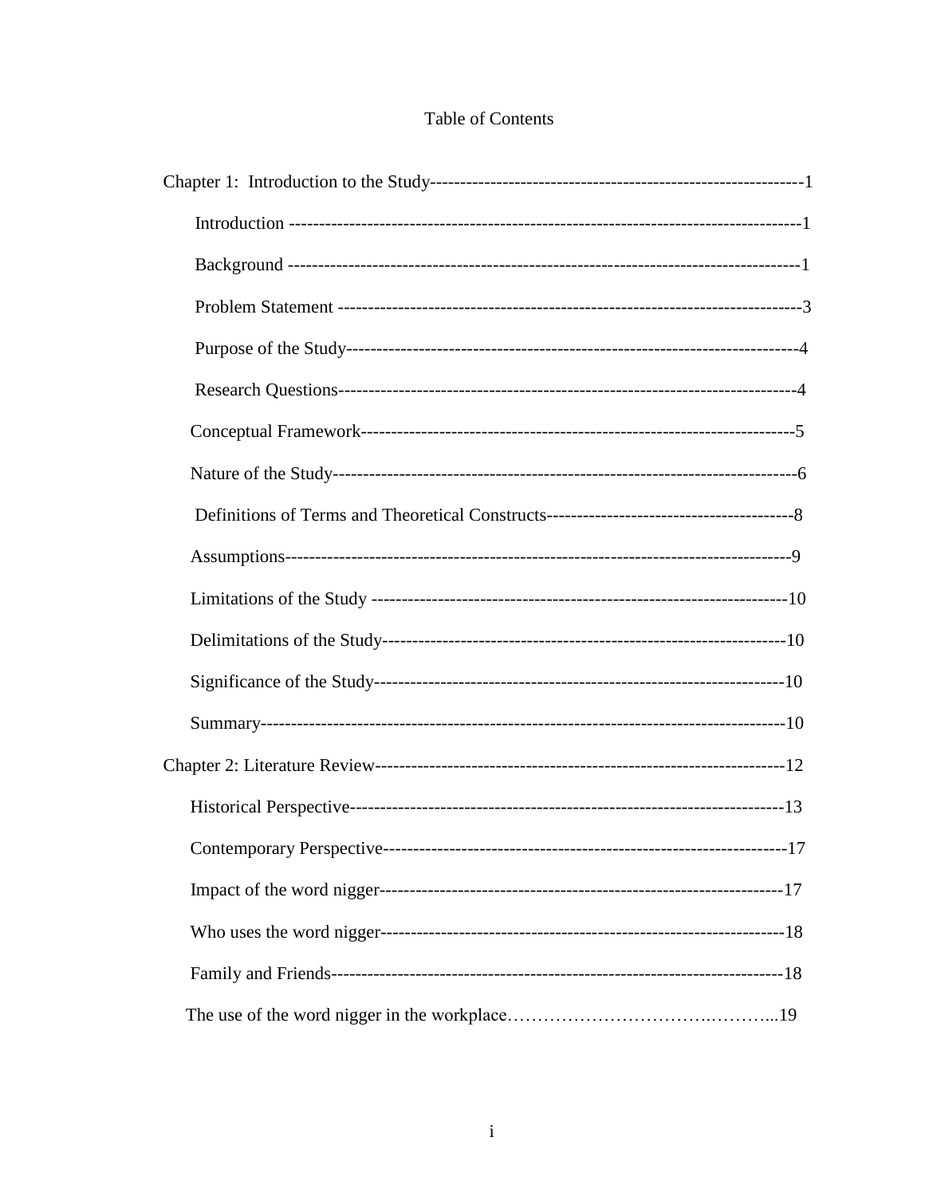# Table of Contents

Chapter 1: Introduction to the Study----------------------------------------------------------------1

Introduction ------------------------------------------------------------------------------------1

Background ------------------------------------------------------------------------------------1

Problem Statement -------------------------------------------------------------------------------3

Purpose of the Study---------------------------------------------------------------------------4

Research Questions----------------------------------------------------------------------------4

Conceptual Framework-----------------------------------------------------------------------5

Nature of the Study---------------------------------------------------------------------------6

Definitions of Terms and Theoretical Constructs------------------------------------------8

Assumptions-------------------------------------------------------------------------------------9

Limitations of the Study --------------------------------------------------------------------10

Delimitations of the Study-------------------------------------------------------------------10

Significance of the Study--------------------------------------------------------------------10

Summary---------------------------------------------------------------------------------------10

Chapter 2: Literature Review--------------------------------------------------------------------12

Historical Perspective-------------------------------------------------------------------------13

Contemporary Perspective-------------------------------------------------------------------17

Impact of the word nigger--------------------------------------------------------------------17

Who uses the word nigger--------------------------------------------------------------------18

Family and Friends---------------------------------------------------------------------------18

The use of the word nigger in the workplace……………………………….………...19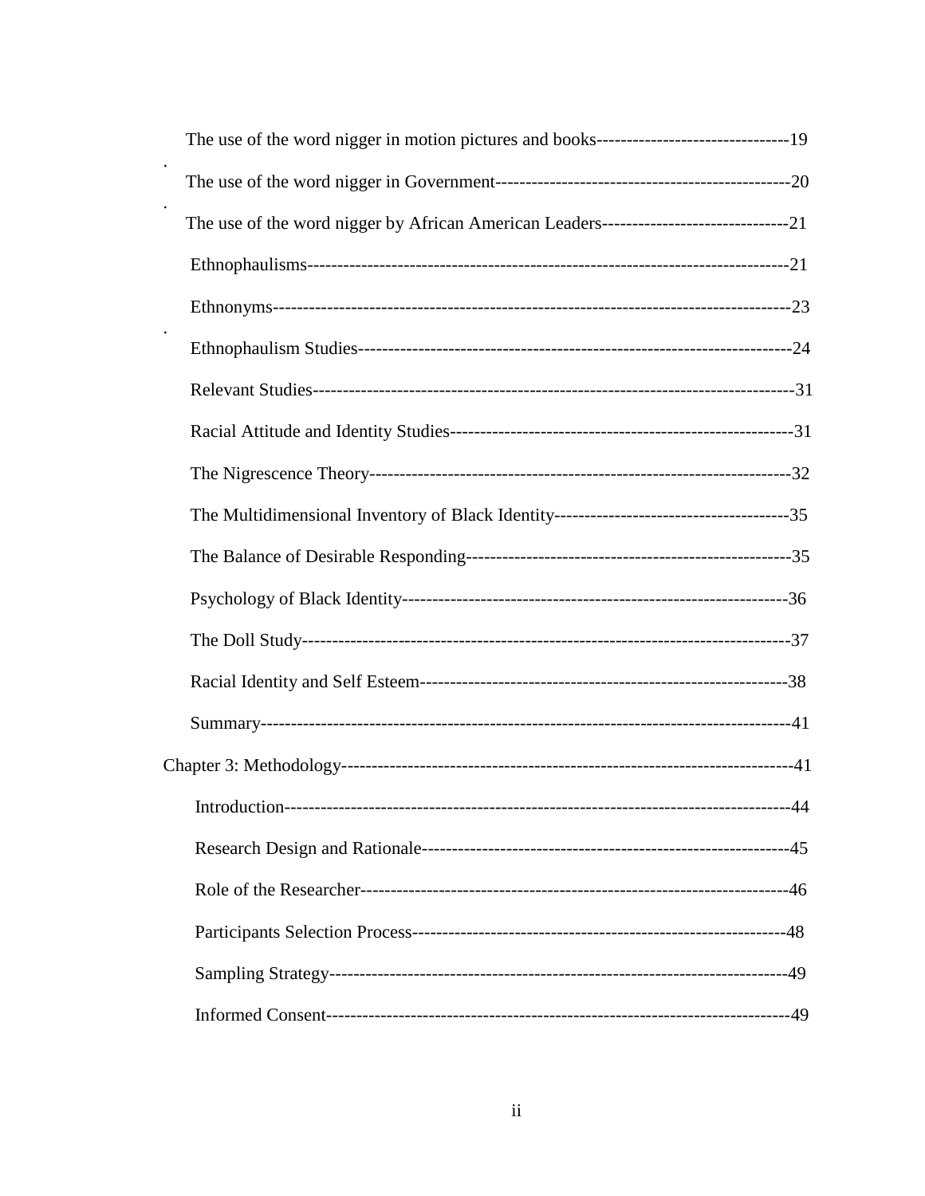The use of the word nigger in motion pictures and books--------------------------------19

The use of the word nigger in Government-------------------------------------------------20

The use of the word nigger by African American Leaders-------------------------------21

Ethnophaulisms--------------------------------------------------------------------------------21

Ethnonyms-------------------------------------------------------------------------------------23

Ethnophaulism Studies-----------------------------------------------------------------------24

Relevant Studies------------------------------------------------------------------------------31

Racial Attitude and Identity Studies---------------------------------------------------------31

The Nigrescence Theory---------------------------------------------------------------------32

The Multidimensional Inventory of Black Identity---------------------------------------35

The Balance of Desirable Responding------------------------------------------------------35

Psychology of Black Identity----------------------------------------------------------------36

The Doll Study--------------------------------------------------------------------------------37

Racial Identity and Self Esteem-------------------------------------------------------------38

Summary---------------------------------------------------------------------------------------41

Chapter 3: Methodology-------------------------------------------------------------------------41

Introduction-------------------------------------------------------------------------------------44

Research Design and Rationale--------------------------------------------------------------45

Role of the Researcher------------------------------------------------------------------------46

Participants Selection Process----------------------------------------------------------------48

Sampling Strategy-------------------------------------------------------------------------------49

Informed Consent--------------------------------------------------------------------------------49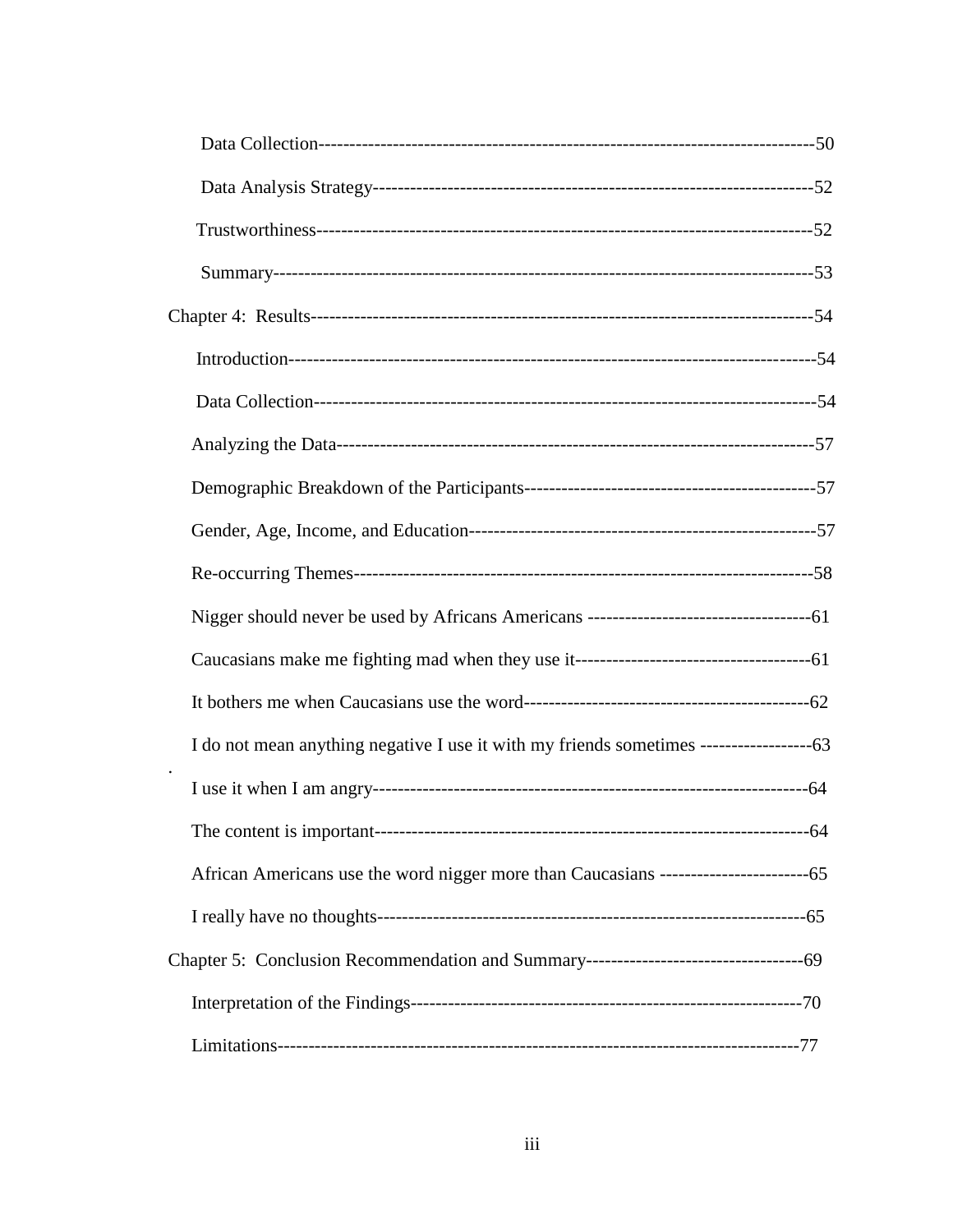Data Collection---------------------------------------------------------------------------------50

Data Analysis Strategy------------------------------------------------------------------------52

Trustworthiness--------------------------------------------------------------------------------52

Summary-----------------------------------------------------------------------------------------53

Chapter 4: Results---------------------------------------------------------------------------------54

Introduction--------------------------------------------------------------------------------------54

Data Collection----------------------------------------------------------------------------------54

Analyzing the Data------------------------------------------------------------------------------57

Demographic Breakdown of the Participants------------------------------------------------57

Gender, Age, Income, and Education---------------------------------------------------------57

Re-occurring Themes---------------------------------------------------------------------------58

Nigger should never be used by Africans Americans ------------------------------------61

Caucasians make me fighting mad when they use it--------------------------------------61

It bothers me when Caucasians use the word----------------------------------------------62

I do not mean anything negative I use it with my friends sometimes ------------------63

I use it when I am angry----------------------------------------------------------------------64

The content is important----------------------------------------------------------------------64

African Americans use the word nigger more than Caucasians ------------------------65

I really have no thoughts----------------------------------------------------------------------65

Chapter 5: Conclusion Recommendation and Summary-----------------------------------69

Interpretation of the Findings----------------------------------------------------------------70

Limitations--------------------------------------------------------------------------------------77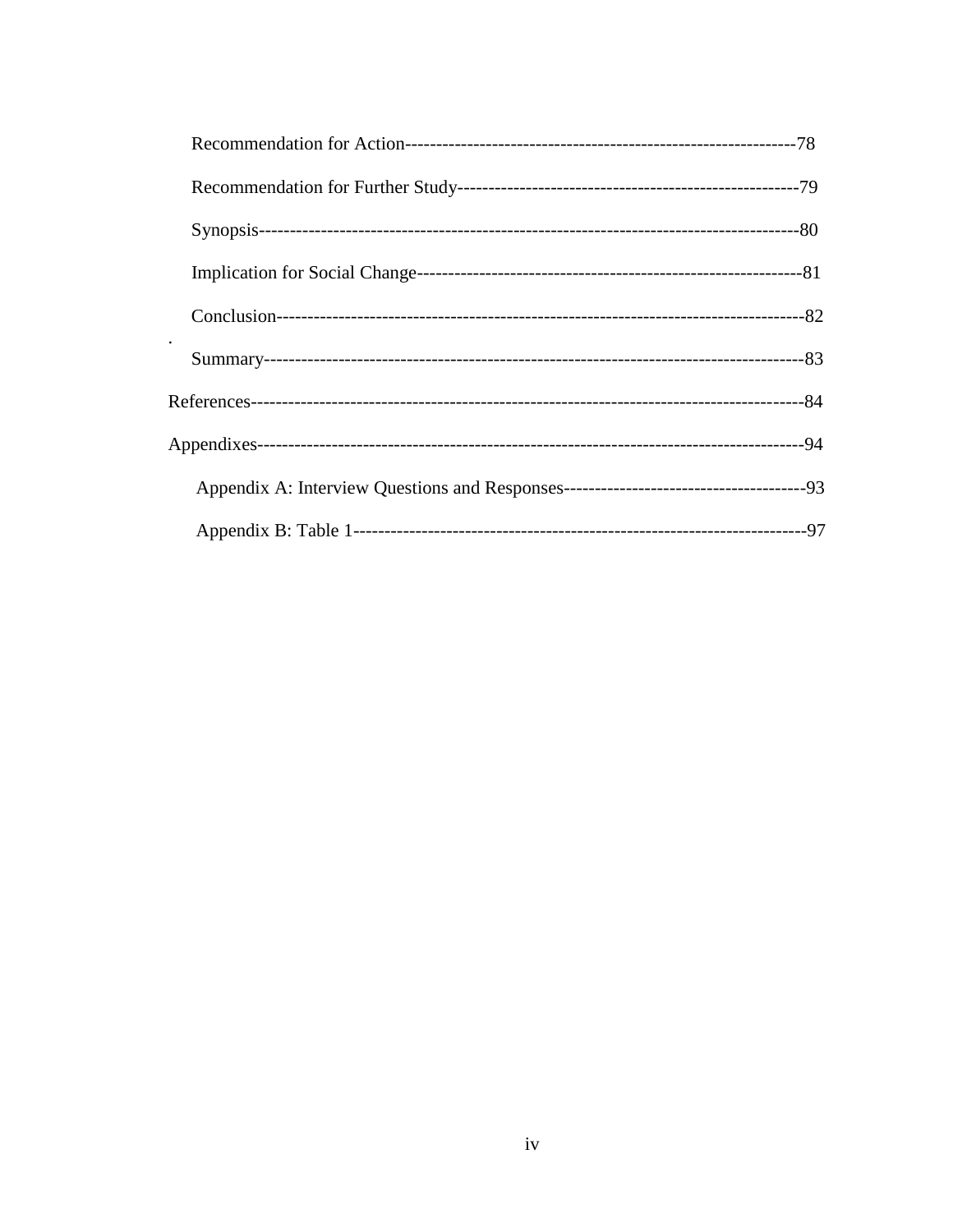Recommendation for Action---------------------------------------------------------------78

Recommendation for Further Study--------------------------------------------------------79

Synopsis-------------------------------------------------------------------------------------80

Implication for Social Change----------------------------------------------------------------81

Conclusion------------------------------------------------------------------------------------82

.

Summary--------------------------------------------------------------------------------------83

References-------------------------------------------------------------------------------------84

Appendixes------------------------------------------------------------------------------------94

Appendix A: Interview Questions and Responses---------------------------------------93

Appendix B: Table 1-------------------------------------------------------------------------97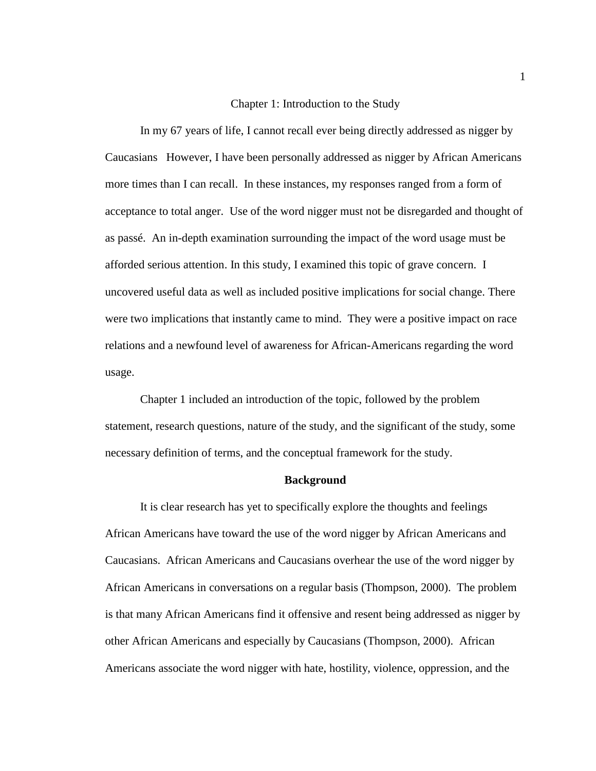# Chapter 1: Introduction to the Study

In my 67 years of life, I cannot recall ever being directly addressed as nigger by Caucasians   However, I have been personally addressed as nigger by African Americans more times than I can recall.  In these instances, my responses ranged from a form of acceptance to total anger.  Use of the word nigger must not be disregarded and thought of as passé.  An in-depth examination surrounding the impact of the word usage must be afforded serious attention. In this study, I examined this topic of grave concern.  I uncovered useful data as well as included positive implications for social change. There were two implications that instantly came to mind.  They were a positive impact on race relations and a newfound level of awareness for African-Americans regarding the word usage.

Chapter 1 included an introduction of the topic, followed by the problem statement, research questions, nature of the study, and the significant of the study, some necessary definition of terms, and the conceptual framework for the study.

## Background

It is clear research has yet to specifically explore the thoughts and feelings African Americans have toward the use of the word nigger by African Americans and Caucasians.  African Americans and Caucasians overhear the use of the word nigger by African Americans in conversations on a regular basis (Thompson, 2000).  The problem is that many African Americans find it offensive and resent being addressed as nigger by other African Americans and especially by Caucasians (Thompson, 2000).  African Americans associate the word nigger with hate, hostility, violence, oppression, and the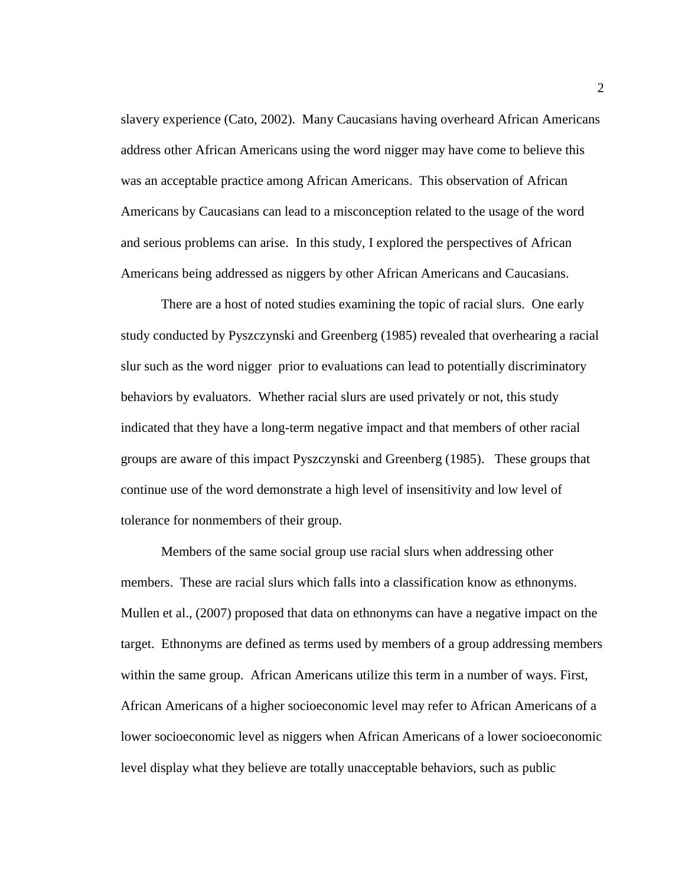slavery experience (Cato, 2002). Many Caucasians having overheard African Americans address other African Americans using the word nigger may have come to believe this was an acceptable practice among African Americans. This observation of African Americans by Caucasians can lead to a misconception related to the usage of the word and serious problems can arise. In this study, I explored the perspectives of African Americans being addressed as niggers by other African Americans and Caucasians.

There are a host of noted studies examining the topic of racial slurs. One early study conducted by Pyszczynski and Greenberg (1985) revealed that overhearing a racial slur such as the word nigger prior to evaluations can lead to potentially discriminatory behaviors by evaluators. Whether racial slurs are used privately or not, this study indicated that they have a long-term negative impact and that members of other racial groups are aware of this impact Pyszczynski and Greenberg (1985). These groups that continue use of the word demonstrate a high level of insensitivity and low level of tolerance for nonmembers of their group.

Members of the same social group use racial slurs when addressing other members. These are racial slurs which falls into a classification know as ethnonyms. Mullen et al., (2007) proposed that data on ethnonyms can have a negative impact on the target. Ethnonyms are defined as terms used by members of a group addressing members within the same group. African Americans utilize this term in a number of ways. First, African Americans of a higher socioeconomic level may refer to African Americans of a lower socioeconomic level as niggers when African Americans of a lower socioeconomic level display what they believe are totally unacceptable behaviors, such as public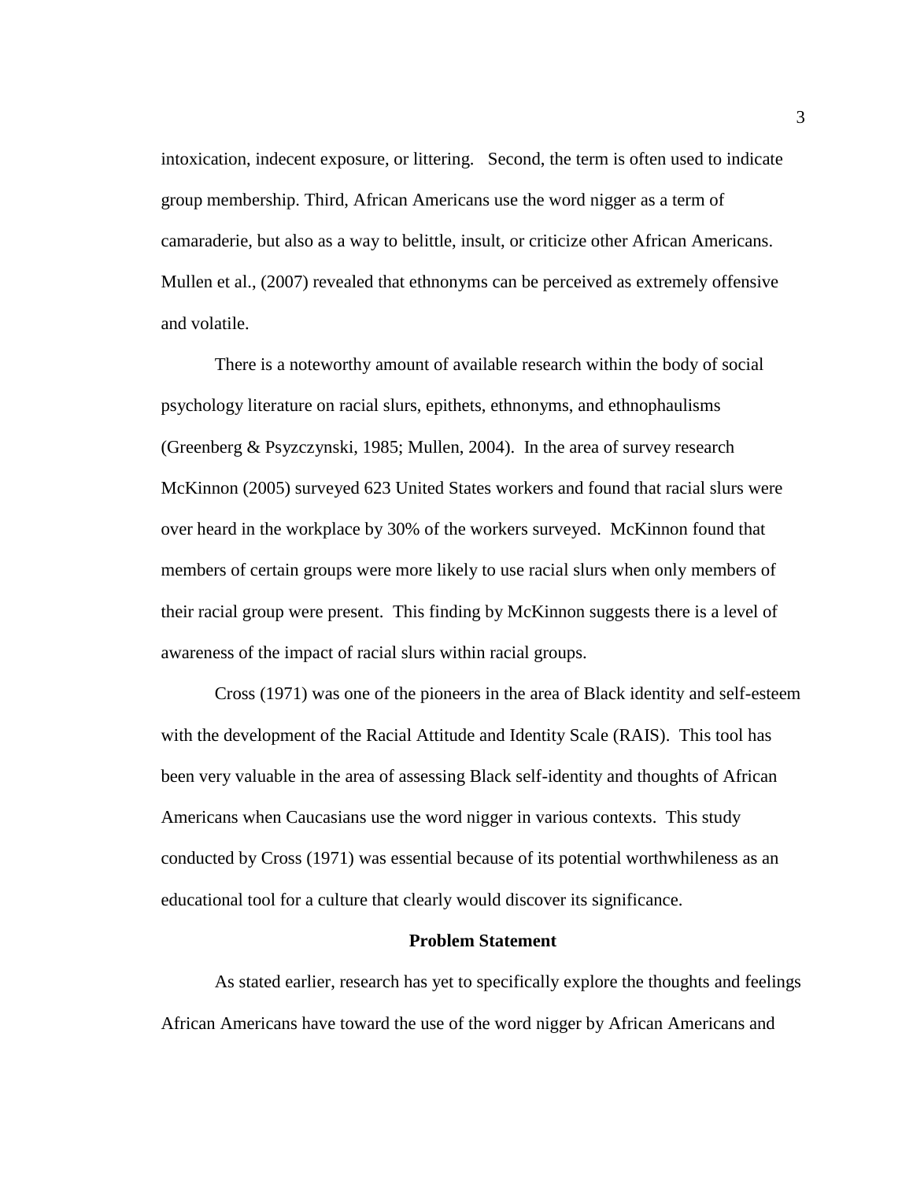intoxication, indecent exposure, or littering. Second, the term is often used to indicate group membership. Third, African Americans use the word nigger as a term of camaraderie, but also as a way to belittle, insult, or criticize other African Americans. Mullen et al., (2007) revealed that ethnonyms can be perceived as extremely offensive and volatile.

There is a noteworthy amount of available research within the body of social psychology literature on racial slurs, epithets, ethnonyms, and ethnophaulisms (Greenberg & Psyzczynski, 1985; Mullen, 2004). In the area of survey research McKinnon (2005) surveyed 623 United States workers and found that racial slurs were over heard in the workplace by 30% of the workers surveyed. McKinnon found that members of certain groups were more likely to use racial slurs when only members of their racial group were present. This finding by McKinnon suggests there is a level of awareness of the impact of racial slurs within racial groups.

Cross (1971) was one of the pioneers in the area of Black identity and self-esteem with the development of the Racial Attitude and Identity Scale (RAIS). This tool has been very valuable in the area of assessing Black self-identity and thoughts of African Americans when Caucasians use the word nigger in various contexts. This study conducted by Cross (1971) was essential because of its potential worthwhileness as an educational tool for a culture that clearly would discover its significance.

## Problem Statement

As stated earlier, research has yet to specifically explore the thoughts and feelings African Americans have toward the use of the word nigger by African Americans and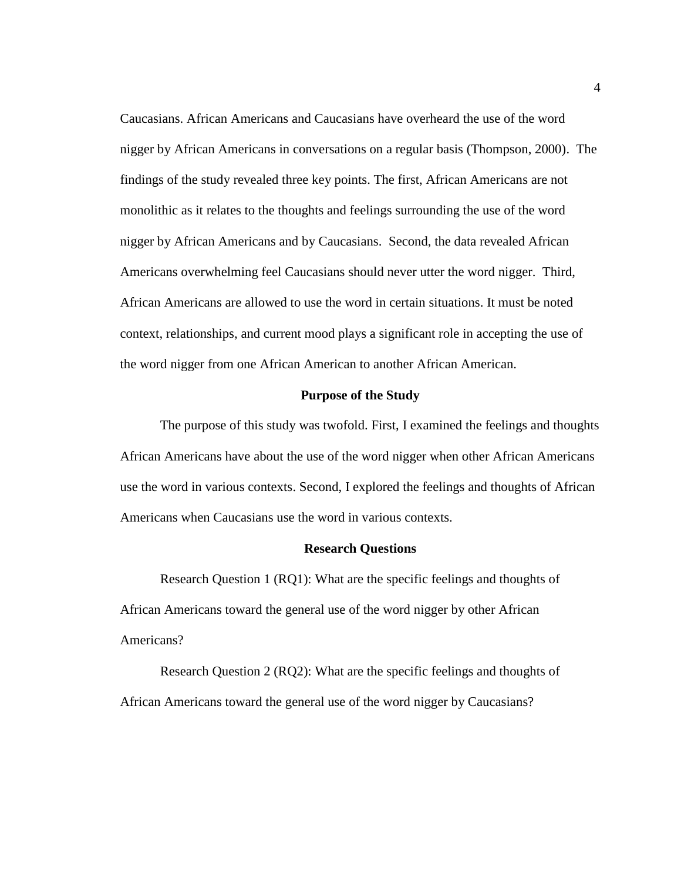Caucasians. African Americans and Caucasians have overheard the use of the word nigger by African Americans in conversations on a regular basis (Thompson, 2000). The findings of the study revealed three key points. The first, African Americans are not monolithic as it relates to the thoughts and feelings surrounding the use of the word nigger by African Americans and by Caucasians. Second, the data revealed African Americans overwhelming feel Caucasians should never utter the word nigger. Third, African Americans are allowed to use the word in certain situations. It must be noted context, relationships, and current mood plays a significant role in accepting the use of the word nigger from one African American to another African American.

## Purpose of the Study

The purpose of this study was twofold. First, I examined the feelings and thoughts African Americans have about the use of the word nigger when other African Americans use the word in various contexts. Second, I explored the feelings and thoughts of African Americans when Caucasians use the word in various contexts.

## Research Questions

Research Question 1 (RQ1): What are the specific feelings and thoughts of African Americans toward the general use of the word nigger by other African Americans?

Research Question 2 (RQ2): What are the specific feelings and thoughts of African Americans toward the general use of the word nigger by Caucasians?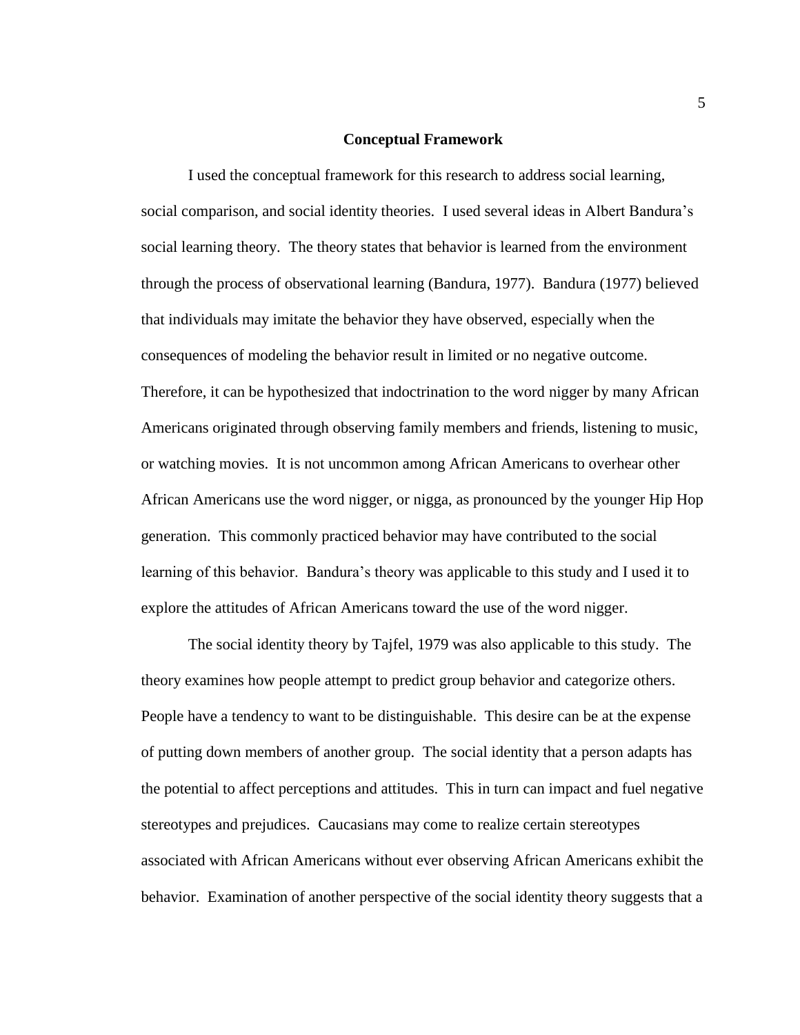## Conceptual Framework

I used the conceptual framework for this research to address social learning, social comparison, and social identity theories. I used several ideas in Albert Bandura's social learning theory. The theory states that behavior is learned from the environment through the process of observational learning (Bandura, 1977). Bandura (1977) believed that individuals may imitate the behavior they have observed, especially when the consequences of modeling the behavior result in limited or no negative outcome. Therefore, it can be hypothesized that indoctrination to the word nigger by many African Americans originated through observing family members and friends, listening to music, or watching movies. It is not uncommon among African Americans to overhear other African Americans use the word nigger, or nigga, as pronounced by the younger Hip Hop generation. This commonly practiced behavior may have contributed to the social learning of this behavior. Bandura's theory was applicable to this study and I used it to explore the attitudes of African Americans toward the use of the word nigger.

The social identity theory by Tajfel, 1979 was also applicable to this study. The theory examines how people attempt to predict group behavior and categorize others. People have a tendency to want to be distinguishable. This desire can be at the expense of putting down members of another group. The social identity that a person adapts has the potential to affect perceptions and attitudes. This in turn can impact and fuel negative stereotypes and prejudices. Caucasians may come to realize certain stereotypes associated with African Americans without ever observing African Americans exhibit the behavior. Examination of another perspective of the social identity theory suggests that a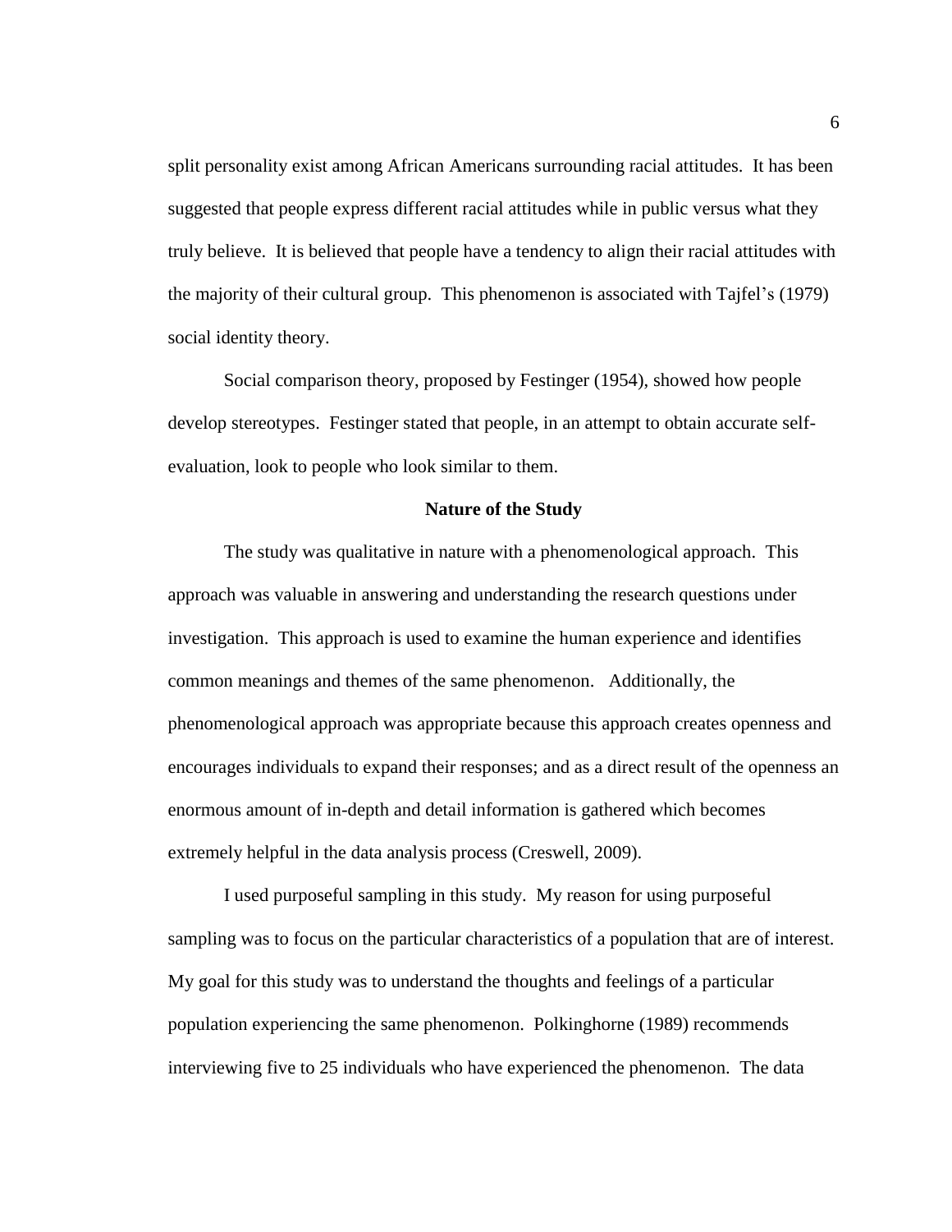split personality exist among African Americans surrounding racial attitudes. It has been suggested that people express different racial attitudes while in public versus what they truly believe. It is believed that people have a tendency to align their racial attitudes with the majority of their cultural group. This phenomenon is associated with Tajfel's (1979) social identity theory.

Social comparison theory, proposed by Festinger (1954), showed how people develop stereotypes. Festinger stated that people, in an attempt to obtain accurate self-evaluation, look to people who look similar to them.

## Nature of the Study

The study was qualitative in nature with a phenomenological approach. This approach was valuable in answering and understanding the research questions under investigation. This approach is used to examine the human experience and identifies common meanings and themes of the same phenomenon. Additionally, the phenomenological approach was appropriate because this approach creates openness and encourages individuals to expand their responses; and as a direct result of the openness an enormous amount of in-depth and detail information is gathered which becomes extremely helpful in the data analysis process (Creswell, 2009).

I used purposeful sampling in this study. My reason for using purposeful sampling was to focus on the particular characteristics of a population that are of interest. My goal for this study was to understand the thoughts and feelings of a particular population experiencing the same phenomenon. Polkinghorne (1989) recommends interviewing five to 25 individuals who have experienced the phenomenon. The data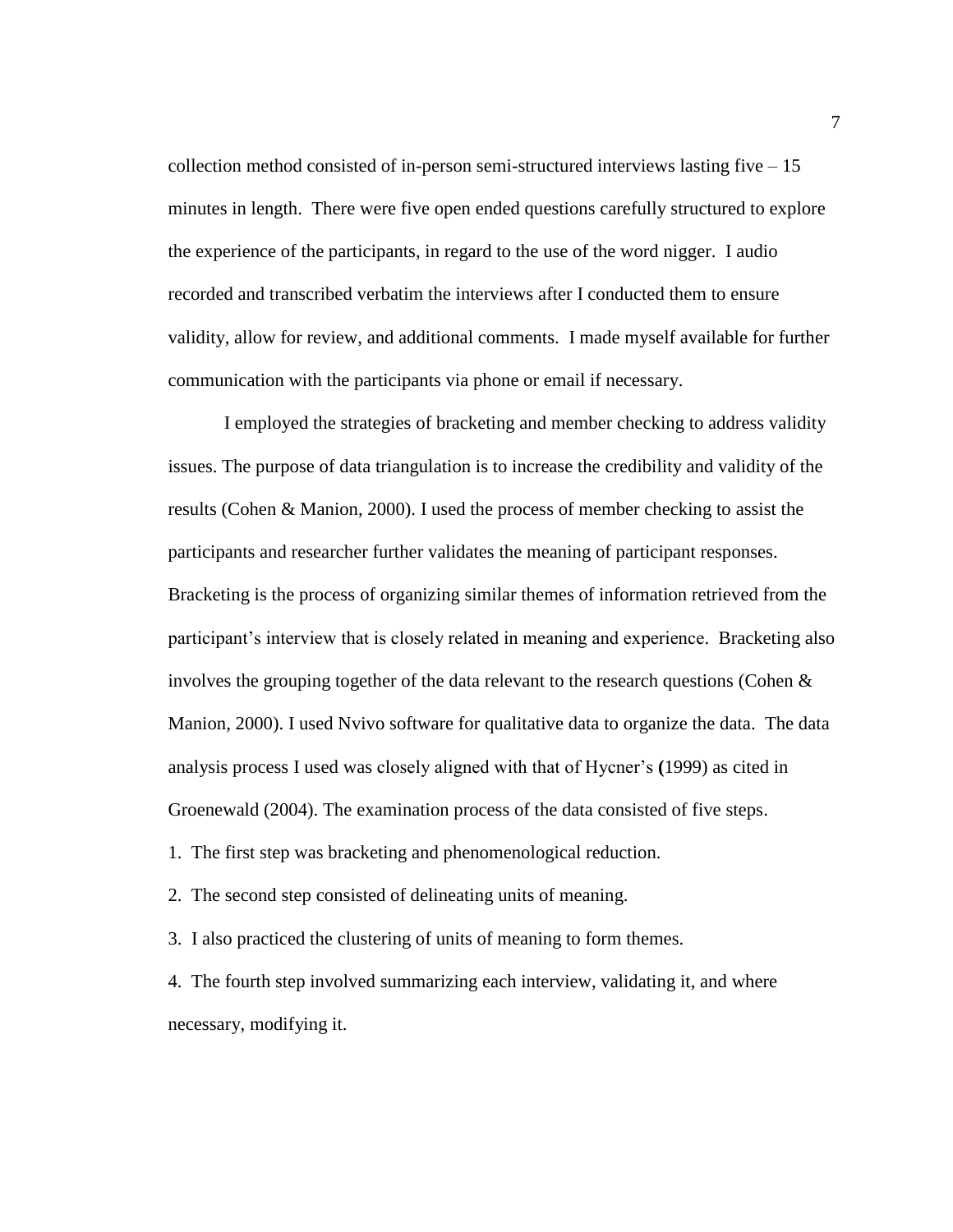collection method consisted of in-person semi-structured interviews lasting five – 15 minutes in length. There were five open ended questions carefully structured to explore the experience of the participants, in regard to the use of the word nigger. I audio recorded and transcribed verbatim the interviews after I conducted them to ensure validity, allow for review, and additional comments. I made myself available for further communication with the participants via phone or email if necessary.

I employed the strategies of bracketing and member checking to address validity issues. The purpose of data triangulation is to increase the credibility and validity of the results (Cohen & Manion, 2000). I used the process of member checking to assist the participants and researcher further validates the meaning of participant responses. Bracketing is the process of organizing similar themes of information retrieved from the participant's interview that is closely related in meaning and experience. Bracketing also involves the grouping together of the data relevant to the research questions (Cohen & Manion, 2000). I used Nvivo software for qualitative data to organize the data. The data analysis process I used was closely aligned with that of Hycner's **(**1999) as cited in Groenewald (2004). The examination process of the data consisted of five steps.

1. The first step was bracketing and phenomenological reduction.
2. The second step consisted of delineating units of meaning.
3. I also practiced the clustering of units of meaning to form themes.
4. The fourth step involved summarizing each interview, validating it, and where necessary, modifying it.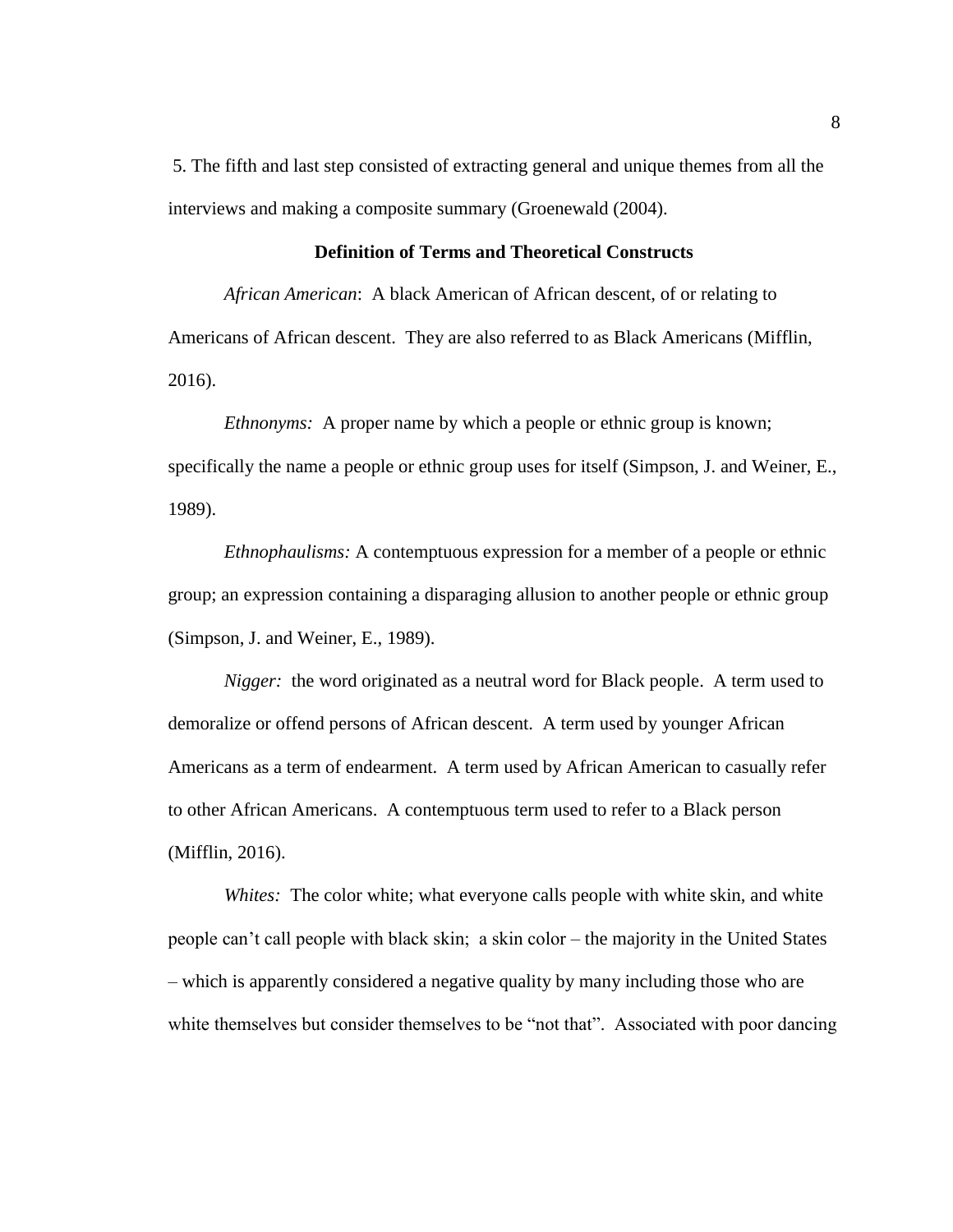5. The fifth and last step consisted of extracting general and unique themes from all the interviews and making a composite summary (Groenewald (2004).

## Definition of Terms and Theoretical Constructs

*African American*: A black American of African descent, of or relating to Americans of African descent. They are also referred to as Black Americans (Mifflin, 2016).

*Ethnonyms:* A proper name by which a people or ethnic group is known; specifically the name a people or ethnic group uses for itself (Simpson, J. and Weiner, E., 1989).

*Ethnophaulisms:* A contemptuous expression for a member of a people or ethnic group; an expression containing a disparaging allusion to another people or ethnic group (Simpson, J. and Weiner, E., 1989).

*Nigger:* the word originated as a neutral word for Black people. A term used to demoralize or offend persons of African descent. A term used by younger African Americans as a term of endearment. A term used by African American to casually refer to other African Americans. A contemptuous term used to refer to a Black person (Mifflin, 2016).

*Whites:* The color white; what everyone calls people with white skin, and white people can't call people with black skin; a skin color – the majority in the United States – which is apparently considered a negative quality by many including those who are white themselves but consider themselves to be "not that". Associated with poor dancing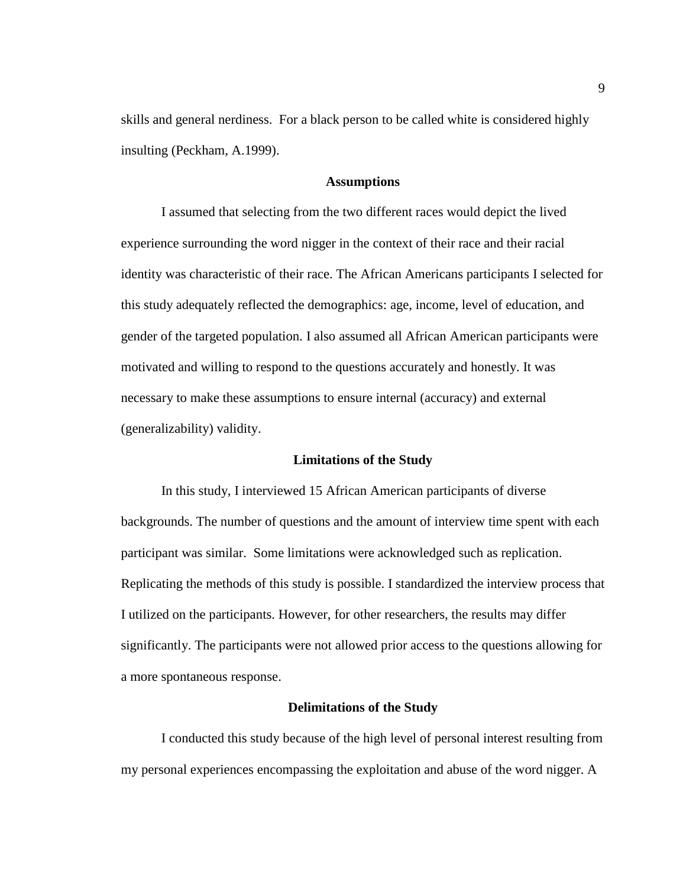skills and general nerdiness. For a black person to be called white is considered highly insulting (Peckham, A.1999).

## Assumptions

I assumed that selecting from the two different races would depict the lived experience surrounding the word nigger in the context of their race and their racial identity was characteristic of their race. The African Americans participants I selected for this study adequately reflected the demographics: age, income, level of education, and gender of the targeted population. I also assumed all African American participants were motivated and willing to respond to the questions accurately and honestly. It was necessary to make these assumptions to ensure internal (accuracy) and external (generalizability) validity.

## Limitations of the Study

In this study, I interviewed 15 African American participants of diverse backgrounds. The number of questions and the amount of interview time spent with each participant was similar. Some limitations were acknowledged such as replication. Replicating the methods of this study is possible. I standardized the interview process that I utilized on the participants. However, for other researchers, the results may differ significantly. The participants were not allowed prior access to the questions allowing for a more spontaneous response.

## Delimitations of the Study

I conducted this study because of the high level of personal interest resulting from my personal experiences encompassing the exploitation and abuse of the word nigger. A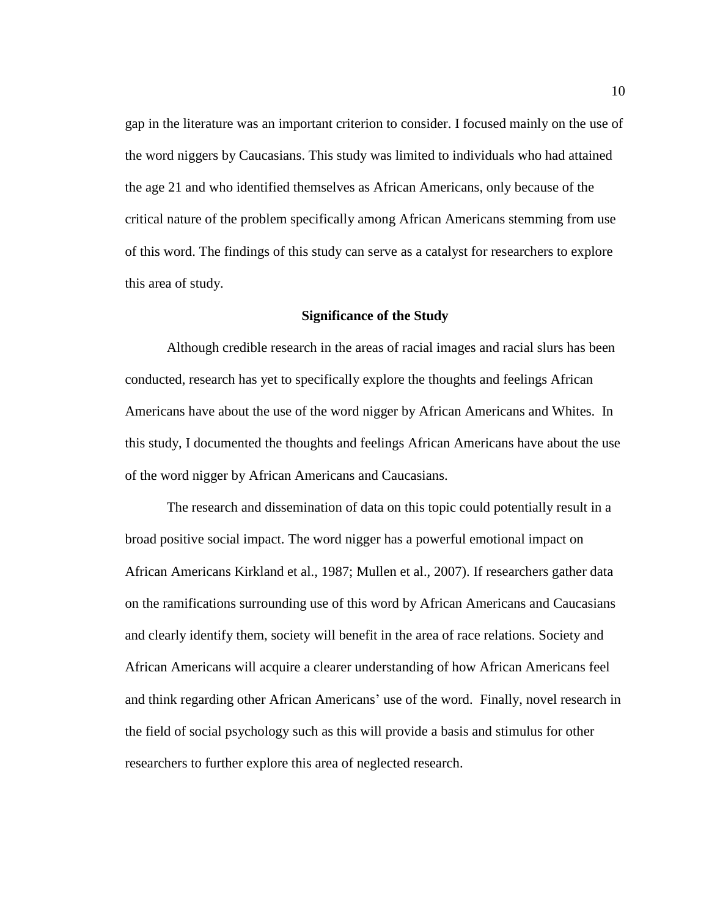gap in the literature was an important criterion to consider. I focused mainly on the use of the word niggers by Caucasians. This study was limited to individuals who had attained the age 21 and who identified themselves as African Americans, only because of the critical nature of the problem specifically among African Americans stemming from use of this word. The findings of this study can serve as a catalyst for researchers to explore this area of study.

## Significance of the Study

Although credible research in the areas of racial images and racial slurs has been conducted, research has yet to specifically explore the thoughts and feelings African Americans have about the use of the word nigger by African Americans and Whites. In this study, I documented the thoughts and feelings African Americans have about the use of the word nigger by African Americans and Caucasians.

The research and dissemination of data on this topic could potentially result in a broad positive social impact. The word nigger has a powerful emotional impact on African Americans Kirkland et al., 1987; Mullen et al., 2007). If researchers gather data on the ramifications surrounding use of this word by African Americans and Caucasians and clearly identify them, society will benefit in the area of race relations. Society and African Americans will acquire a clearer understanding of how African Americans feel and think regarding other African Americans' use of the word. Finally, novel research in the field of social psychology such as this will provide a basis and stimulus for other researchers to further explore this area of neglected research.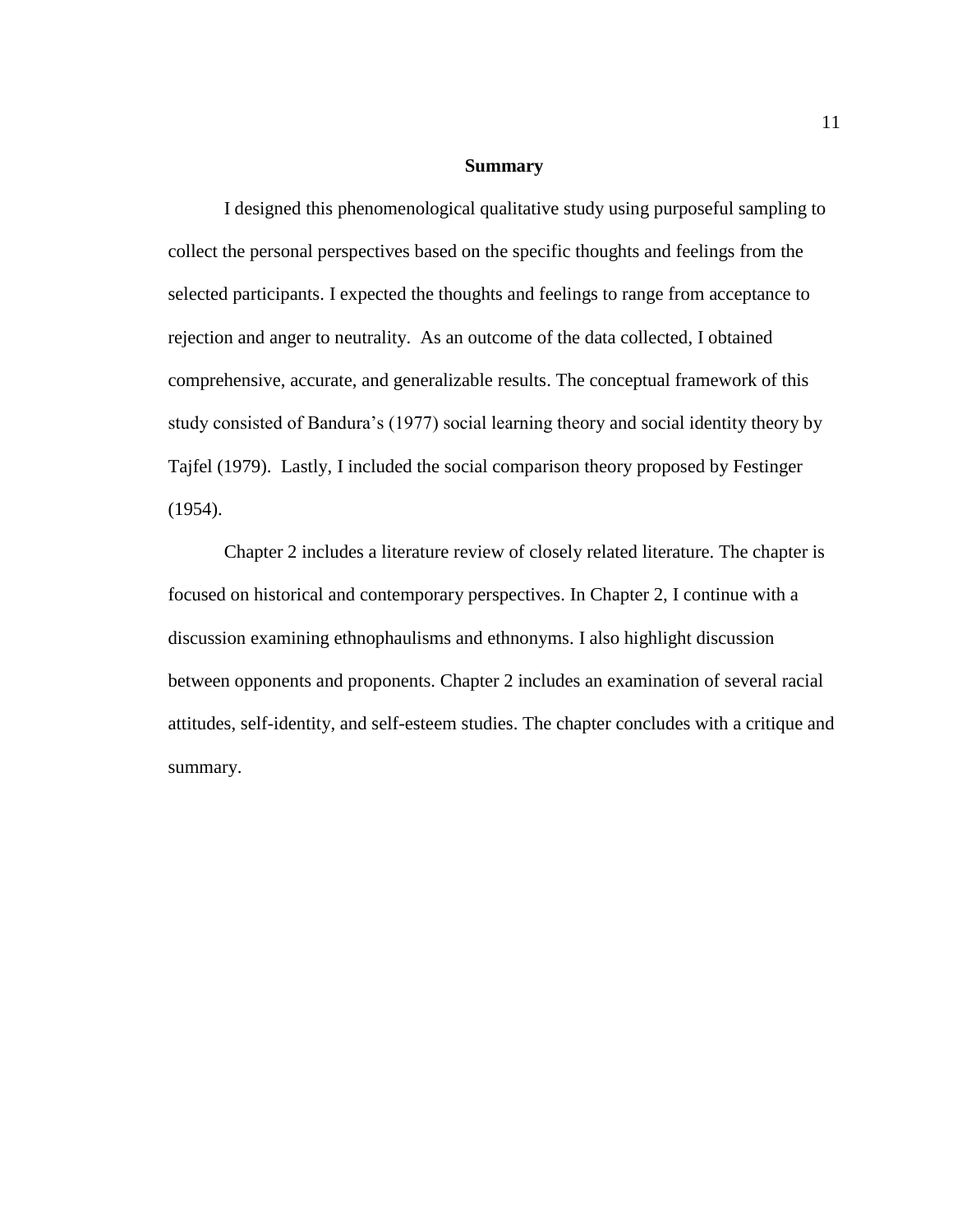## Summary

I designed this phenomenological qualitative study using purposeful sampling to collect the personal perspectives based on the specific thoughts and feelings from the selected participants. I expected the thoughts and feelings to range from acceptance to rejection and anger to neutrality. As an outcome of the data collected, I obtained comprehensive, accurate, and generalizable results. The conceptual framework of this study consisted of Bandura's (1977) social learning theory and social identity theory by Tajfel (1979). Lastly, I included the social comparison theory proposed by Festinger (1954).

Chapter 2 includes a literature review of closely related literature. The chapter is focused on historical and contemporary perspectives. In Chapter 2, I continue with a discussion examining ethnophaulisms and ethnonyms. I also highlight discussion between opponents and proponents. Chapter 2 includes an examination of several racial attitudes, self-identity, and self-esteem studies. The chapter concludes with a critique and summary.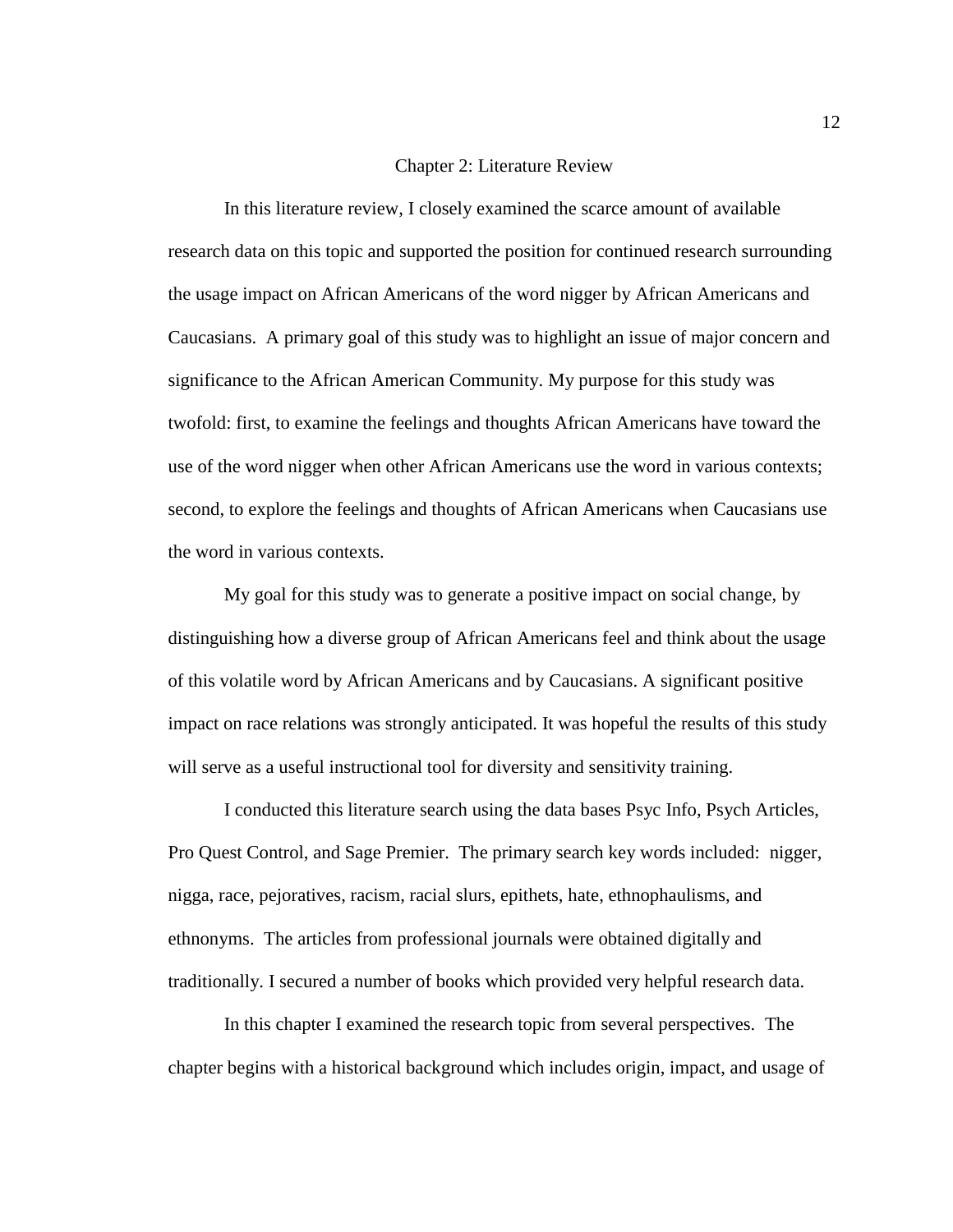# Chapter 2: Literature Review

In this literature review, I closely examined the scarce amount of available research data on this topic and supported the position for continued research surrounding the usage impact on African Americans of the word nigger by African Americans and Caucasians. A primary goal of this study was to highlight an issue of major concern and significance to the African American Community. My purpose for this study was twofold: first, to examine the feelings and thoughts African Americans have toward the use of the word nigger when other African Americans use the word in various contexts; second, to explore the feelings and thoughts of African Americans when Caucasians use the word in various contexts.

My goal for this study was to generate a positive impact on social change, by distinguishing how a diverse group of African Americans feel and think about the usage of this volatile word by African Americans and by Caucasians. A significant positive impact on race relations was strongly anticipated. It was hopeful the results of this study will serve as a useful instructional tool for diversity and sensitivity training.

I conducted this literature search using the data bases Psyc Info, Psych Articles, Pro Quest Control, and Sage Premier. The primary search key words included: nigger, nigga, race, pejoratives, racism, racial slurs, epithets, hate, ethnophaulisms, and ethnonyms. The articles from professional journals were obtained digitally and traditionally. I secured a number of books which provided very helpful research data.

In this chapter I examined the research topic from several perspectives. The chapter begins with a historical background which includes origin, impact, and usage of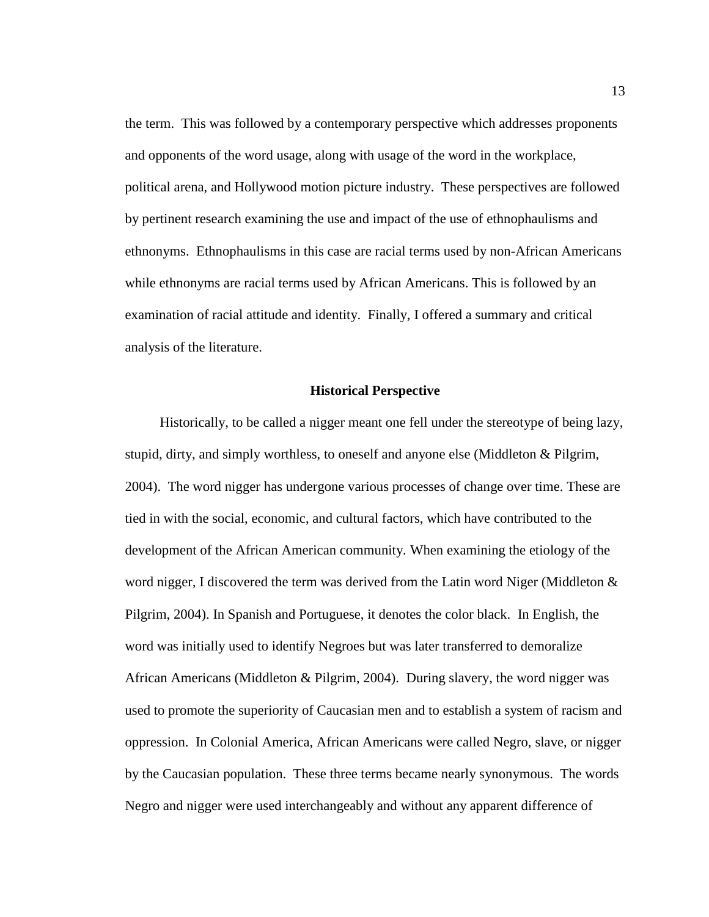the term. This was followed by a contemporary perspective which addresses proponents and opponents of the word usage, along with usage of the word in the workplace, political arena, and Hollywood motion picture industry. These perspectives are followed by pertinent research examining the use and impact of the use of ethnophaulisms and ethnonyms. Ethnophaulisms in this case are racial terms used by non-African Americans while ethnonyms are racial terms used by African Americans. This is followed by an examination of racial attitude and identity. Finally, I offered a summary and critical analysis of the literature.

## Historical Perspective

Historically, to be called a nigger meant one fell under the stereotype of being lazy, stupid, dirty, and simply worthless, to oneself and anyone else (Middleton & Pilgrim, 2004). The word nigger has undergone various processes of change over time. These are tied in with the social, economic, and cultural factors, which have contributed to the development of the African American community. When examining the etiology of the word nigger, I discovered the term was derived from the Latin word Niger (Middleton & Pilgrim, 2004). In Spanish and Portuguese, it denotes the color black. In English, the word was initially used to identify Negroes but was later transferred to demoralize African Americans (Middleton & Pilgrim, 2004). During slavery, the word nigger was used to promote the superiority of Caucasian men and to establish a system of racism and oppression. In Colonial America, African Americans were called Negro, slave, or nigger by the Caucasian population. These three terms became nearly synonymous. The words Negro and nigger were used interchangeably and without any apparent difference of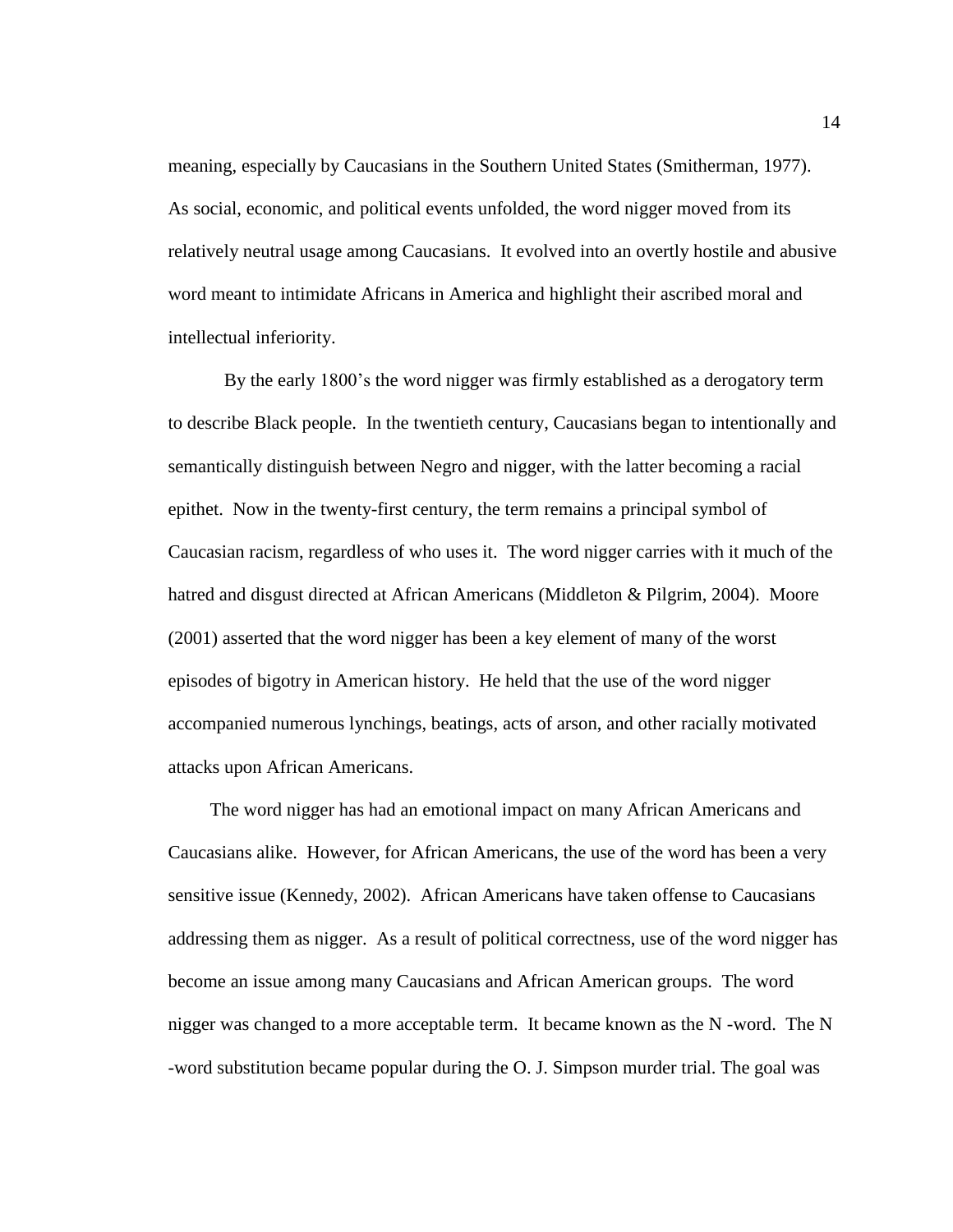meaning, especially by Caucasians in the Southern United States (Smitherman, 1977). As social, economic, and political events unfolded, the word nigger moved from its relatively neutral usage among Caucasians. It evolved into an overtly hostile and abusive word meant to intimidate Africans in America and highlight their ascribed moral and intellectual inferiority.

By the early 1800's the word nigger was firmly established as a derogatory term to describe Black people. In the twentieth century, Caucasians began to intentionally and semantically distinguish between Negro and nigger, with the latter becoming a racial epithet. Now in the twenty-first century, the term remains a principal symbol of Caucasian racism, regardless of who uses it. The word nigger carries with it much of the hatred and disgust directed at African Americans (Middleton & Pilgrim, 2004). Moore (2001) asserted that the word nigger has been a key element of many of the worst episodes of bigotry in American history. He held that the use of the word nigger accompanied numerous lynchings, beatings, acts of arson, and other racially motivated attacks upon African Americans.

The word nigger has had an emotional impact on many African Americans and Caucasians alike. However, for African Americans, the use of the word has been a very sensitive issue (Kennedy, 2002). African Americans have taken offense to Caucasians addressing them as nigger. As a result of political correctness, use of the word nigger has become an issue among many Caucasians and African American groups. The word nigger was changed to a more acceptable term. It became known as the N -word. The N -word substitution became popular during the O. J. Simpson murder trial. The goal was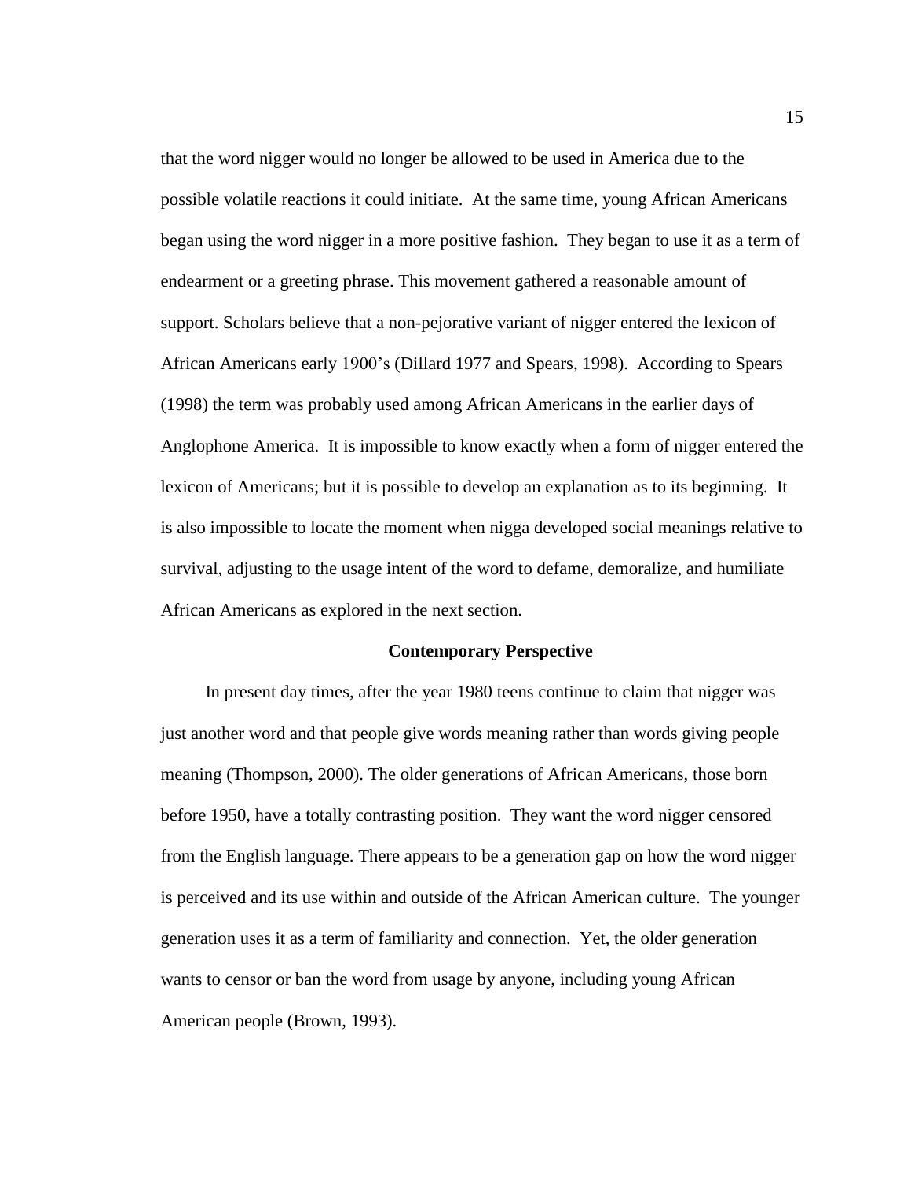that the word nigger would no longer be allowed to be used in America due to the possible volatile reactions it could initiate. At the same time, young African Americans began using the word nigger in a more positive fashion. They began to use it as a term of endearment or a greeting phrase. This movement gathered a reasonable amount of support. Scholars believe that a non-pejorative variant of nigger entered the lexicon of African Americans early 1900's (Dillard 1977 and Spears, 1998). According to Spears (1998) the term was probably used among African Americans in the earlier days of Anglophone America. It is impossible to know exactly when a form of nigger entered the lexicon of Americans; but it is possible to develop an explanation as to its beginning. It is also impossible to locate the moment when nigga developed social meanings relative to survival, adjusting to the usage intent of the word to defame, demoralize, and humiliate African Americans as explored in the next section.

## Contemporary Perspective

In present day times, after the year 1980 teens continue to claim that nigger was just another word and that people give words meaning rather than words giving people meaning (Thompson, 2000). The older generations of African Americans, those born before 1950, have a totally contrasting position. They want the word nigger censored from the English language. There appears to be a generation gap on how the word nigger is perceived and its use within and outside of the African American culture. The younger generation uses it as a term of familiarity and connection. Yet, the older generation wants to censor or ban the word from usage by anyone, including young African American people (Brown, 1993).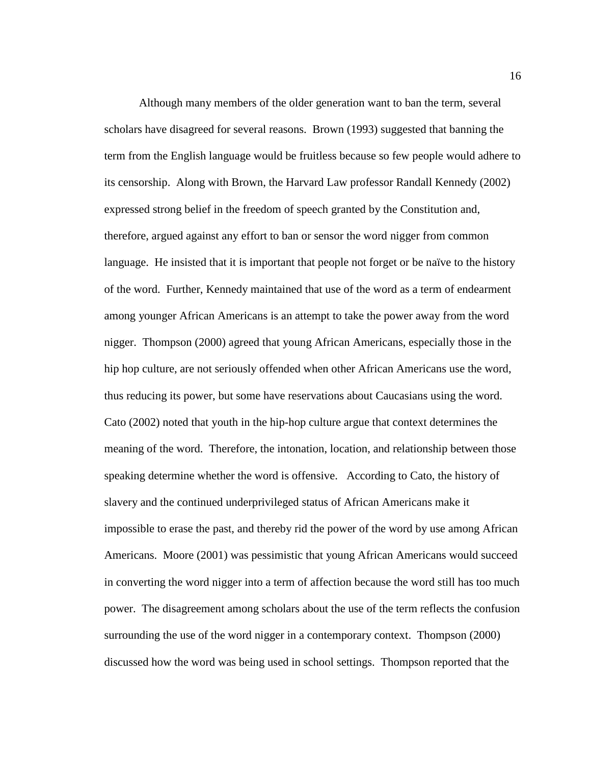Although many members of the older generation want to ban the term, several scholars have disagreed for several reasons. Brown (1993) suggested that banning the term from the English language would be fruitless because so few people would adhere to its censorship. Along with Brown, the Harvard Law professor Randall Kennedy (2002) expressed strong belief in the freedom of speech granted by the Constitution and, therefore, argued against any effort to ban or sensor the word nigger from common language. He insisted that it is important that people not forget or be naïve to the history of the word. Further, Kennedy maintained that use of the word as a term of endearment among younger African Americans is an attempt to take the power away from the word nigger. Thompson (2000) agreed that young African Americans, especially those in the hip hop culture, are not seriously offended when other African Americans use the word, thus reducing its power, but some have reservations about Caucasians using the word. Cato (2002) noted that youth in the hip-hop culture argue that context determines the meaning of the word. Therefore, the intonation, location, and relationship between those speaking determine whether the word is offensive. According to Cato, the history of slavery and the continued underprivileged status of African Americans make it impossible to erase the past, and thereby rid the power of the word by use among African Americans. Moore (2001) was pessimistic that young African Americans would succeed in converting the word nigger into a term of affection because the word still has too much power. The disagreement among scholars about the use of the term reflects the confusion surrounding the use of the word nigger in a contemporary context. Thompson (2000) discussed how the word was being used in school settings. Thompson reported that the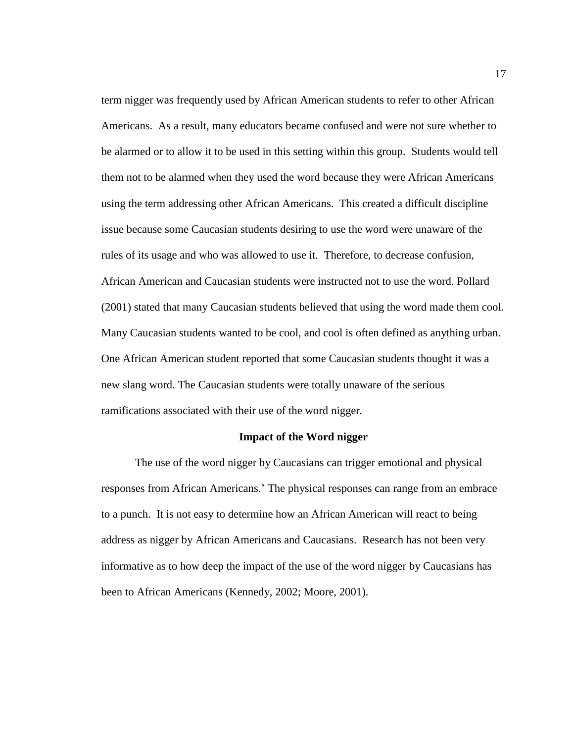term nigger was frequently used by African American students to refer to other African Americans. As a result, many educators became confused and were not sure whether to be alarmed or to allow it to be used in this setting within this group. Students would tell them not to be alarmed when they used the word because they were African Americans using the term addressing other African Americans. This created a difficult discipline issue because some Caucasian students desiring to use the word were unaware of the rules of its usage and who was allowed to use it. Therefore, to decrease confusion, African American and Caucasian students were instructed not to use the word. Pollard (2001) stated that many Caucasian students believed that using the word made them cool. Many Caucasian students wanted to be cool, and cool is often defined as anything urban. One African American student reported that some Caucasian students thought it was a new slang word. The Caucasian students were totally unaware of the serious ramifications associated with their use of the word nigger.

## Impact of the Word nigger

The use of the word nigger by Caucasians can trigger emotional and physical responses from African Americans.' The physical responses can range from an embrace to a punch. It is not easy to determine how an African American will react to being address as nigger by African Americans and Caucasians. Research has not been very informative as to how deep the impact of the use of the word nigger by Caucasians has been to African Americans (Kennedy, 2002; Moore, 2001).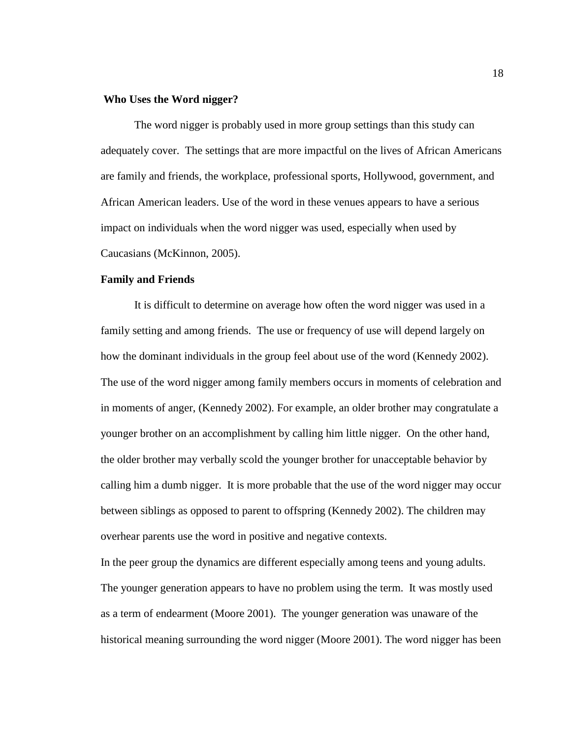## Who Uses the Word nigger?

The word nigger is probably used in more group settings than this study can adequately cover. The settings that are more impactful on the lives of African Americans are family and friends, the workplace, professional sports, Hollywood, government, and African American leaders. Use of the word in these venues appears to have a serious impact on individuals when the word nigger was used, especially when used by Caucasians (McKinnon, 2005).

### Family and Friends

It is difficult to determine on average how often the word nigger was used in a family setting and among friends. The use or frequency of use will depend largely on how the dominant individuals in the group feel about use of the word (Kennedy 2002). The use of the word nigger among family members occurs in moments of celebration and in moments of anger, (Kennedy 2002). For example, an older brother may congratulate a younger brother on an accomplishment by calling him little nigger. On the other hand, the older brother may verbally scold the younger brother for unacceptable behavior by calling him a dumb nigger. It is more probable that the use of the word nigger may occur between siblings as opposed to parent to offspring (Kennedy 2002). The children may overhear parents use the word in positive and negative contexts.

In the peer group the dynamics are different especially among teens and young adults. The younger generation appears to have no problem using the term. It was mostly used as a term of endearment (Moore 2001). The younger generation was unaware of the historical meaning surrounding the word nigger (Moore 2001). The word nigger has been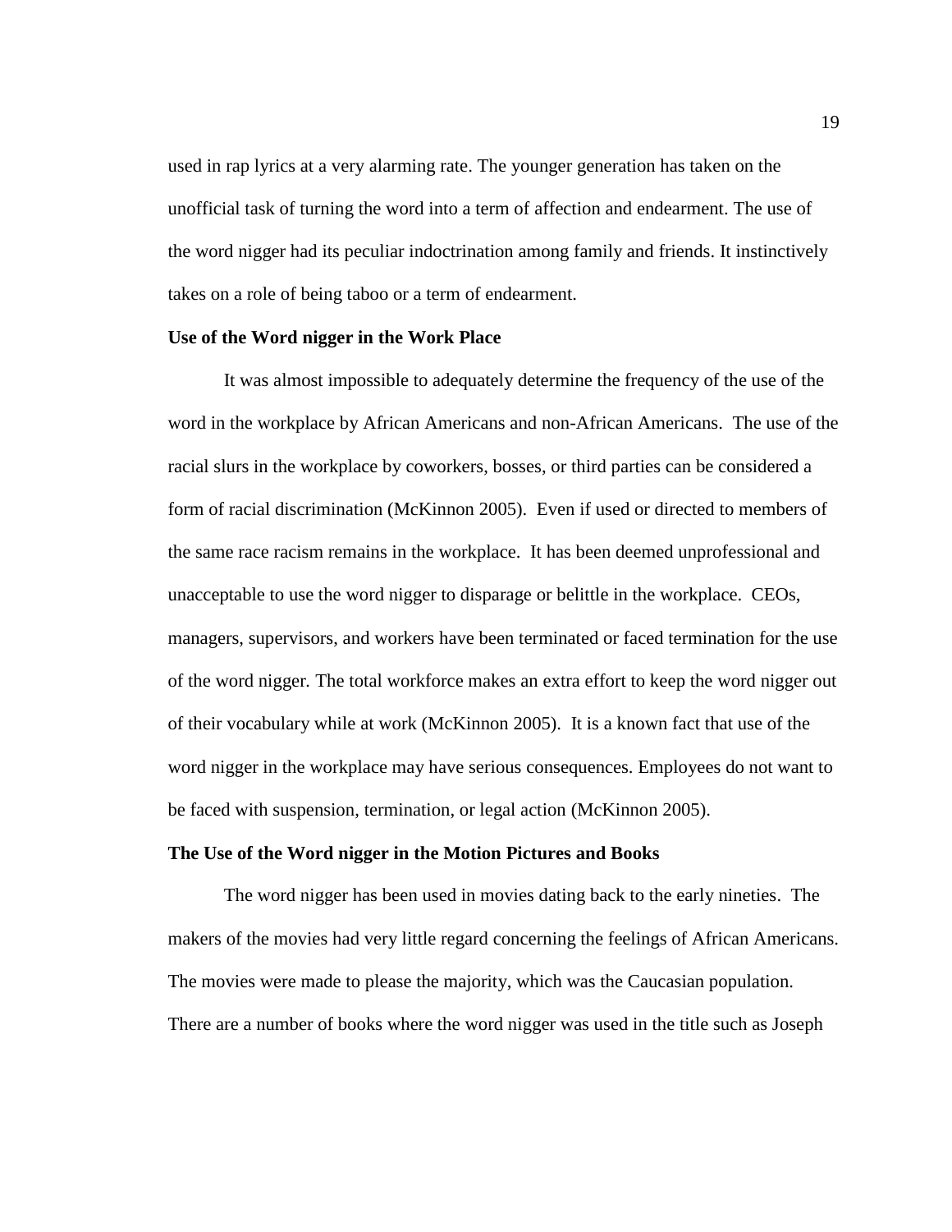used in rap lyrics at a very alarming rate. The younger generation has taken on the unofficial task of turning the word into a term of affection and endearment. The use of the word nigger had its peculiar indoctrination among family and friends. It instinctively takes on a role of being taboo or a term of endearment.

**Use of the Word nigger in the Work Place**

It was almost impossible to adequately determine the frequency of the use of the word in the workplace by African Americans and non-African Americans. The use of the racial slurs in the workplace by coworkers, bosses, or third parties can be considered a form of racial discrimination (McKinnon 2005). Even if used or directed to members of the same race racism remains in the workplace. It has been deemed unprofessional and unacceptable to use the word nigger to disparage or belittle in the workplace. CEOs, managers, supervisors, and workers have been terminated or faced termination for the use of the word nigger. The total workforce makes an extra effort to keep the word nigger out of their vocabulary while at work (McKinnon 2005). It is a known fact that use of the word nigger in the workplace may have serious consequences. Employees do not want to be faced with suspension, termination, or legal action (McKinnon 2005).

**The Use of the Word nigger in the Motion Pictures and Books**

The word nigger has been used in movies dating back to the early nineties. The makers of the movies had very little regard concerning the feelings of African Americans. The movies were made to please the majority, which was the Caucasian population. There are a number of books where the word nigger was used in the title such as Joseph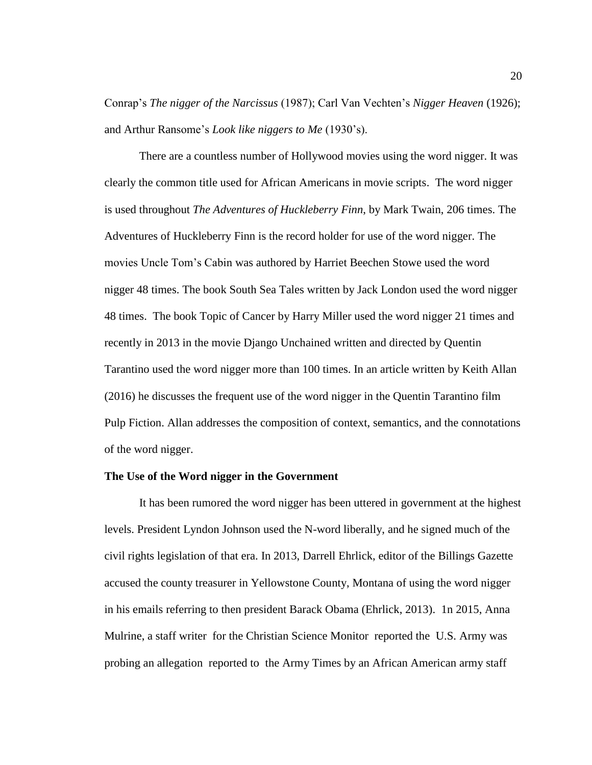Conrap's *The nigger of the Narcissus* (1987); Carl Van Vechten's *Nigger Heaven* (1926); and Arthur Ransome's *Look like niggers to Me* (1930's).

There are a countless number of Hollywood movies using the word nigger. It was clearly the common title used for African Americans in movie scripts. The word nigger is used throughout *The Adventures of Huckleberry Finn*, by Mark Twain, 206 times. The Adventures of Huckleberry Finn is the record holder for use of the word nigger. The movies Uncle Tom's Cabin was authored by Harriet Beechen Stowe used the word nigger 48 times. The book South Sea Tales written by Jack London used the word nigger 48 times. The book Topic of Cancer by Harry Miller used the word nigger 21 times and recently in 2013 in the movie Django Unchained written and directed by Quentin Tarantino used the word nigger more than 100 times. In an article written by Keith Allan (2016) he discusses the frequent use of the word nigger in the Quentin Tarantino film Pulp Fiction. Allan addresses the composition of context, semantics, and the connotations of the word nigger.

**The Use of the Word nigger in the Government**

It has been rumored the word nigger has been uttered in government at the highest levels. President Lyndon Johnson used the N-word liberally, and he signed much of the civil rights legislation of that era. In 2013, Darrell Ehrlick, editor of the Billings Gazette accused the county treasurer in Yellowstone County, Montana of using the word nigger in his emails referring to then president Barack Obama (Ehrlick, 2013). 1n 2015, Anna Mulrine, a staff writer for the Christian Science Monitor reported the U.S. Army was probing an allegation reported to the Army Times by an African American army staff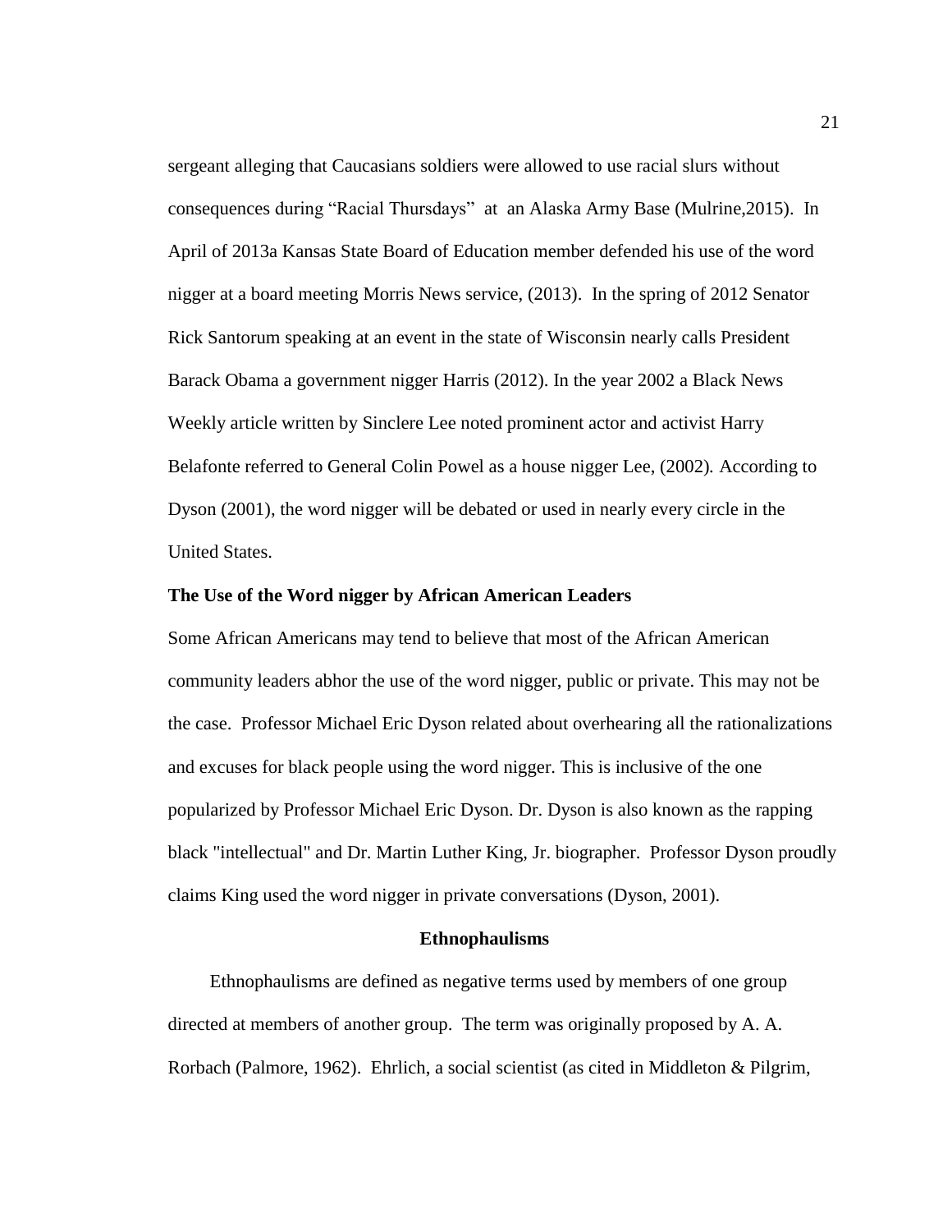sergeant alleging that Caucasians soldiers were allowed to use racial slurs without consequences during "Racial Thursdays" at an Alaska Army Base (Mulrine,2015). In April of 2013a Kansas State Board of Education member defended his use of the word nigger at a board meeting Morris News service, (2013). In the spring of 2012 Senator Rick Santorum speaking at an event in the state of Wisconsin nearly calls President Barack Obama a government nigger Harris (2012). In the year 2002 a Black News Weekly article written by Sinclere Lee noted prominent actor and activist Harry Belafonte referred to General Colin Powel as a house nigger Lee, (2002). According to Dyson (2001), the word nigger will be debated or used in nearly every circle in the United States.

### The Use of the Word nigger by African American Leaders

Some African Americans may tend to believe that most of the African American community leaders abhor the use of the word nigger, public or private. This may not be the case. Professor Michael Eric Dyson related about overhearing all the rationalizations and excuses for black people using the word nigger. This is inclusive of the one popularized by Professor Michael Eric Dyson. Dr. Dyson is also known as the rapping black "intellectual" and Dr. Martin Luther King, Jr. biographer. Professor Dyson proudly claims King used the word nigger in private conversations (Dyson, 2001).

## Ethnophaulisms

Ethnophaulisms are defined as negative terms used by members of one group directed at members of another group. The term was originally proposed by A. A. Rorbach (Palmore, 1962). Ehrlich, a social scientist (as cited in Middleton & Pilgrim,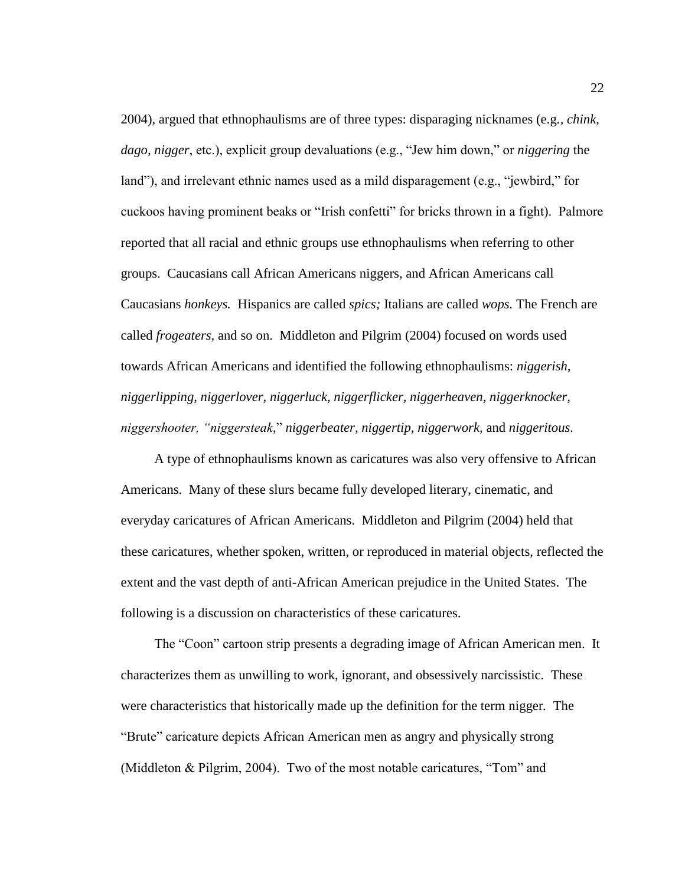2004), argued that ethnophaulisms are of three types: disparaging nicknames (e.g., *chink*, *dago*, *nigger*, etc.), explicit group devaluations (e.g., "Jew him down," or *niggering* the land"), and irrelevant ethnic names used as a mild disparagement (e.g., "jewbird," for cuckoos having prominent beaks or "Irish confetti" for bricks thrown in a fight). Palmore reported that all racial and ethnic groups use ethnophaulisms when referring to other groups. Caucasians call African Americans niggers, and African Americans call Caucasians *honkeys.* Hispanics are called *spics;* Italians are called *wops.* The French are called *frogeaters,* and so on. Middleton and Pilgrim (2004) focused on words used towards African Americans and identified the following ethnophaulisms: *niggerish, niggerlipping, niggerlover, niggerluck, niggerflicker, niggerheaven, niggerknocker, niggershooter, "niggersteak*," *niggerbeater, niggertip, niggerwork,* and *niggeritous.*

A type of ethnophaulisms known as caricatures was also very offensive to African Americans. Many of these slurs became fully developed literary, cinematic, and everyday caricatures of African Americans. Middleton and Pilgrim (2004) held that these caricatures, whether spoken, written, or reproduced in material objects, reflected the extent and the vast depth of anti-African American prejudice in the United States. The following is a discussion on characteristics of these caricatures.

The "Coon" cartoon strip presents a degrading image of African American men. It characterizes them as unwilling to work, ignorant, and obsessively narcissistic. These were characteristics that historically made up the definition for the term nigger. The "Brute" caricature depicts African American men as angry and physically strong (Middleton & Pilgrim, 2004). Two of the most notable caricatures, "Tom" and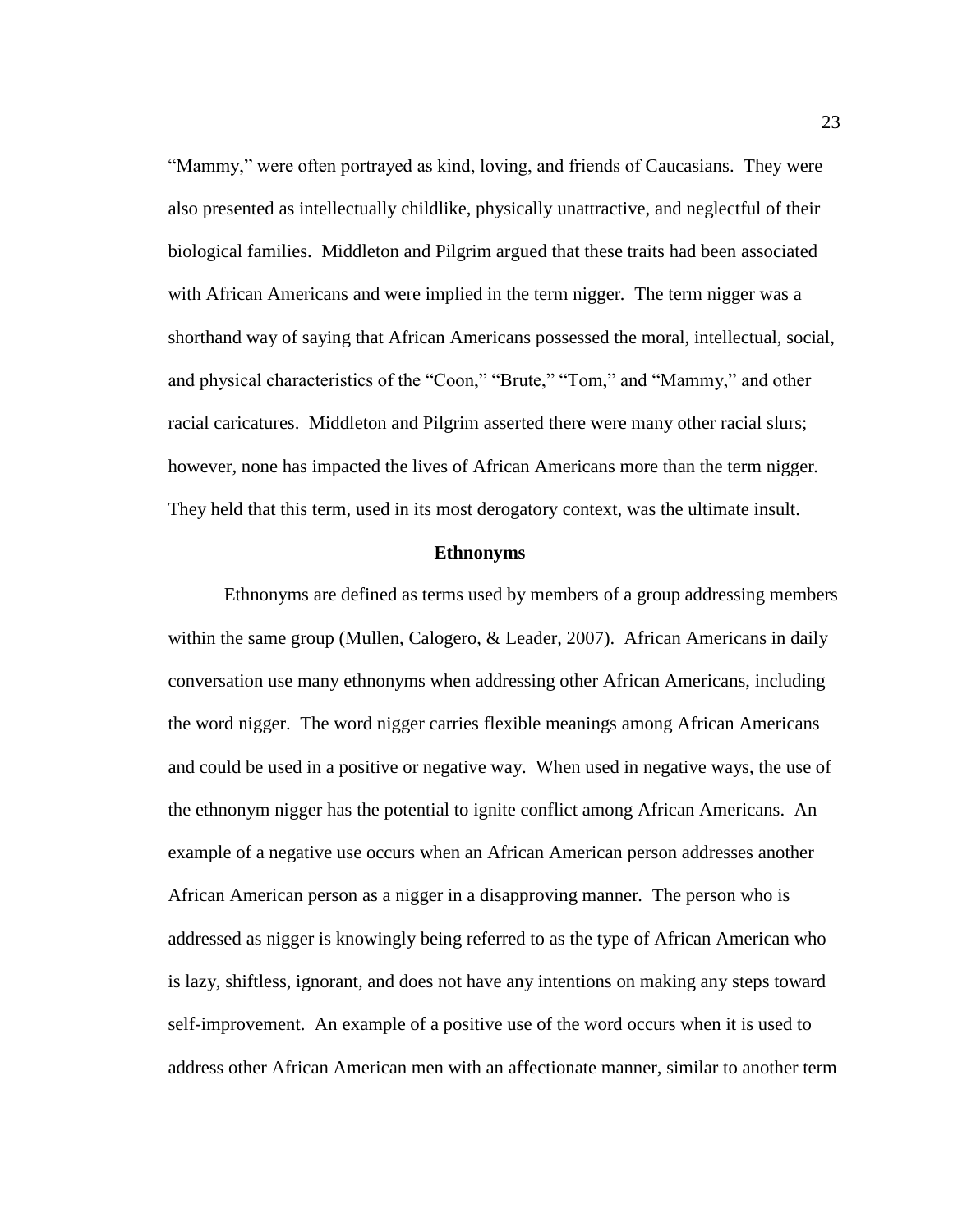"Mammy," were often portrayed as kind, loving, and friends of Caucasians. They were also presented as intellectually childlike, physically unattractive, and neglectful of their biological families. Middleton and Pilgrim argued that these traits had been associated with African Americans and were implied in the term nigger. The term nigger was a shorthand way of saying that African Americans possessed the moral, intellectual, social, and physical characteristics of the "Coon," "Brute," "Tom," and "Mammy," and other racial caricatures. Middleton and Pilgrim asserted there were many other racial slurs; however, none has impacted the lives of African Americans more than the term nigger. They held that this term, used in its most derogatory context, was the ultimate insult.

## Ethnonyms

Ethnonyms are defined as terms used by members of a group addressing members within the same group (Mullen, Calogero, & Leader, 2007). African Americans in daily conversation use many ethnonyms when addressing other African Americans, including the word nigger. The word nigger carries flexible meanings among African Americans and could be used in a positive or negative way. When used in negative ways, the use of the ethnonym nigger has the potential to ignite conflict among African Americans. An example of a negative use occurs when an African American person addresses another African American person as a nigger in a disapproving manner. The person who is addressed as nigger is knowingly being referred to as the type of African American who is lazy, shiftless, ignorant, and does not have any intentions on making any steps toward self-improvement. An example of a positive use of the word occurs when it is used to address other African American men with an affectionate manner, similar to another term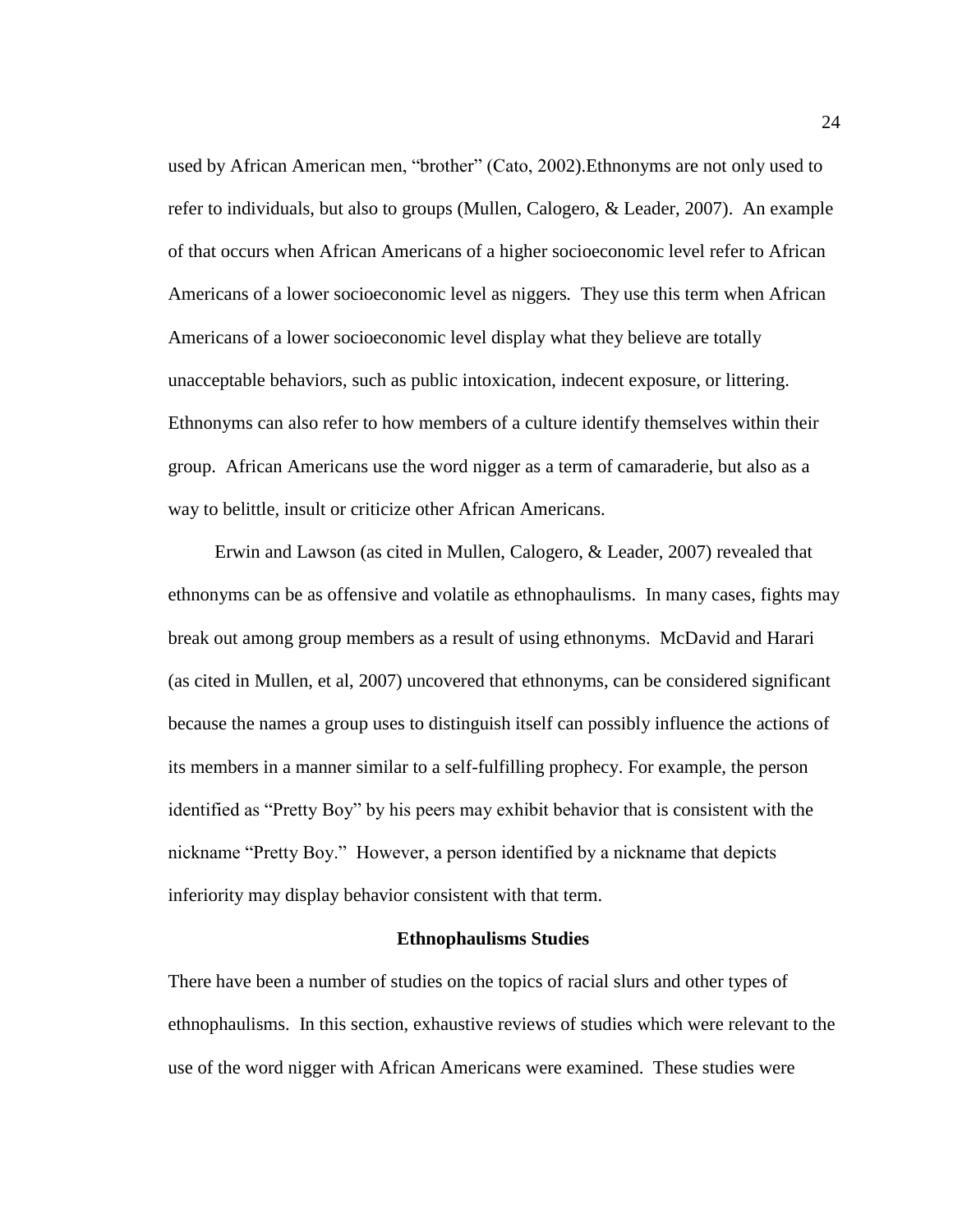used by African American men, "brother" (Cato, 2002).Ethnonyms are not only used to refer to individuals, but also to groups (Mullen, Calogero, & Leader, 2007). An example of that occurs when African Americans of a higher socioeconomic level refer to African Americans of a lower socioeconomic level as niggers. They use this term when African Americans of a lower socioeconomic level display what they believe are totally unacceptable behaviors, such as public intoxication, indecent exposure, or littering. Ethnonyms can also refer to how members of a culture identify themselves within their group. African Americans use the word nigger as a term of camaraderie, but also as a way to belittle, insult or criticize other African Americans.

Erwin and Lawson (as cited in Mullen, Calogero, & Leader, 2007) revealed that ethnonyms can be as offensive and volatile as ethnophaulisms. In many cases, fights may break out among group members as a result of using ethnonyms. McDavid and Harari (as cited in Mullen, et al, 2007) uncovered that ethnonyms, can be considered significant because the names a group uses to distinguish itself can possibly influence the actions of its members in a manner similar to a self-fulfilling prophecy. For example, the person identified as "Pretty Boy" by his peers may exhibit behavior that is consistent with the nickname "Pretty Boy." However, a person identified by a nickname that depicts inferiority may display behavior consistent with that term.

## Ethnophaulisms Studies

There have been a number of studies on the topics of racial slurs and other types of ethnophaulisms. In this section, exhaustive reviews of studies which were relevant to the use of the word nigger with African Americans were examined. These studies were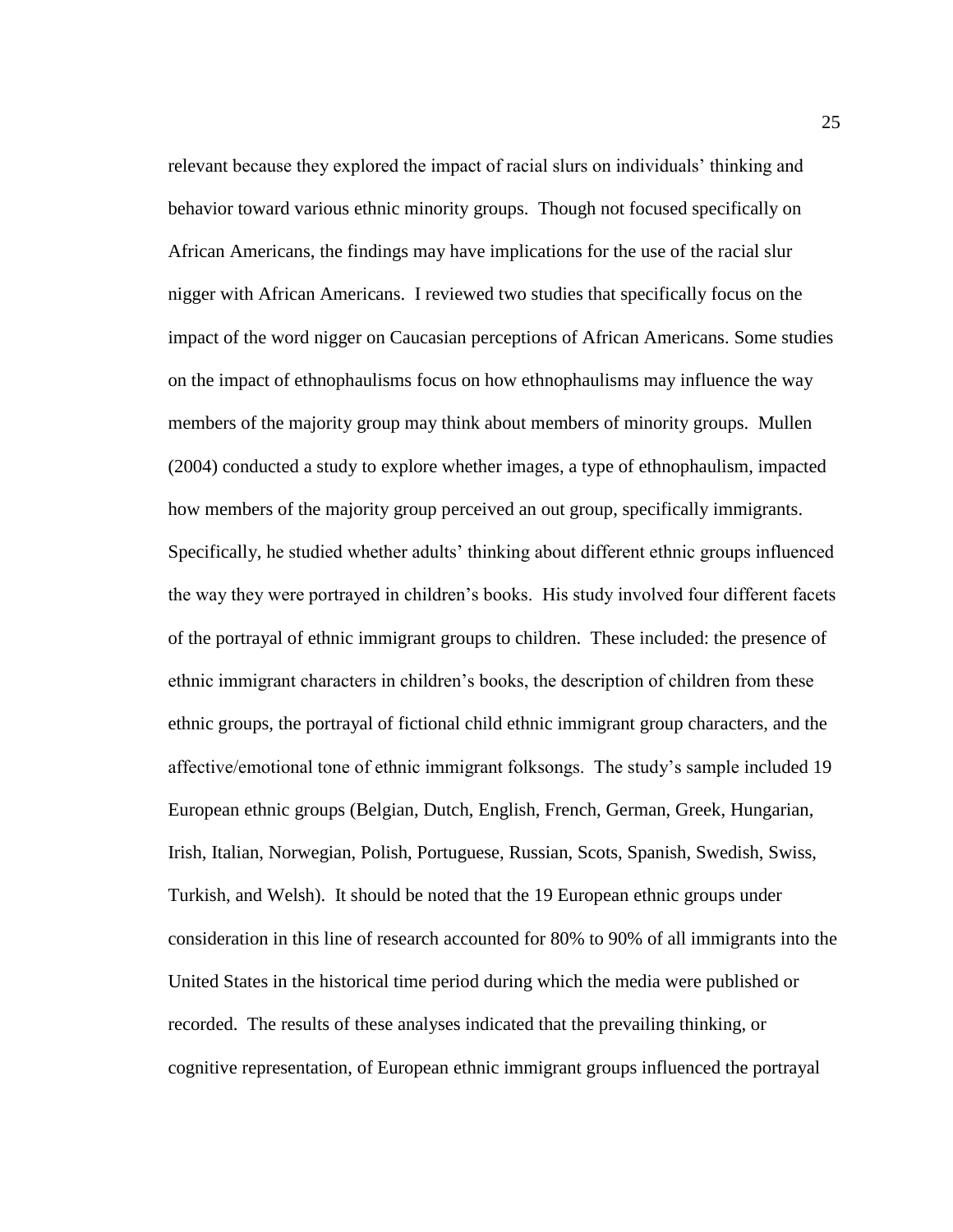relevant because they explored the impact of racial slurs on individuals' thinking and behavior toward various ethnic minority groups. Though not focused specifically on African Americans, the findings may have implications for the use of the racial slur nigger with African Americans. I reviewed two studies that specifically focus on the impact of the word nigger on Caucasian perceptions of African Americans. Some studies on the impact of ethnophaulisms focus on how ethnophaulisms may influence the way members of the majority group may think about members of minority groups. Mullen (2004) conducted a study to explore whether images, a type of ethnophaulism, impacted how members of the majority group perceived an out group, specifically immigrants. Specifically, he studied whether adults' thinking about different ethnic groups influenced the way they were portrayed in children's books. His study involved four different facets of the portrayal of ethnic immigrant groups to children. These included: the presence of ethnic immigrant characters in children's books, the description of children from these ethnic groups, the portrayal of fictional child ethnic immigrant group characters, and the affective/emotional tone of ethnic immigrant folksongs. The study's sample included 19 European ethnic groups (Belgian, Dutch, English, French, German, Greek, Hungarian, Irish, Italian, Norwegian, Polish, Portuguese, Russian, Scots, Spanish, Swedish, Swiss, Turkish, and Welsh). It should be noted that the 19 European ethnic groups under consideration in this line of research accounted for 80% to 90% of all immigrants into the United States in the historical time period during which the media were published or recorded. The results of these analyses indicated that the prevailing thinking, or cognitive representation, of European ethnic immigrant groups influenced the portrayal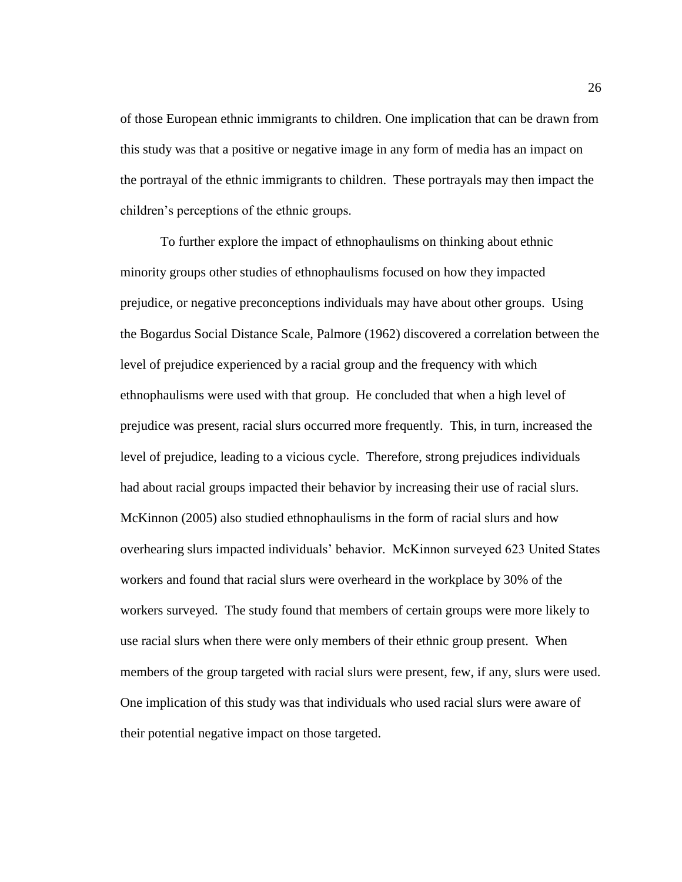of those European ethnic immigrants to children. One implication that can be drawn from this study was that a positive or negative image in any form of media has an impact on the portrayal of the ethnic immigrants to children. These portrayals may then impact the children's perceptions of the ethnic groups.

To further explore the impact of ethnophaulisms on thinking about ethnic minority groups other studies of ethnophaulisms focused on how they impacted prejudice, or negative preconceptions individuals may have about other groups. Using the Bogardus Social Distance Scale, Palmore (1962) discovered a correlation between the level of prejudice experienced by a racial group and the frequency with which ethnophaulisms were used with that group. He concluded that when a high level of prejudice was present, racial slurs occurred more frequently. This, in turn, increased the level of prejudice, leading to a vicious cycle. Therefore, strong prejudices individuals had about racial groups impacted their behavior by increasing their use of racial slurs. McKinnon (2005) also studied ethnophaulisms in the form of racial slurs and how overhearing slurs impacted individuals' behavior. McKinnon surveyed 623 United States workers and found that racial slurs were overheard in the workplace by 30% of the workers surveyed. The study found that members of certain groups were more likely to use racial slurs when there were only members of their ethnic group present. When members of the group targeted with racial slurs were present, few, if any, slurs were used. One implication of this study was that individuals who used racial slurs were aware of their potential negative impact on those targeted.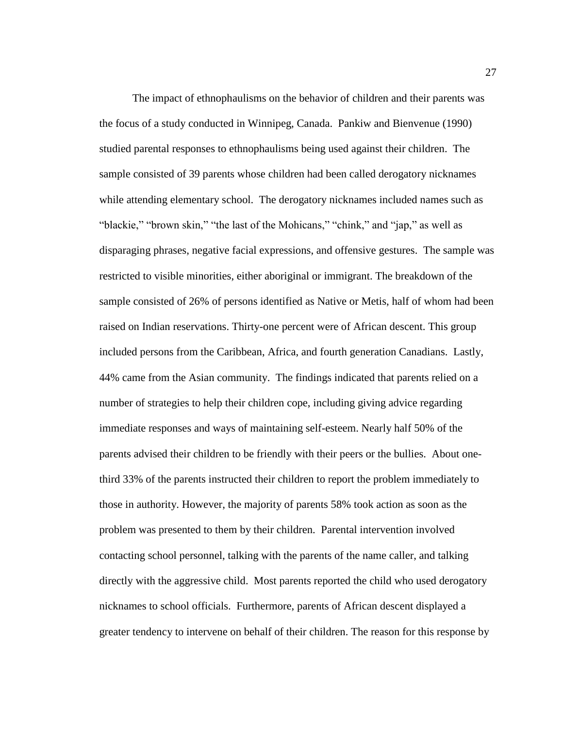The impact of ethnophaulisms on the behavior of children and their parents was the focus of a study conducted in Winnipeg, Canada. Pankiw and Bienvenue (1990) studied parental responses to ethnophaulisms being used against their children. The sample consisted of 39 parents whose children had been called derogatory nicknames while attending elementary school. The derogatory nicknames included names such as "blackie," "brown skin," "the last of the Mohicans," "chink," and "jap," as well as disparaging phrases, negative facial expressions, and offensive gestures. The sample was restricted to visible minorities, either aboriginal or immigrant. The breakdown of the sample consisted of 26% of persons identified as Native or Metis, half of whom had been raised on Indian reservations. Thirty-one percent were of African descent. This group included persons from the Caribbean, Africa, and fourth generation Canadians. Lastly, 44% came from the Asian community. The findings indicated that parents relied on a number of strategies to help their children cope, including giving advice regarding immediate responses and ways of maintaining self-esteem. Nearly half 50% of the parents advised their children to be friendly with their peers or the bullies. About one-third 33% of the parents instructed their children to report the problem immediately to those in authority. However, the majority of parents 58% took action as soon as the problem was presented to them by their children. Parental intervention involved contacting school personnel, talking with the parents of the name caller, and talking directly with the aggressive child. Most parents reported the child who used derogatory nicknames to school officials. Furthermore, parents of African descent displayed a greater tendency to intervene on behalf of their children. The reason for this response by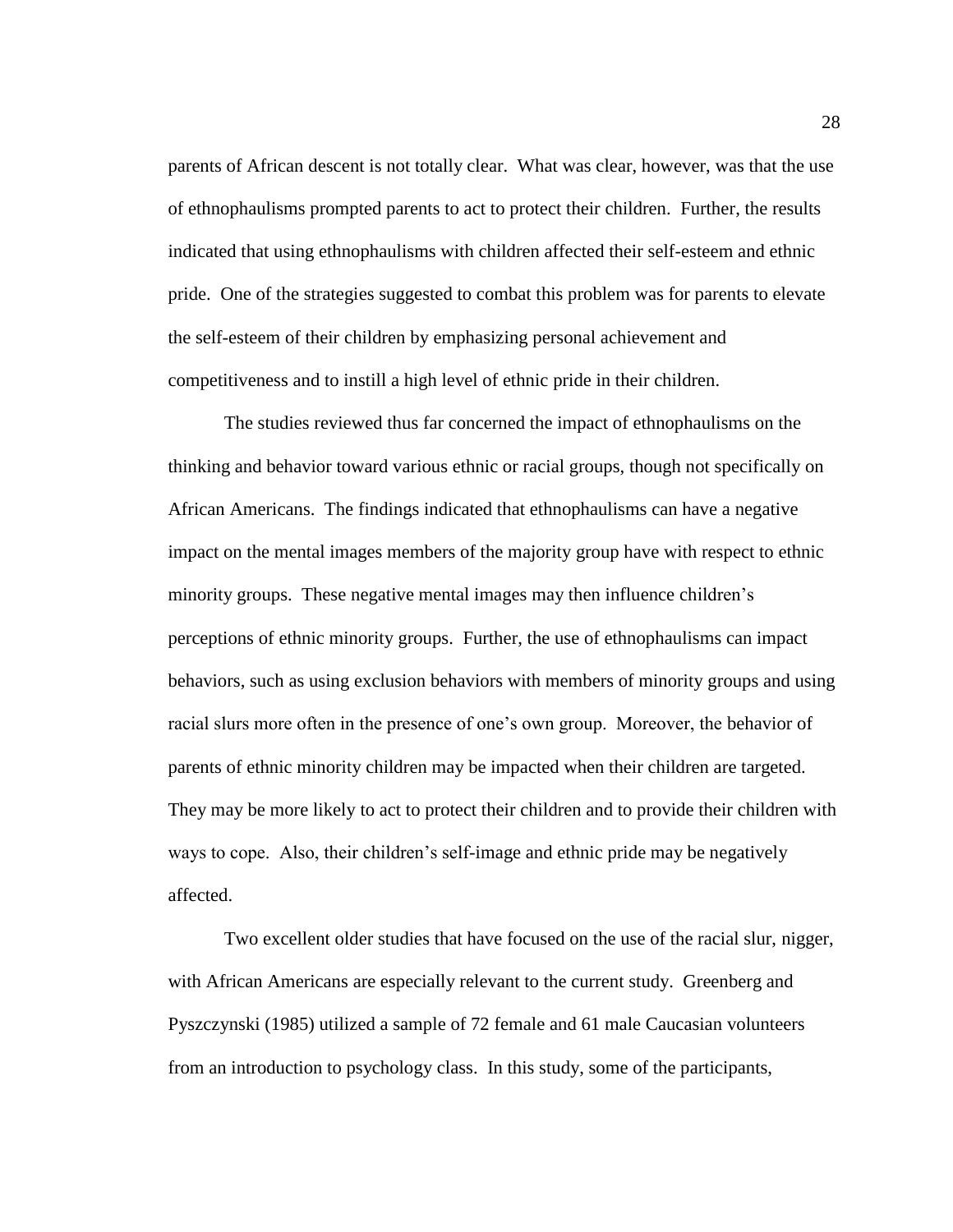parents of African descent is not totally clear. What was clear, however, was that the use of ethnophaulisms prompted parents to act to protect their children. Further, the results indicated that using ethnophaulisms with children affected their self-esteem and ethnic pride. One of the strategies suggested to combat this problem was for parents to elevate the self-esteem of their children by emphasizing personal achievement and competitiveness and to instill a high level of ethnic pride in their children.

The studies reviewed thus far concerned the impact of ethnophaulisms on the thinking and behavior toward various ethnic or racial groups, though not specifically on African Americans. The findings indicated that ethnophaulisms can have a negative impact on the mental images members of the majority group have with respect to ethnic minority groups. These negative mental images may then influence children's perceptions of ethnic minority groups. Further, the use of ethnophaulisms can impact behaviors, such as using exclusion behaviors with members of minority groups and using racial slurs more often in the presence of one's own group. Moreover, the behavior of parents of ethnic minority children may be impacted when their children are targeted. They may be more likely to act to protect their children and to provide their children with ways to cope. Also, their children's self-image and ethnic pride may be negatively affected.

Two excellent older studies that have focused on the use of the racial slur, nigger, with African Americans are especially relevant to the current study. Greenberg and Pyszczynski (1985) utilized a sample of 72 female and 61 male Caucasian volunteers from an introduction to psychology class. In this study, some of the participants,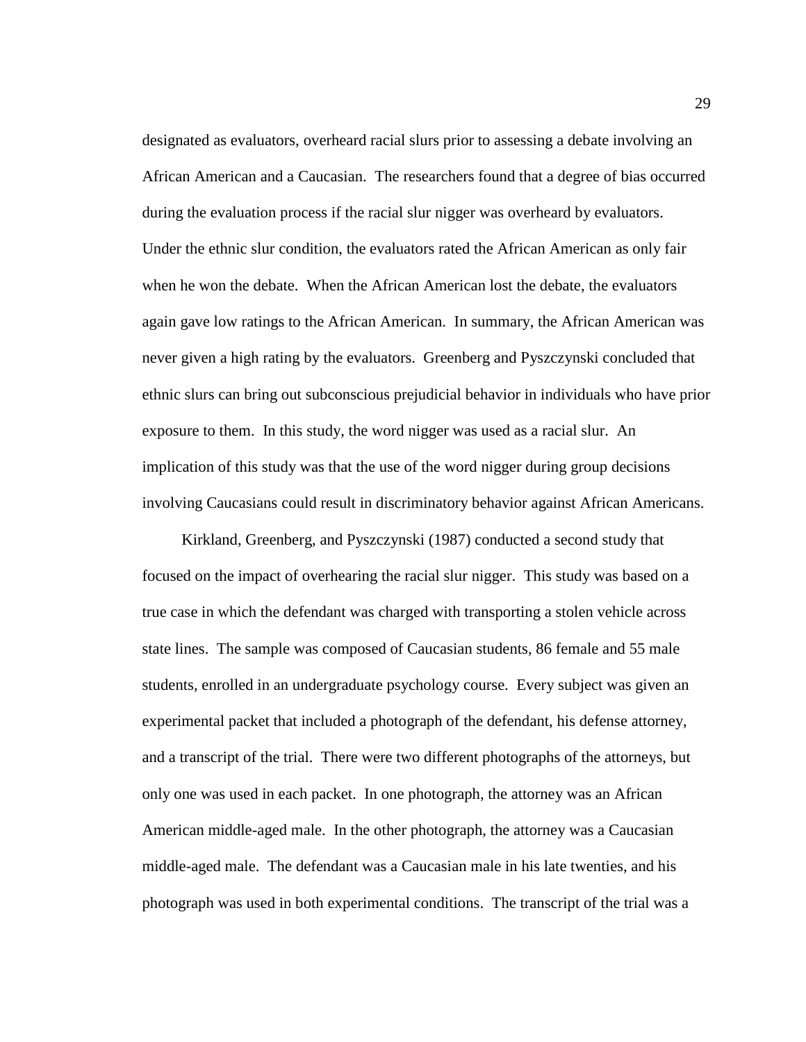designated as evaluators, overheard racial slurs prior to assessing a debate involving an African American and a Caucasian. The researchers found that a degree of bias occurred during the evaluation process if the racial slur nigger was overheard by evaluators. Under the ethnic slur condition, the evaluators rated the African American as only fair when he won the debate. When the African American lost the debate, the evaluators again gave low ratings to the African American. In summary, the African American was never given a high rating by the evaluators. Greenberg and Pyszczynski concluded that ethnic slurs can bring out subconscious prejudicial behavior in individuals who have prior exposure to them. In this study, the word nigger was used as a racial slur. An implication of this study was that the use of the word nigger during group decisions involving Caucasians could result in discriminatory behavior against African Americans.

Kirkland, Greenberg, and Pyszczynski (1987) conducted a second study that focused on the impact of overhearing the racial slur nigger. This study was based on a true case in which the defendant was charged with transporting a stolen vehicle across state lines. The sample was composed of Caucasian students, 86 female and 55 male students, enrolled in an undergraduate psychology course. Every subject was given an experimental packet that included a photograph of the defendant, his defense attorney, and a transcript of the trial. There were two different photographs of the attorneys, but only one was used in each packet. In one photograph, the attorney was an African American middle-aged male. In the other photograph, the attorney was a Caucasian middle-aged male. The defendant was a Caucasian male in his late twenties, and his photograph was used in both experimental conditions. The transcript of the trial was a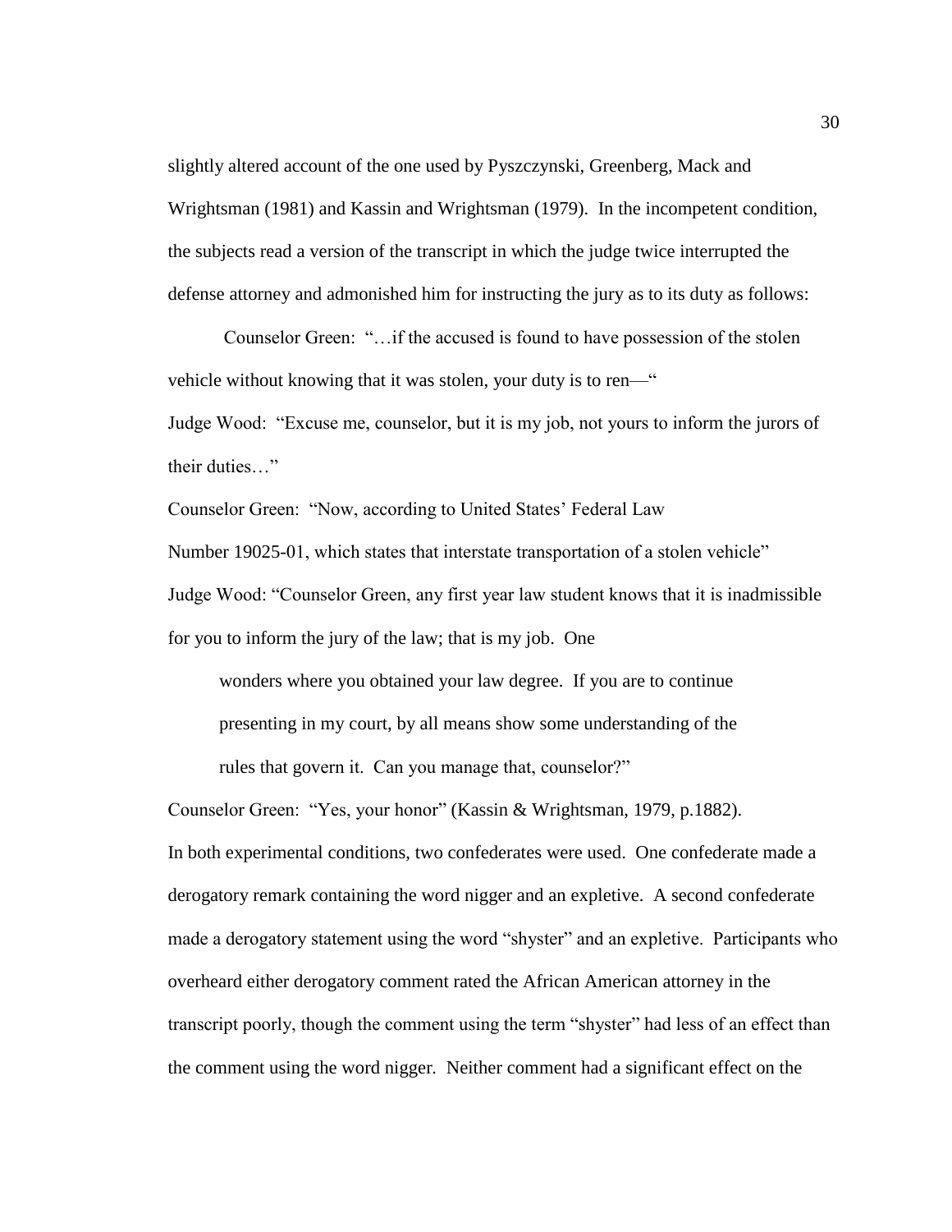slightly altered account of the one used by Pyszczynski, Greenberg, Mack and Wrightsman (1981) and Kassin and Wrightsman (1979). In the incompetent condition, the subjects read a version of the transcript in which the judge twice interrupted the defense attorney and admonished him for instructing the jury as to its duty as follows:

Counselor Green: "…if the accused is found to have possession of the stolen vehicle without knowing that it was stolen, your duty is to ren—"

Judge Wood: "Excuse me, counselor, but it is my job, not yours to inform the jurors of their duties…"

Counselor Green: "Now, according to United States' Federal Law Number 19025-01, which states that interstate transportation of a stolen vehicle"

Judge Wood: "Counselor Green, any first year law student knows that it is inadmissible for you to inform the jury of the law; that is my job. One

> wonders where you obtained your law degree. If you are to continue presenting in my court, by all means show some understanding of the rules that govern it. Can you manage that, counselor?"

Counselor Green: "Yes, your honor" (Kassin & Wrightsman, 1979, p.1882).

In both experimental conditions, two confederates were used. One confederate made a derogatory remark containing the word nigger and an expletive. A second confederate made a derogatory statement using the word "shyster" and an expletive. Participants who overheard either derogatory comment rated the African American attorney in the transcript poorly, though the comment using the term "shyster" had less of an effect than the comment using the word nigger. Neither comment had a significant effect on the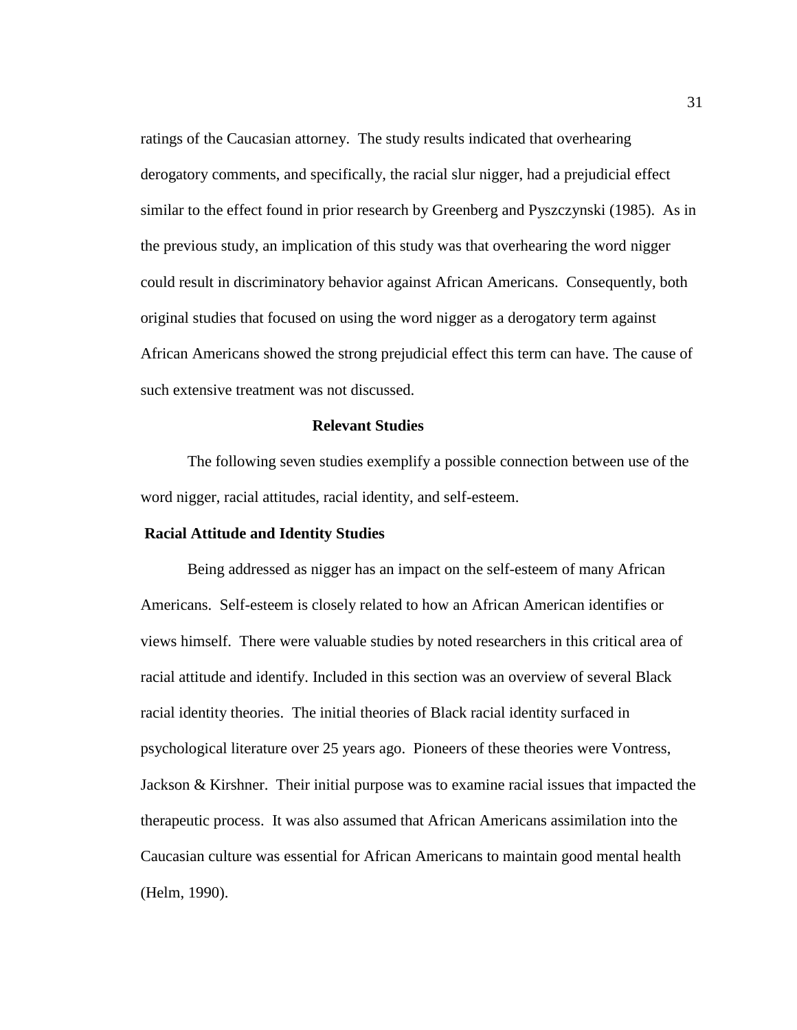ratings of the Caucasian attorney. The study results indicated that overhearing derogatory comments, and specifically, the racial slur nigger, had a prejudicial effect similar to the effect found in prior research by Greenberg and Pyszczynski (1985). As in the previous study, an implication of this study was that overhearing the word nigger could result in discriminatory behavior against African Americans. Consequently, both original studies that focused on using the word nigger as a derogatory term against African Americans showed the strong prejudicial effect this term can have. The cause of such extensive treatment was not discussed.

## Relevant Studies

The following seven studies exemplify a possible connection between use of the word nigger, racial attitudes, racial identity, and self-esteem.

### Racial Attitude and Identity Studies

Being addressed as nigger has an impact on the self-esteem of many African Americans. Self-esteem is closely related to how an African American identifies or views himself. There were valuable studies by noted researchers in this critical area of racial attitude and identify. Included in this section was an overview of several Black racial identity theories. The initial theories of Black racial identity surfaced in psychological literature over 25 years ago. Pioneers of these theories were Vontress, Jackson & Kirshner. Their initial purpose was to examine racial issues that impacted the therapeutic process. It was also assumed that African Americans assimilation into the Caucasian culture was essential for African Americans to maintain good mental health (Helm, 1990).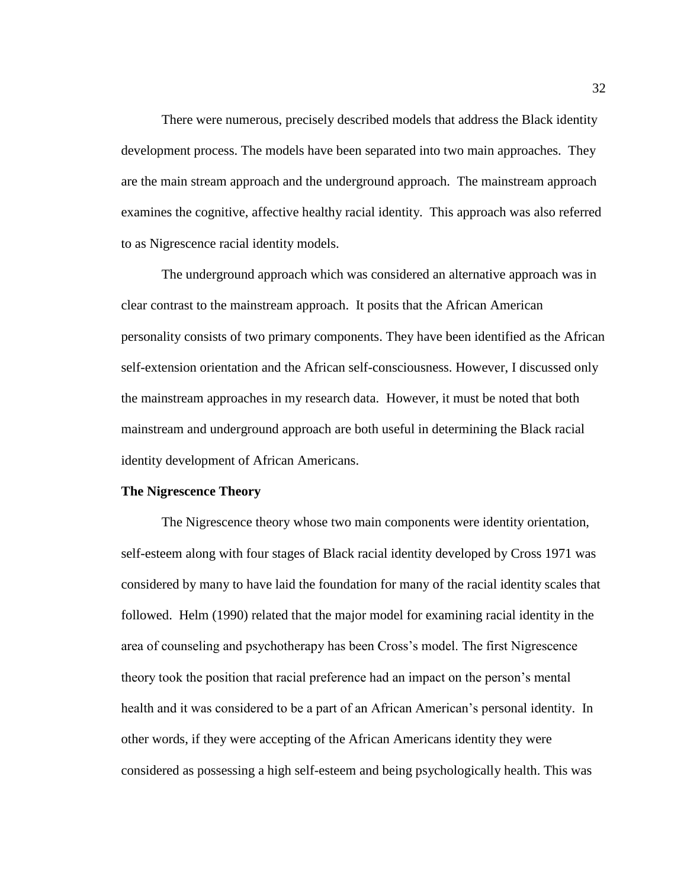There were numerous, precisely described models that address the Black identity development process. The models have been separated into two main approaches. They are the main stream approach and the underground approach. The mainstream approach examines the cognitive, affective healthy racial identity. This approach was also referred to as Nigrescence racial identity models.

The underground approach which was considered an alternative approach was in clear contrast to the mainstream approach. It posits that the African American personality consists of two primary components. They have been identified as the African self-extension orientation and the African self-consciousness. However, I discussed only the mainstream approaches in my research data. However, it must be noted that both mainstream and underground approach are both useful in determining the Black racial identity development of African Americans.

**The Nigrescence Theory**

The Nigrescence theory whose two main components were identity orientation, self-esteem along with four stages of Black racial identity developed by Cross 1971 was considered by many to have laid the foundation for many of the racial identity scales that followed. Helm (1990) related that the major model for examining racial identity in the area of counseling and psychotherapy has been Cross's model. The first Nigrescence theory took the position that racial preference had an impact on the person's mental health and it was considered to be a part of an African American's personal identity. In other words, if they were accepting of the African Americans identity they were considered as possessing a high self-esteem and being psychologically health. This was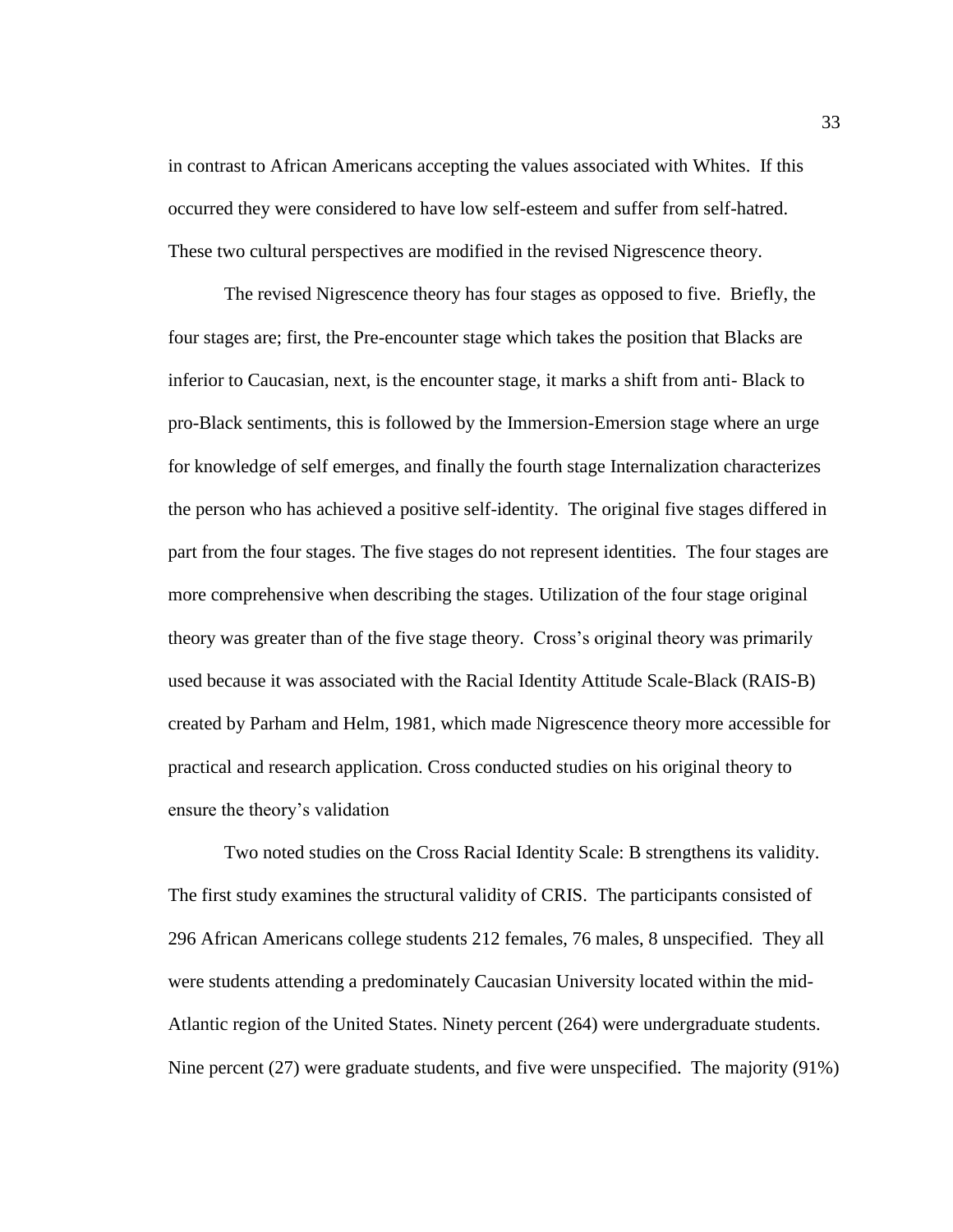in contrast to African Americans accepting the values associated with Whites. If this occurred they were considered to have low self-esteem and suffer from self-hatred. These two cultural perspectives are modified in the revised Nigrescence theory.

The revised Nigrescence theory has four stages as opposed to five. Briefly, the four stages are; first, the Pre-encounter stage which takes the position that Blacks are inferior to Caucasian, next, is the encounter stage, it marks a shift from anti- Black to pro-Black sentiments, this is followed by the Immersion-Emersion stage where an urge for knowledge of self emerges, and finally the fourth stage Internalization characterizes the person who has achieved a positive self-identity. The original five stages differed in part from the four stages. The five stages do not represent identities. The four stages are more comprehensive when describing the stages. Utilization of the four stage original theory was greater than of the five stage theory. Cross's original theory was primarily used because it was associated with the Racial Identity Attitude Scale-Black (RAIS-B) created by Parham and Helm, 1981, which made Nigrescence theory more accessible for practical and research application. Cross conducted studies on his original theory to ensure the theory's validation

Two noted studies on the Cross Racial Identity Scale: B strengthens its validity. The first study examines the structural validity of CRIS. The participants consisted of 296 African Americans college students 212 females, 76 males, 8 unspecified. They all were students attending a predominately Caucasian University located within the mid-Atlantic region of the United States. Ninety percent (264) were undergraduate students. Nine percent (27) were graduate students, and five were unspecified. The majority (91%)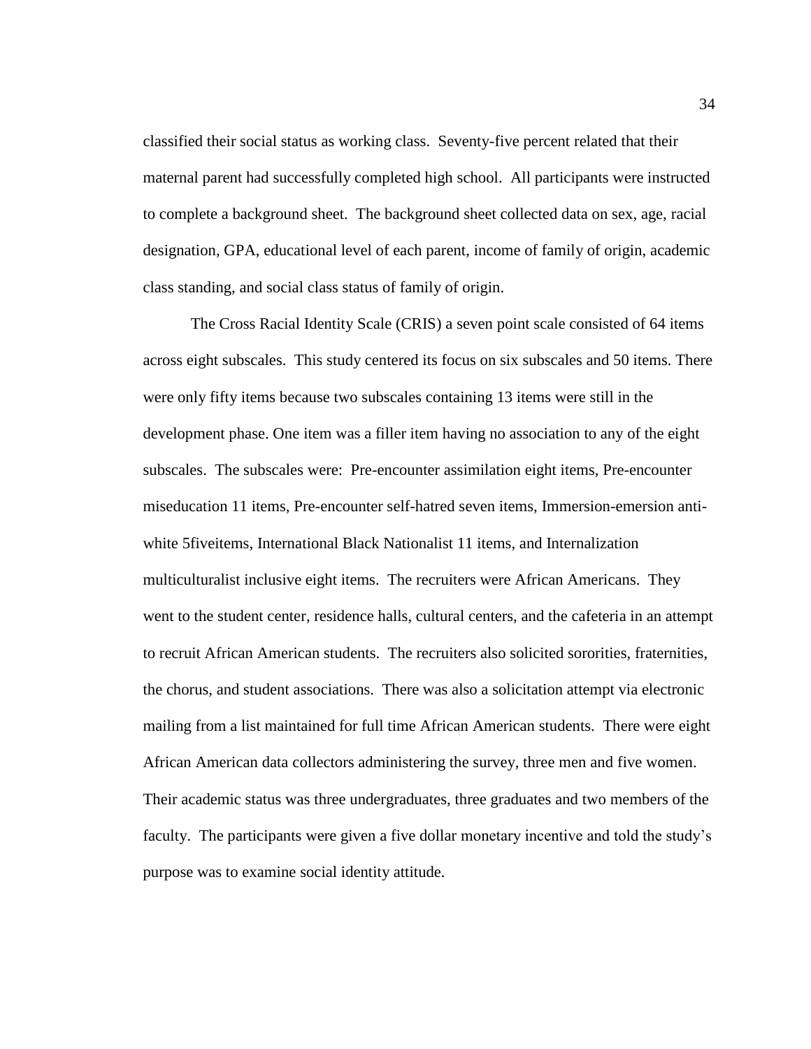classified their social status as working class. Seventy-five percent related that their maternal parent had successfully completed high school. All participants were instructed to complete a background sheet. The background sheet collected data on sex, age, racial designation, GPA, educational level of each parent, income of family of origin, academic class standing, and social class status of family of origin.

The Cross Racial Identity Scale (CRIS) a seven point scale consisted of 64 items across eight subscales. This study centered its focus on six subscales and 50 items. There were only fifty items because two subscales containing 13 items were still in the development phase. One item was a filler item having no association to any of the eight subscales. The subscales were: Pre-encounter assimilation eight items, Pre-encounter miseducation 11 items, Pre-encounter self-hatred seven items, Immersion-emersion anti-white 5fiveitems, International Black Nationalist 11 items, and Internalization multiculturalist inclusive eight items. The recruiters were African Americans. They went to the student center, residence halls, cultural centers, and the cafeteria in an attempt to recruit African American students. The recruiters also solicited sororities, fraternities, the chorus, and student associations. There was also a solicitation attempt via electronic mailing from a list maintained for full time African American students. There were eight African American data collectors administering the survey, three men and five women. Their academic status was three undergraduates, three graduates and two members of the faculty. The participants were given a five dollar monetary incentive and told the study's purpose was to examine social identity attitude.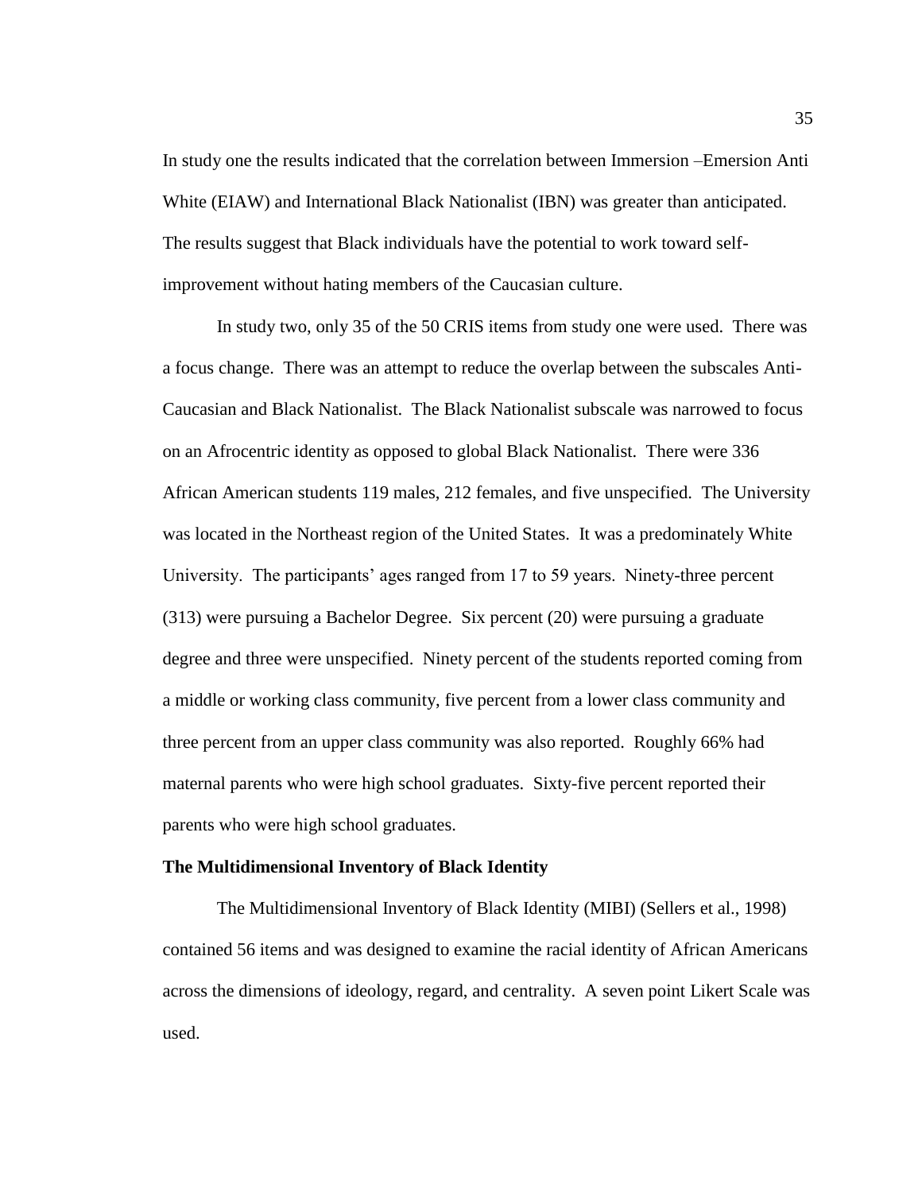In study one the results indicated that the correlation between Immersion –Emersion Anti White (EIAW) and International Black Nationalist (IBN) was greater than anticipated. The results suggest that Black individuals have the potential to work toward self-improvement without hating members of the Caucasian culture.

In study two, only 35 of the 50 CRIS items from study one were used. There was a focus change. There was an attempt to reduce the overlap between the subscales Anti-Caucasian and Black Nationalist. The Black Nationalist subscale was narrowed to focus on an Afrocentric identity as opposed to global Black Nationalist. There were 336 African American students 119 males, 212 females, and five unspecified. The University was located in the Northeast region of the United States. It was a predominately White University. The participants' ages ranged from 17 to 59 years. Ninety-three percent (313) were pursuing a Bachelor Degree. Six percent (20) were pursuing a graduate degree and three were unspecified. Ninety percent of the students reported coming from a middle or working class community, five percent from a lower class community and three percent from an upper class community was also reported. Roughly 66% had maternal parents who were high school graduates. Sixty-five percent reported their parents who were high school graduates.

**The Multidimensional Inventory of Black Identity**

The Multidimensional Inventory of Black Identity (MIBI) (Sellers et al., 1998) contained 56 items and was designed to examine the racial identity of African Americans across the dimensions of ideology, regard, and centrality. A seven point Likert Scale was used.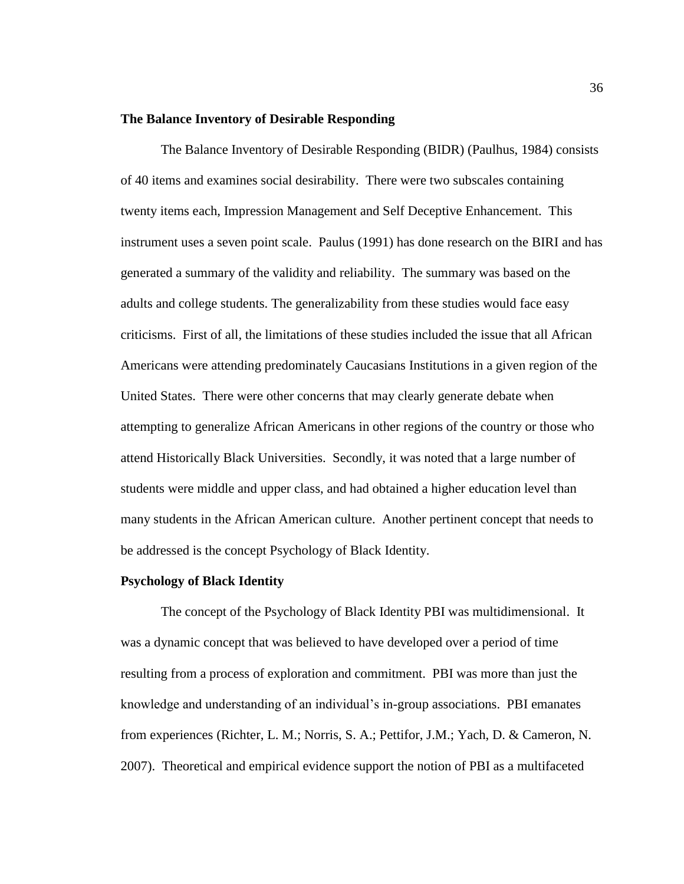**The Balance Inventory of Desirable Responding**

The Balance Inventory of Desirable Responding (BIDR) (Paulhus, 1984) consists of 40 items and examines social desirability. There were two subscales containing twenty items each, Impression Management and Self Deceptive Enhancement. This instrument uses a seven point scale. Paulus (1991) has done research on the BIRI and has generated a summary of the validity and reliability. The summary was based on the adults and college students. The generalizability from these studies would face easy criticisms. First of all, the limitations of these studies included the issue that all African Americans were attending predominately Caucasians Institutions in a given region of the United States. There were other concerns that may clearly generate debate when attempting to generalize African Americans in other regions of the country or those who attend Historically Black Universities. Secondly, it was noted that a large number of students were middle and upper class, and had obtained a higher education level than many students in the African American culture. Another pertinent concept that needs to be addressed is the concept Psychology of Black Identity.

**Psychology of Black Identity**

The concept of the Psychology of Black Identity PBI was multidimensional. It was a dynamic concept that was believed to have developed over a period of time resulting from a process of exploration and commitment. PBI was more than just the knowledge and understanding of an individual's in-group associations. PBI emanates from experiences (Richter, L. M.; Norris, S. A.; Pettifor, J.M.; Yach, D. & Cameron, N. 2007). Theoretical and empirical evidence support the notion of PBI as a multifaceted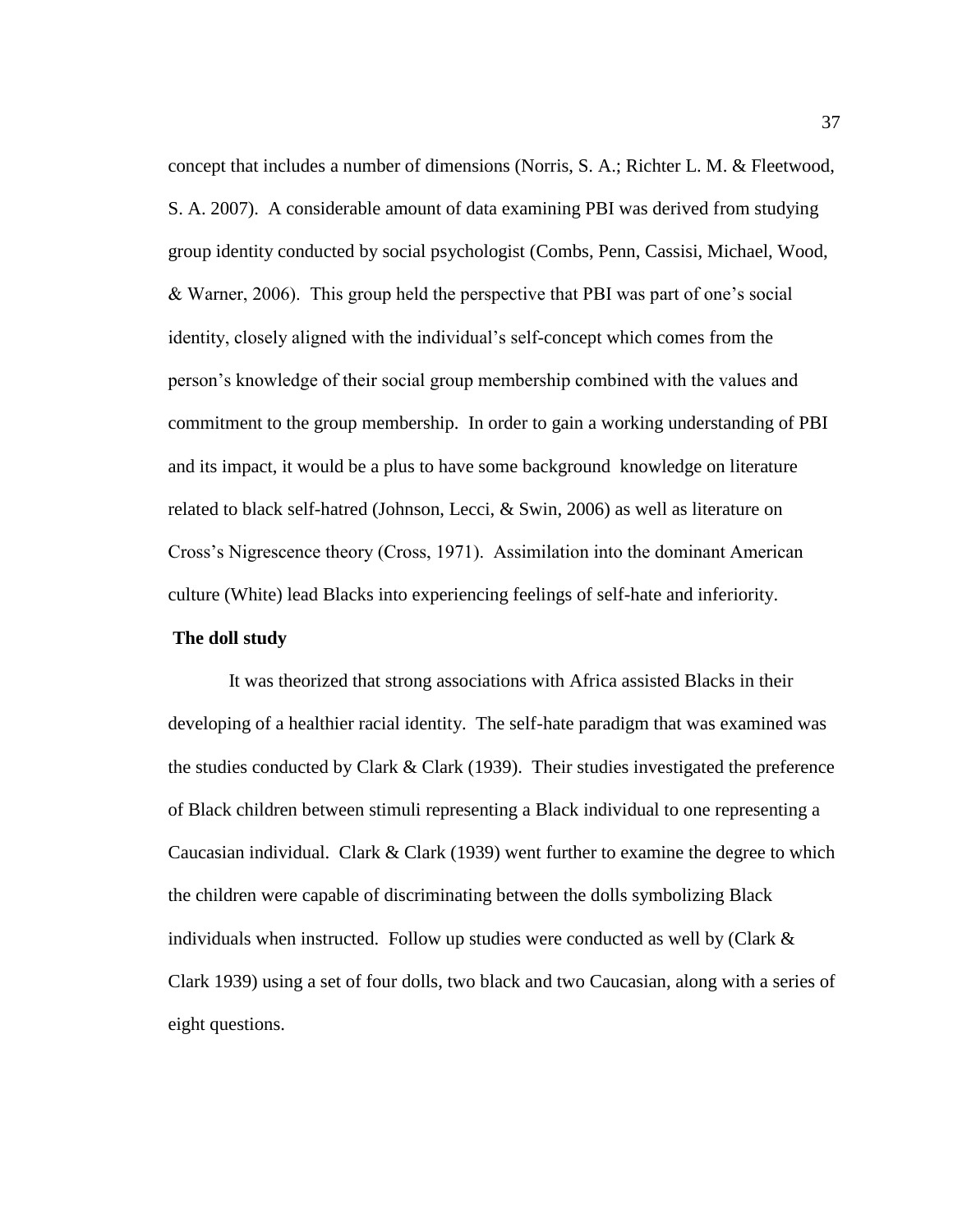concept that includes a number of dimensions (Norris, S. A.; Richter L. M. & Fleetwood, S. A. 2007). A considerable amount of data examining PBI was derived from studying group identity conducted by social psychologist (Combs, Penn, Cassisi, Michael, Wood, & Warner, 2006). This group held the perspective that PBI was part of one's social identity, closely aligned with the individual's self-concept which comes from the person's knowledge of their social group membership combined with the values and commitment to the group membership. In order to gain a working understanding of PBI and its impact, it would be a plus to have some background knowledge on literature related to black self-hatred (Johnson, Lecci, & Swin, 2006) as well as literature on Cross's Nigrescence theory (Cross, 1971). Assimilation into the dominant American culture (White) lead Blacks into experiencing feelings of self-hate and inferiority.

**The doll study**

It was theorized that strong associations with Africa assisted Blacks in their developing of a healthier racial identity. The self-hate paradigm that was examined was the studies conducted by Clark & Clark (1939). Their studies investigated the preference of Black children between stimuli representing a Black individual to one representing a Caucasian individual. Clark & Clark (1939) went further to examine the degree to which the children were capable of discriminating between the dolls symbolizing Black individuals when instructed. Follow up studies were conducted as well by (Clark & Clark 1939) using a set of four dolls, two black and two Caucasian, along with a series of eight questions.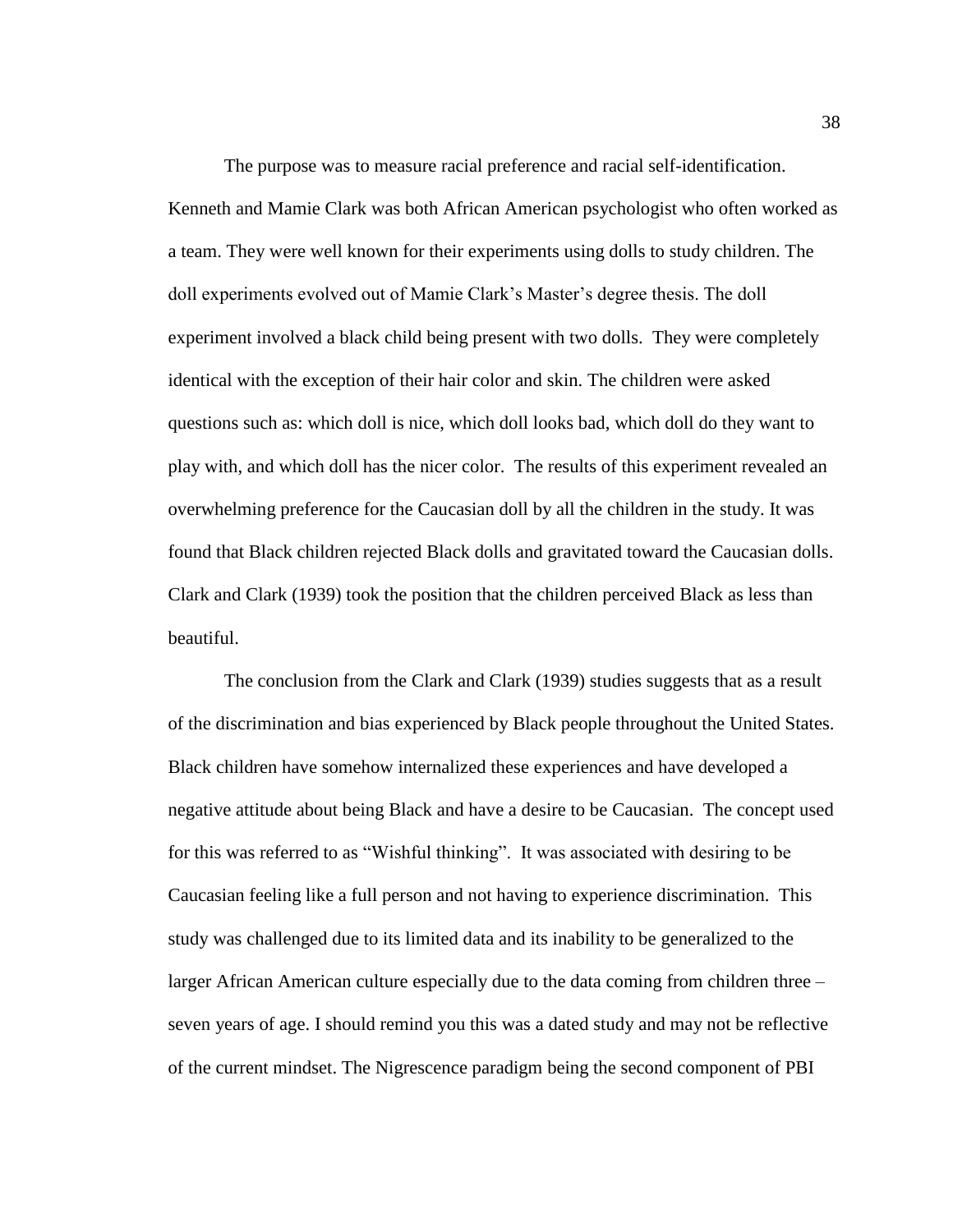The purpose was to measure racial preference and racial self-identification. Kenneth and Mamie Clark was both African American psychologist who often worked as a team. They were well known for their experiments using dolls to study children. The doll experiments evolved out of Mamie Clark's Master's degree thesis. The doll experiment involved a black child being present with two dolls. They were completely identical with the exception of their hair color and skin. The children were asked questions such as: which doll is nice, which doll looks bad, which doll do they want to play with, and which doll has the nicer color. The results of this experiment revealed an overwhelming preference for the Caucasian doll by all the children in the study. It was found that Black children rejected Black dolls and gravitated toward the Caucasian dolls. Clark and Clark (1939) took the position that the children perceived Black as less than beautiful.

The conclusion from the Clark and Clark (1939) studies suggests that as a result of the discrimination and bias experienced by Black people throughout the United States. Black children have somehow internalized these experiences and have developed a negative attitude about being Black and have a desire to be Caucasian. The concept used for this was referred to as "Wishful thinking". It was associated with desiring to be Caucasian feeling like a full person and not having to experience discrimination. This study was challenged due to its limited data and its inability to be generalized to the larger African American culture especially due to the data coming from children three – seven years of age. I should remind you this was a dated study and may not be reflective of the current mindset. The Nigrescence paradigm being the second component of PBI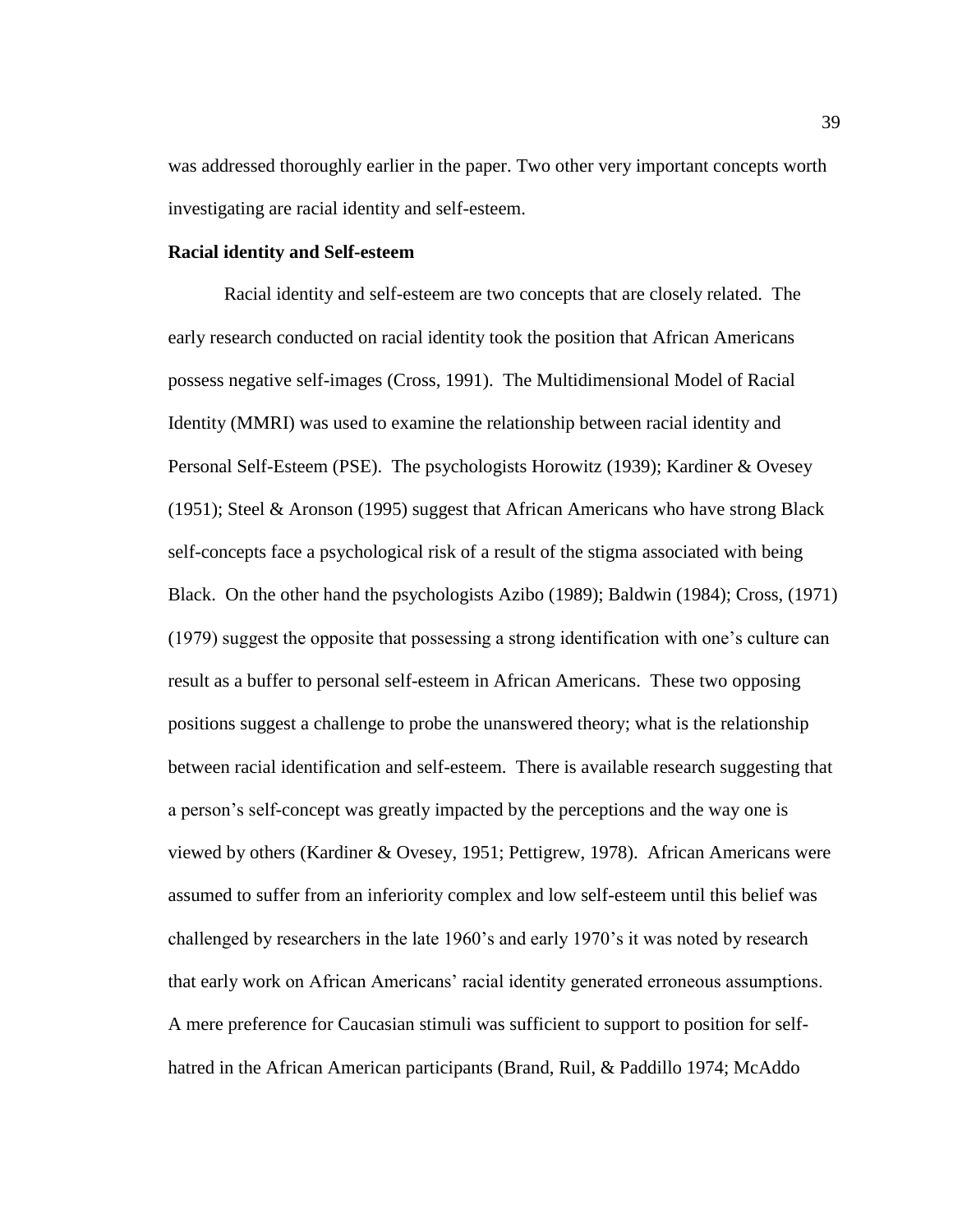was addressed thoroughly earlier in the paper. Two other very important concepts worth investigating are racial identity and self-esteem.

**Racial identity and Self-esteem**

Racial identity and self-esteem are two concepts that are closely related. The early research conducted on racial identity took the position that African Americans possess negative self-images (Cross, 1991). The Multidimensional Model of Racial Identity (MMRI) was used to examine the relationship between racial identity and Personal Self-Esteem (PSE). The psychologists Horowitz (1939); Kardiner & Ovesey (1951); Steel & Aronson (1995) suggest that African Americans who have strong Black self-concepts face a psychological risk of a result of the stigma associated with being Black. On the other hand the psychologists Azibo (1989); Baldwin (1984); Cross, (1971) (1979) suggest the opposite that possessing a strong identification with one's culture can result as a buffer to personal self-esteem in African Americans. These two opposing positions suggest a challenge to probe the unanswered theory; what is the relationship between racial identification and self-esteem. There is available research suggesting that a person's self-concept was greatly impacted by the perceptions and the way one is viewed by others (Kardiner & Ovesey, 1951; Pettigrew, 1978). African Americans were assumed to suffer from an inferiority complex and low self-esteem until this belief was challenged by researchers in the late 1960's and early 1970's it was noted by research that early work on African Americans' racial identity generated erroneous assumptions. A mere preference for Caucasian stimuli was sufficient to support to position for self-hatred in the African American participants (Brand, Ruil, & Paddillo 1974; McAddo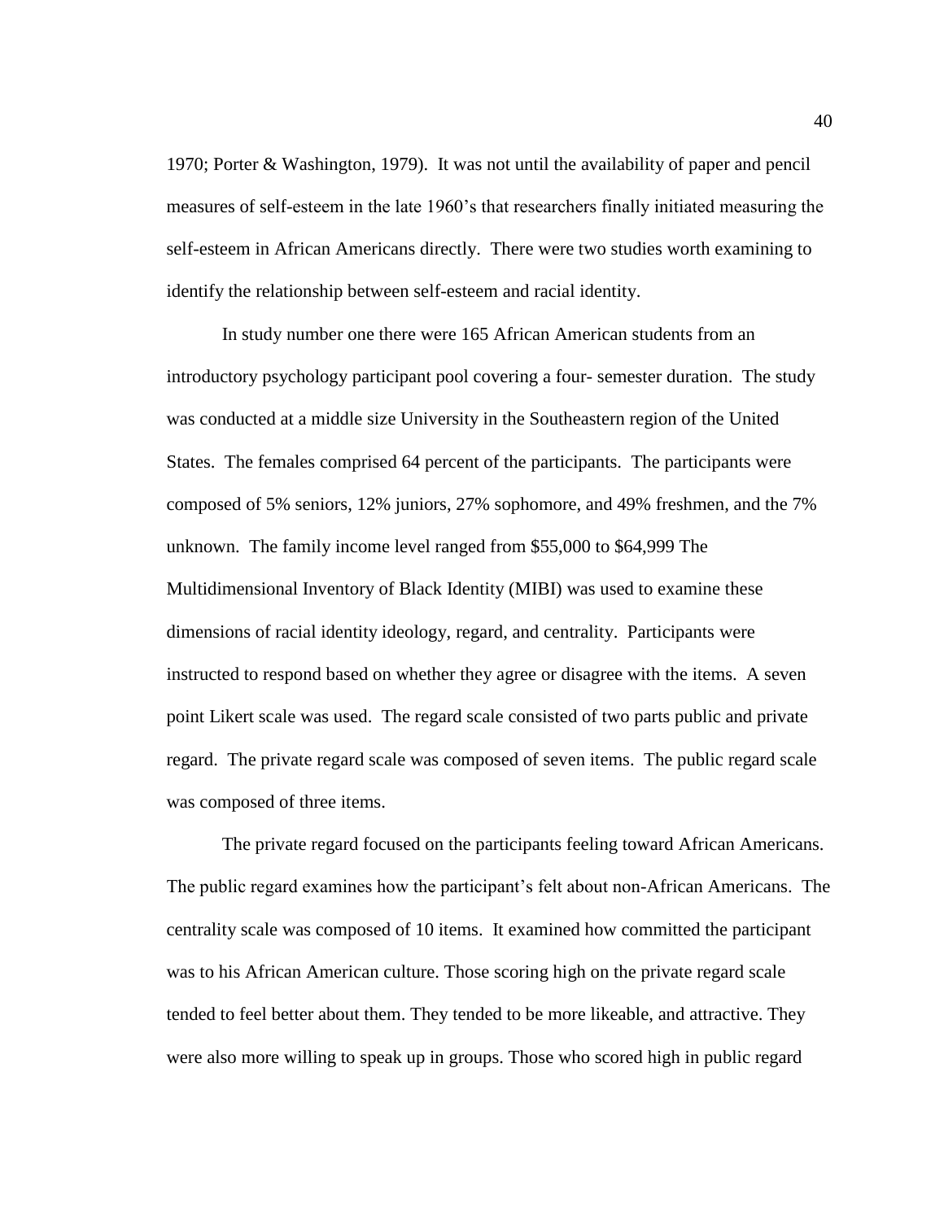1970; Porter & Washington, 1979). It was not until the availability of paper and pencil measures of self-esteem in the late 1960's that researchers finally initiated measuring the self-esteem in African Americans directly. There were two studies worth examining to identify the relationship between self-esteem and racial identity.

In study number one there were 165 African American students from an introductory psychology participant pool covering a four- semester duration. The study was conducted at a middle size University in the Southeastern region of the United States. The females comprised 64 percent of the participants. The participants were composed of 5% seniors, 12% juniors, 27% sophomore, and 49% freshmen, and the 7% unknown. The family income level ranged from $55,000 to $64,999 The Multidimensional Inventory of Black Identity (MIBI) was used to examine these dimensions of racial identity ideology, regard, and centrality. Participants were instructed to respond based on whether they agree or disagree with the items. A seven point Likert scale was used. The regard scale consisted of two parts public and private regard. The private regard scale was composed of seven items. The public regard scale was composed of three items.

The private regard focused on the participants feeling toward African Americans. The public regard examines how the participant's felt about non-African Americans. The centrality scale was composed of 10 items. It examined how committed the participant was to his African American culture. Those scoring high on the private regard scale tended to feel better about them. They tended to be more likeable, and attractive. They were also more willing to speak up in groups. Those who scored high in public regard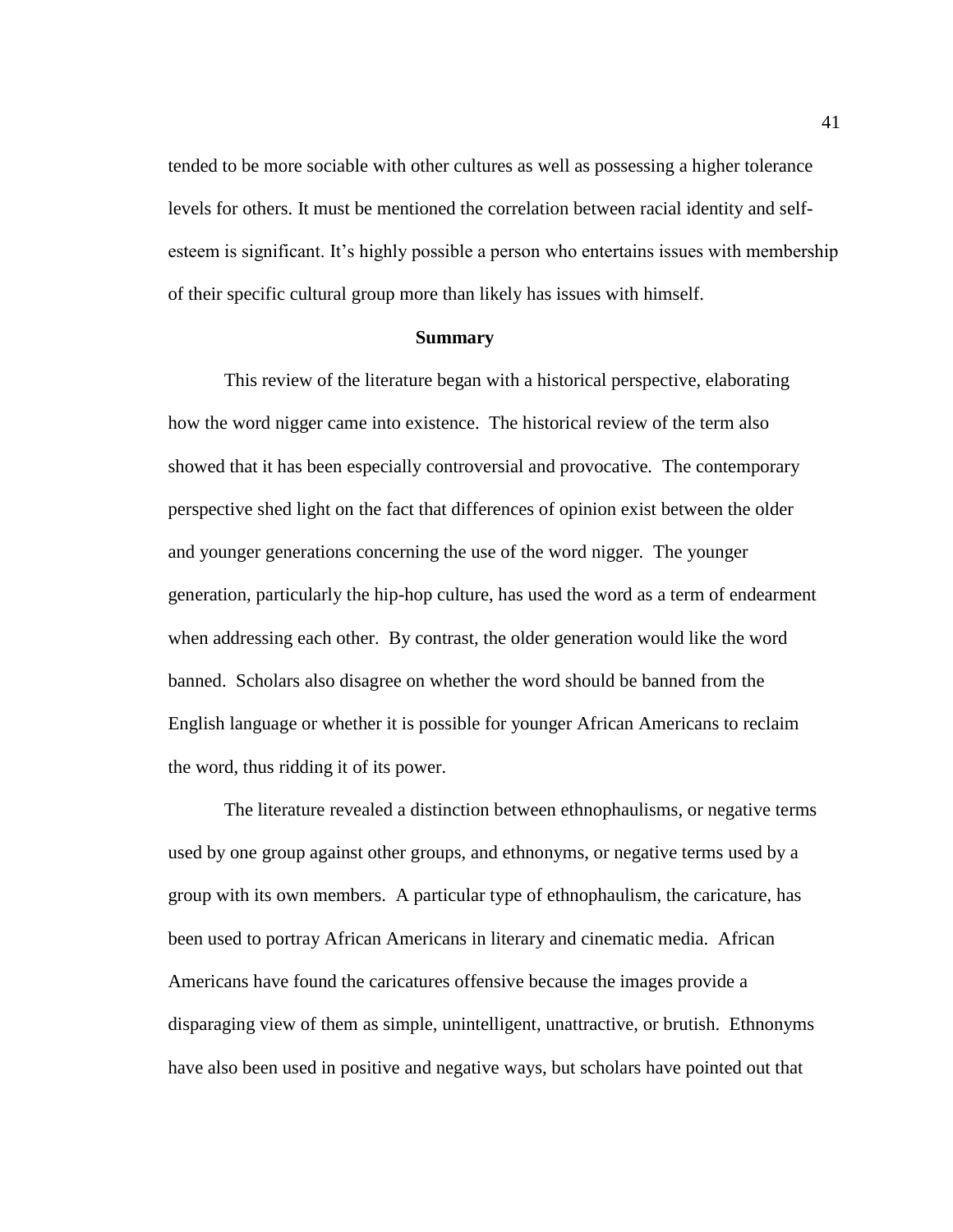tended to be more sociable with other cultures as well as possessing a higher tolerance levels for others. It must be mentioned the correlation between racial identity and self-esteem is significant. It's highly possible a person who entertains issues with membership of their specific cultural group more than likely has issues with himself.

## Summary

This review of the literature began with a historical perspective, elaborating how the word nigger came into existence. The historical review of the term also showed that it has been especially controversial and provocative. The contemporary perspective shed light on the fact that differences of opinion exist between the older and younger generations concerning the use of the word nigger. The younger generation, particularly the hip-hop culture, has used the word as a term of endearment when addressing each other. By contrast, the older generation would like the word banned. Scholars also disagree on whether the word should be banned from the English language or whether it is possible for younger African Americans to reclaim the word, thus ridding it of its power.

The literature revealed a distinction between ethnophaulisms, or negative terms used by one group against other groups, and ethnonyms, or negative terms used by a group with its own members. A particular type of ethnophaulism, the caricature, has been used to portray African Americans in literary and cinematic media. African Americans have found the caricatures offensive because the images provide a disparaging view of them as simple, unintelligent, unattractive, or brutish. Ethnonyms have also been used in positive and negative ways, but scholars have pointed out that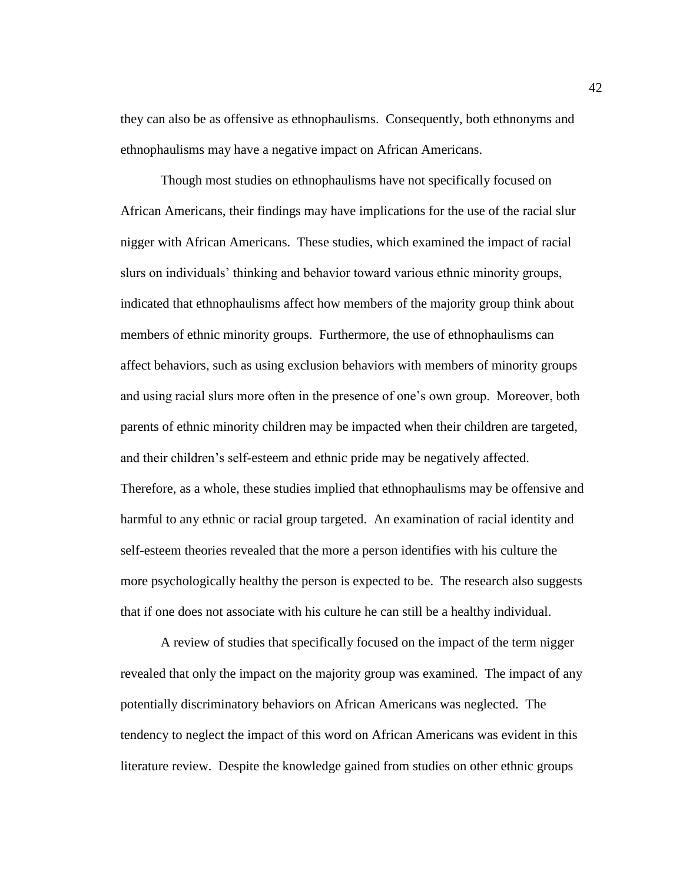they can also be as offensive as ethnophaulisms. Consequently, both ethnonyms and ethnophaulisms may have a negative impact on African Americans.

Though most studies on ethnophaulisms have not specifically focused on African Americans, their findings may have implications for the use of the racial slur nigger with African Americans. These studies, which examined the impact of racial slurs on individuals' thinking and behavior toward various ethnic minority groups, indicated that ethnophaulisms affect how members of the majority group think about members of ethnic minority groups. Furthermore, the use of ethnophaulisms can affect behaviors, such as using exclusion behaviors with members of minority groups and using racial slurs more often in the presence of one's own group. Moreover, both parents of ethnic minority children may be impacted when their children are targeted, and their children's self-esteem and ethnic pride may be negatively affected. Therefore, as a whole, these studies implied that ethnophaulisms may be offensive and harmful to any ethnic or racial group targeted. An examination of racial identity and self-esteem theories revealed that the more a person identifies with his culture the more psychologically healthy the person is expected to be. The research also suggests that if one does not associate with his culture he can still be a healthy individual.

A review of studies that specifically focused on the impact of the term nigger revealed that only the impact on the majority group was examined. The impact of any potentially discriminatory behaviors on African Americans was neglected. The tendency to neglect the impact of this word on African Americans was evident in this literature review. Despite the knowledge gained from studies on other ethnic groups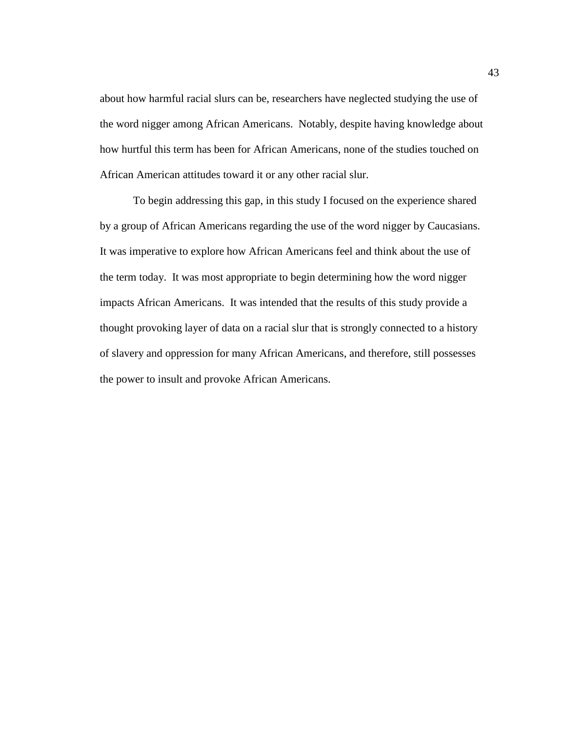about how harmful racial slurs can be, researchers have neglected studying the use of the word nigger among African Americans. Notably, despite having knowledge about how hurtful this term has been for African Americans, none of the studies touched on African American attitudes toward it or any other racial slur.

To begin addressing this gap, in this study I focused on the experience shared by a group of African Americans regarding the use of the word nigger by Caucasians. It was imperative to explore how African Americans feel and think about the use of the term today. It was most appropriate to begin determining how the word nigger impacts African Americans. It was intended that the results of this study provide a thought provoking layer of data on a racial slur that is strongly connected to a history of slavery and oppression for many African Americans, and therefore, still possesses the power to insult and provoke African Americans.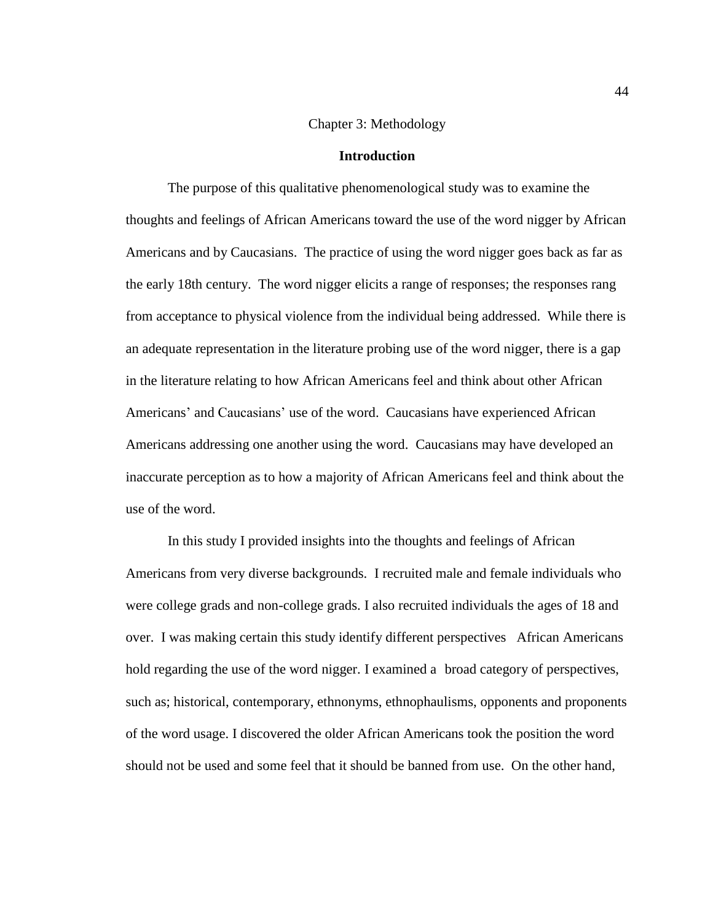Chapter 3: Methodology

## Introduction

The purpose of this qualitative phenomenological study was to examine the thoughts and feelings of African Americans toward the use of the word nigger by African Americans and by Caucasians. The practice of using the word nigger goes back as far as the early 18th century. The word nigger elicits a range of responses; the responses rang from acceptance to physical violence from the individual being addressed. While there is an adequate representation in the literature probing use of the word nigger, there is a gap in the literature relating to how African Americans feel and think about other African Americans' and Caucasians' use of the word. Caucasians have experienced African Americans addressing one another using the word. Caucasians may have developed an inaccurate perception as to how a majority of African Americans feel and think about the use of the word.

In this study I provided insights into the thoughts and feelings of African Americans from very diverse backgrounds. I recruited male and female individuals who were college grads and non-college grads. I also recruited individuals the ages of 18 and over. I was making certain this study identify different perspectives African Americans hold regarding the use of the word nigger. I examined a broad category of perspectives, such as; historical, contemporary, ethnonyms, ethnophaulisms, opponents and proponents of the word usage. I discovered the older African Americans took the position the word should not be used and some feel that it should be banned from use. On the other hand,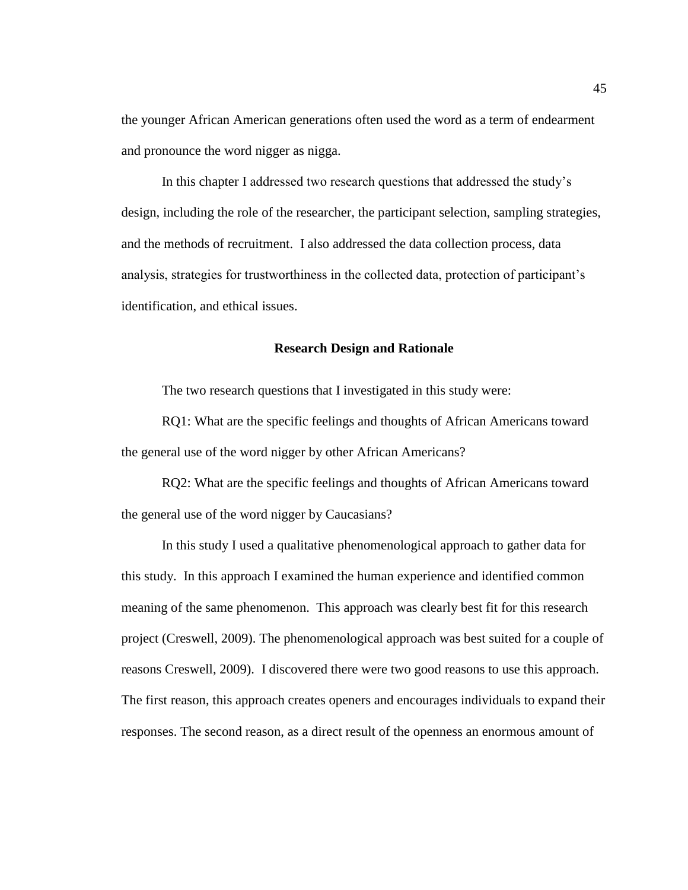the younger African American generations often used the word as a term of endearment and pronounce the word nigger as nigga.

In this chapter I addressed two research questions that addressed the study's design, including the role of the researcher, the participant selection, sampling strategies, and the methods of recruitment. I also addressed the data collection process, data analysis, strategies for trustworthiness in the collected data, protection of participant's identification, and ethical issues.

## Research Design and Rationale

The two research questions that I investigated in this study were:

RQ1: What are the specific feelings and thoughts of African Americans toward the general use of the word nigger by other African Americans?

RQ2: What are the specific feelings and thoughts of African Americans toward the general use of the word nigger by Caucasians?

In this study I used a qualitative phenomenological approach to gather data for this study. In this approach I examined the human experience and identified common meaning of the same phenomenon. This approach was clearly best fit for this research project (Creswell, 2009). The phenomenological approach was best suited for a couple of reasons Creswell, 2009). I discovered there were two good reasons to use this approach. The first reason, this approach creates openers and encourages individuals to expand their responses. The second reason, as a direct result of the openness an enormous amount of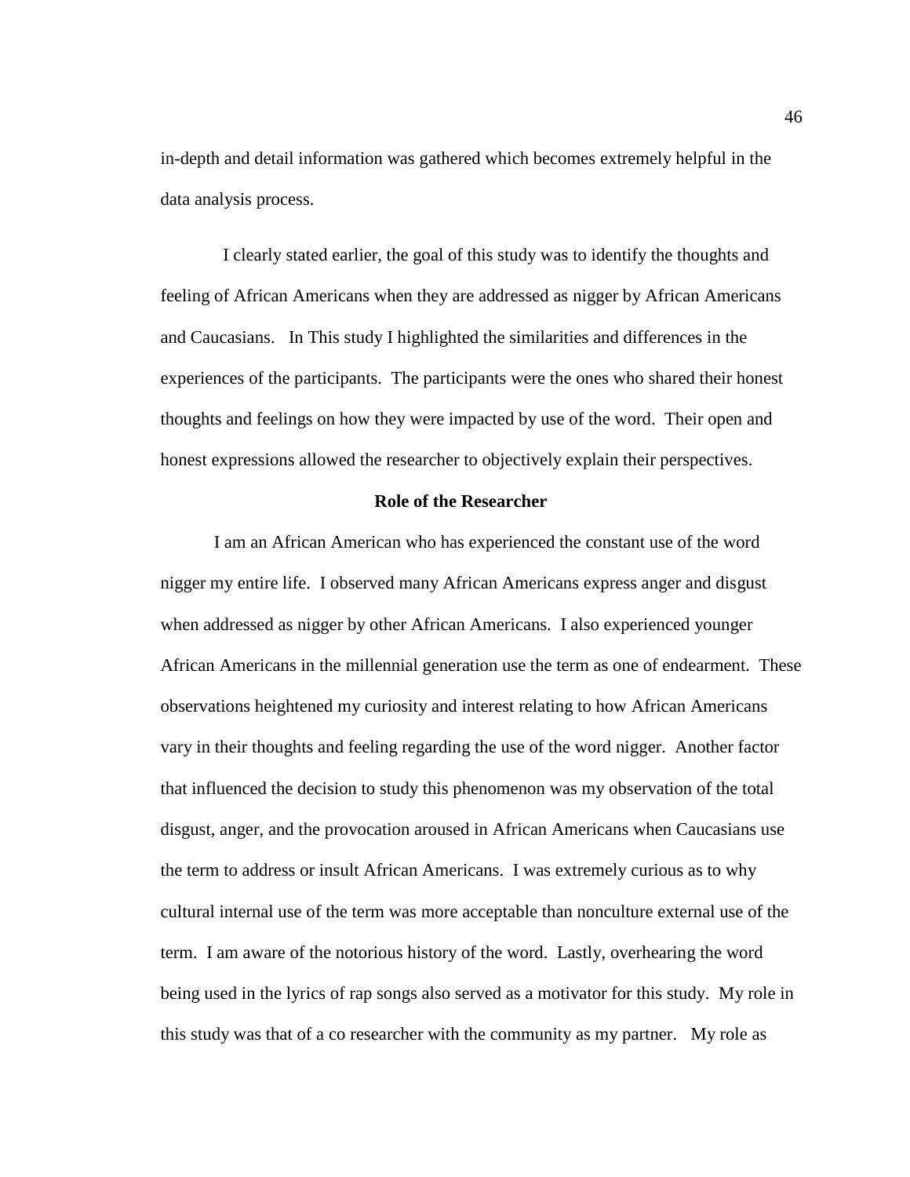in-depth and detail information was gathered which becomes extremely helpful in the data analysis process.

I clearly stated earlier, the goal of this study was to identify the thoughts and feeling of African Americans when they are addressed as nigger by African Americans and Caucasians. In This study I highlighted the similarities and differences in the experiences of the participants. The participants were the ones who shared their honest thoughts and feelings on how they were impacted by use of the word. Their open and honest expressions allowed the researcher to objectively explain their perspectives.

**Role of the Researcher**

I am an African American who has experienced the constant use of the word nigger my entire life. I observed many African Americans express anger and disgust when addressed as nigger by other African Americans. I also experienced younger African Americans in the millennial generation use the term as one of endearment. These observations heightened my curiosity and interest relating to how African Americans vary in their thoughts and feeling regarding the use of the word nigger. Another factor that influenced the decision to study this phenomenon was my observation of the total disgust, anger, and the provocation aroused in African Americans when Caucasians use the term to address or insult African Americans. I was extremely curious as to why cultural internal use of the term was more acceptable than nonculture external use of the term. I am aware of the notorious history of the word. Lastly, overhearing the word being used in the lyrics of rap songs also served as a motivator for this study. My role in this study was that of a co researcher with the community as my partner. My role as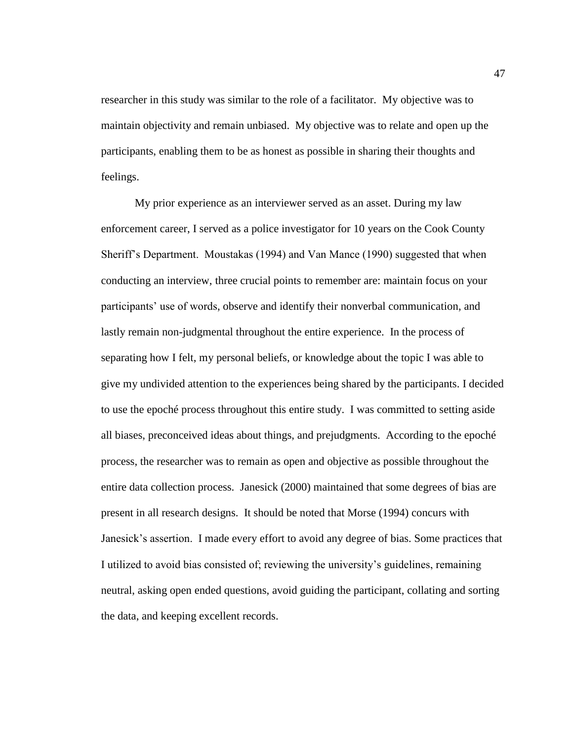researcher in this study was similar to the role of a facilitator. My objective was to maintain objectivity and remain unbiased. My objective was to relate and open up the participants, enabling them to be as honest as possible in sharing their thoughts and feelings.

My prior experience as an interviewer served as an asset. During my law enforcement career, I served as a police investigator for 10 years on the Cook County Sheriff's Department. Moustakas (1994) and Van Mance (1990) suggested that when conducting an interview, three crucial points to remember are: maintain focus on your participants' use of words, observe and identify their nonverbal communication, and lastly remain non-judgmental throughout the entire experience. In the process of separating how I felt, my personal beliefs, or knowledge about the topic I was able to give my undivided attention to the experiences being shared by the participants. I decided to use the epoché process throughout this entire study. I was committed to setting aside all biases, preconceived ideas about things, and prejudgments. According to the epoché process, the researcher was to remain as open and objective as possible throughout the entire data collection process. Janesick (2000) maintained that some degrees of bias are present in all research designs. It should be noted that Morse (1994) concurs with Janesick's assertion. I made every effort to avoid any degree of bias. Some practices that I utilized to avoid bias consisted of; reviewing the university's guidelines, remaining neutral, asking open ended questions, avoid guiding the participant, collating and sorting the data, and keeping excellent records.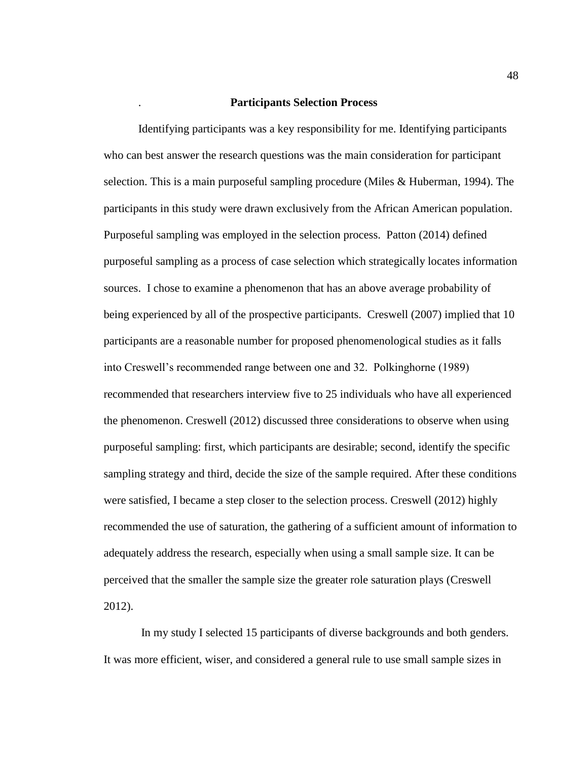## Participants Selection Process

Identifying participants was a key responsibility for me. Identifying participants who can best answer the research questions was the main consideration for participant selection. This is a main purposeful sampling procedure (Miles & Huberman, 1994). The participants in this study were drawn exclusively from the African American population. Purposeful sampling was employed in the selection process. Patton (2014) defined purposeful sampling as a process of case selection which strategically locates information sources. I chose to examine a phenomenon that has an above average probability of being experienced by all of the prospective participants. Creswell (2007) implied that 10 participants are a reasonable number for proposed phenomenological studies as it falls into Creswell's recommended range between one and 32. Polkinghorne (1989) recommended that researchers interview five to 25 individuals who have all experienced the phenomenon. Creswell (2012) discussed three considerations to observe when using purposeful sampling: first, which participants are desirable; second, identify the specific sampling strategy and third, decide the size of the sample required. After these conditions were satisfied, I became a step closer to the selection process. Creswell (2012) highly recommended the use of saturation, the gathering of a sufficient amount of information to adequately address the research, especially when using a small sample size. It can be perceived that the smaller the sample size the greater role saturation plays (Creswell 2012).

In my study I selected 15 participants of diverse backgrounds and both genders. It was more efficient, wiser, and considered a general rule to use small sample sizes in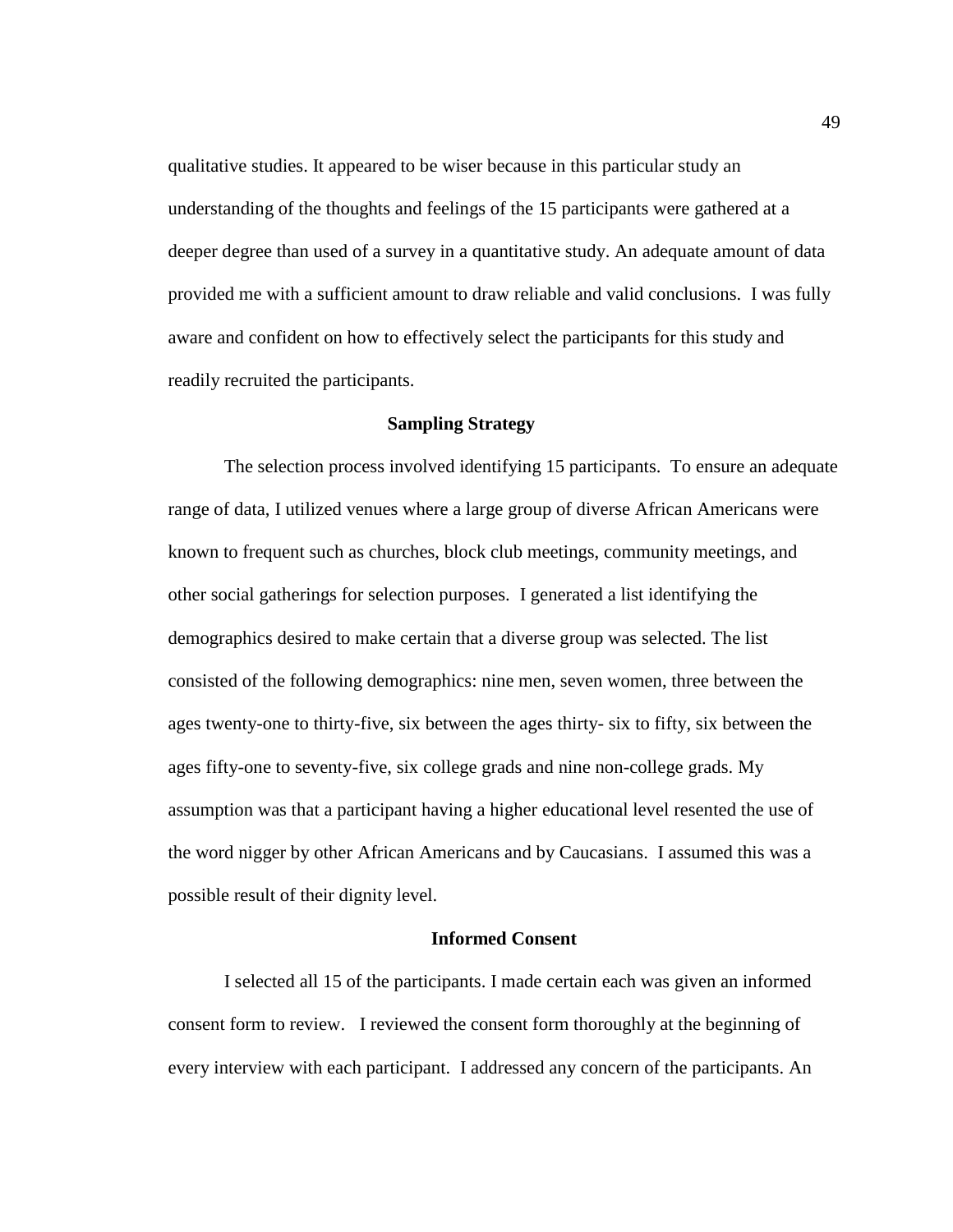qualitative studies. It appeared to be wiser because in this particular study an understanding of the thoughts and feelings of the 15 participants were gathered at a deeper degree than used of a survey in a quantitative study. An adequate amount of data provided me with a sufficient amount to draw reliable and valid conclusions. I was fully aware and confident on how to effectively select the participants for this study and readily recruited the participants.

## Sampling Strategy

The selection process involved identifying 15 participants. To ensure an adequate range of data, I utilized venues where a large group of diverse African Americans were known to frequent such as churches, block club meetings, community meetings, and other social gatherings for selection purposes. I generated a list identifying the demographics desired to make certain that a diverse group was selected. The list consisted of the following demographics: nine men, seven women, three between the ages twenty-one to thirty-five, six between the ages thirty- six to fifty, six between the ages fifty-one to seventy-five, six college grads and nine non-college grads. My assumption was that a participant having a higher educational level resented the use of the word nigger by other African Americans and by Caucasians. I assumed this was a possible result of their dignity level.

## Informed Consent

I selected all 15 of the participants. I made certain each was given an informed consent form to review. I reviewed the consent form thoroughly at the beginning of every interview with each participant. I addressed any concern of the participants. An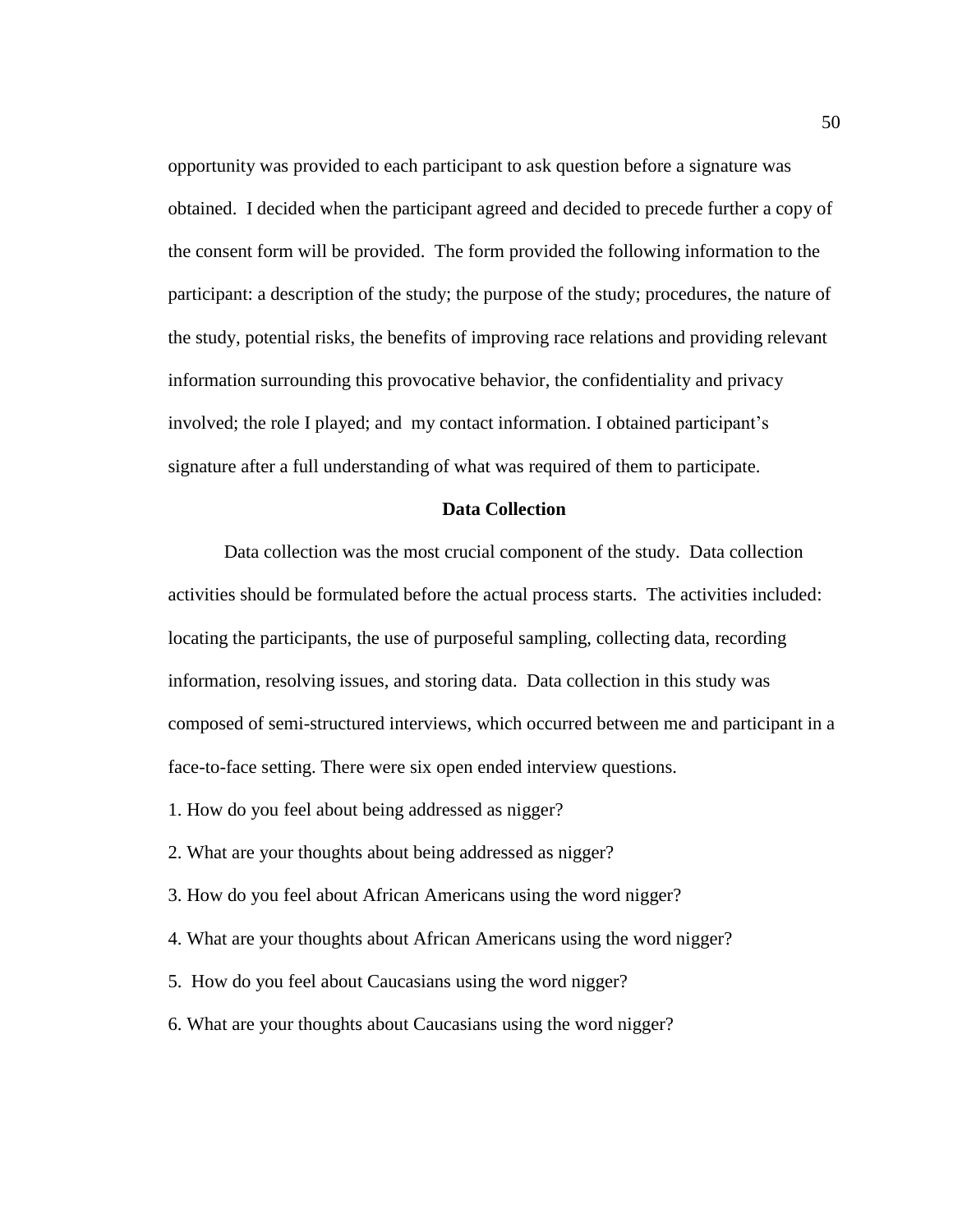opportunity was provided to each participant to ask question before a signature was obtained. I decided when the participant agreed and decided to precede further a copy of the consent form will be provided. The form provided the following information to the participant: a description of the study; the purpose of the study; procedures, the nature of the study, potential risks, the benefits of improving race relations and providing relevant information surrounding this provocative behavior, the confidentiality and privacy involved; the role I played; and my contact information. I obtained participant's signature after a full understanding of what was required of them to participate.

## Data Collection

Data collection was the most crucial component of the study. Data collection activities should be formulated before the actual process starts. The activities included: locating the participants, the use of purposeful sampling, collecting data, recording information, resolving issues, and storing data. Data collection in this study was composed of semi-structured interviews, which occurred between me and participant in a face-to-face setting. There were six open ended interview questions.

1. How do you feel about being addressed as nigger?
2. What are your thoughts about being addressed as nigger?
3. How do you feel about African Americans using the word nigger?
4. What are your thoughts about African Americans using the word nigger?
5. How do you feel about Caucasians using the word nigger?
6. What are your thoughts about Caucasians using the word nigger?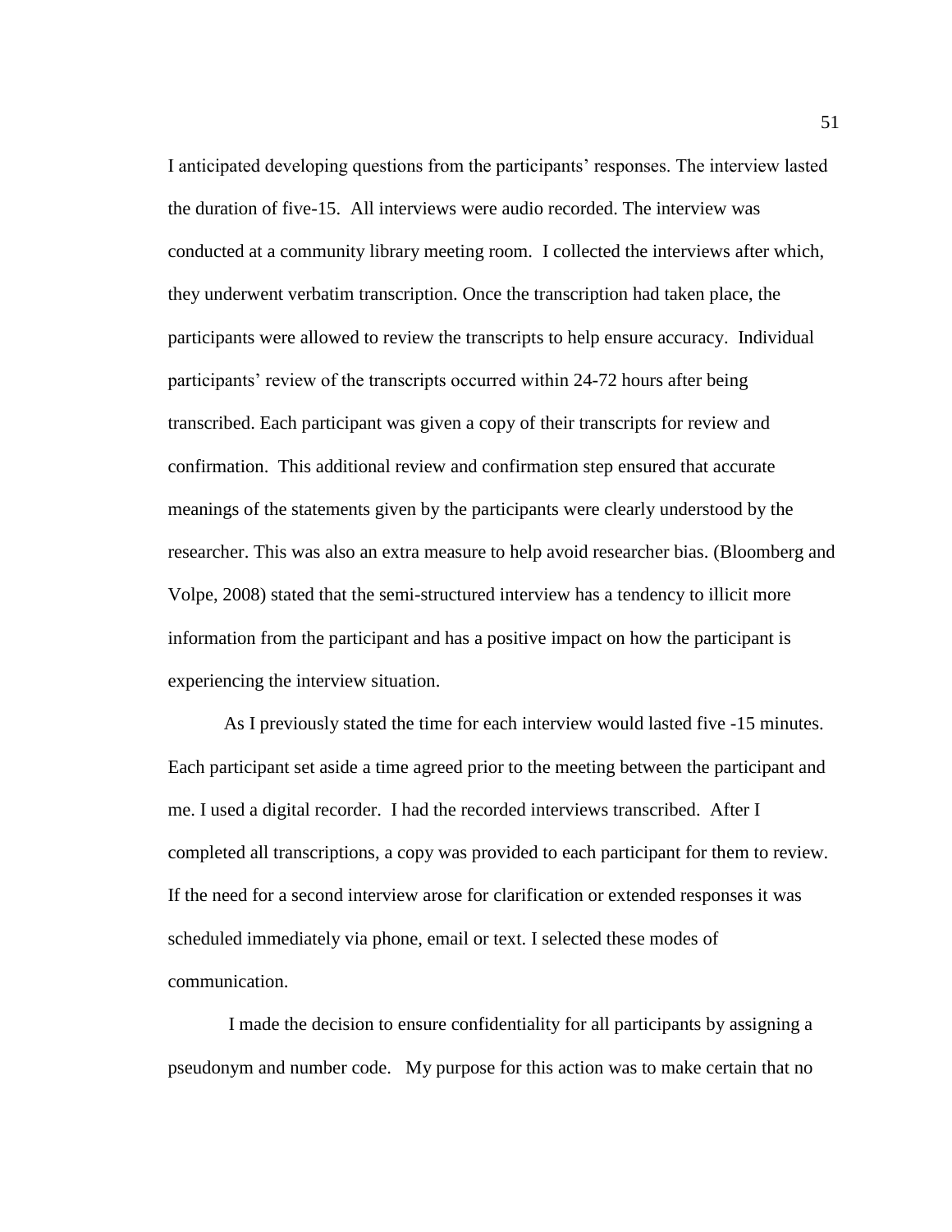I anticipated developing questions from the participants' responses. The interview lasted the duration of five-15. All interviews were audio recorded. The interview was conducted at a community library meeting room. I collected the interviews after which, they underwent verbatim transcription. Once the transcription had taken place, the participants were allowed to review the transcripts to help ensure accuracy. Individual participants' review of the transcripts occurred within 24-72 hours after being transcribed. Each participant was given a copy of their transcripts for review and confirmation. This additional review and confirmation step ensured that accurate meanings of the statements given by the participants were clearly understood by the researcher. This was also an extra measure to help avoid researcher bias. (Bloomberg and Volpe, 2008) stated that the semi-structured interview has a tendency to illicit more information from the participant and has a positive impact on how the participant is experiencing the interview situation.

As I previously stated the time for each interview would lasted five -15 minutes. Each participant set aside a time agreed prior to the meeting between the participant and me. I used a digital recorder. I had the recorded interviews transcribed. After I completed all transcriptions, a copy was provided to each participant for them to review. If the need for a second interview arose for clarification or extended responses it was scheduled immediately via phone, email or text. I selected these modes of communication.

I made the decision to ensure confidentiality for all participants by assigning a pseudonym and number code. My purpose for this action was to make certain that no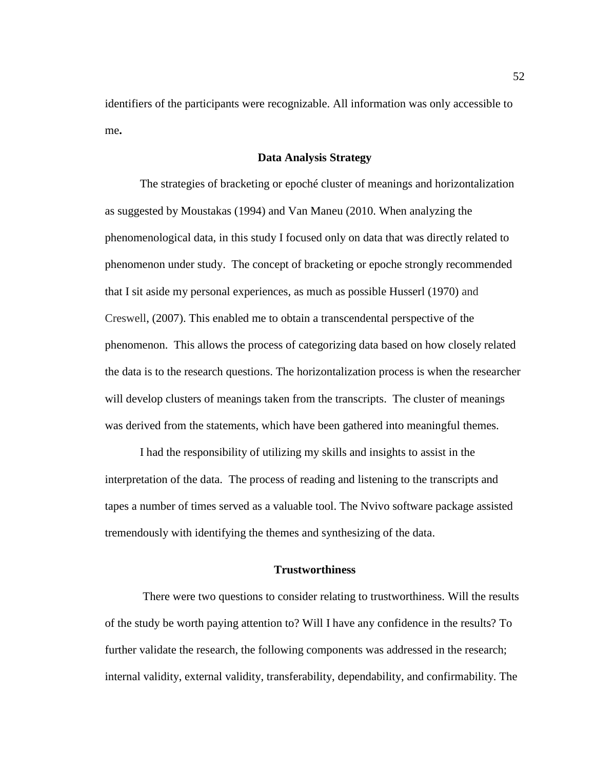identifiers of the participants were recognizable. All information was only accessible to me**.**

## Data Analysis Strategy

The strategies of bracketing or epoché cluster of meanings and horizontalization as suggested by Moustakas (1994) and Van Maneu (2010. When analyzing the phenomenological data, in this study I focused only on data that was directly related to phenomenon under study. The concept of bracketing or epoche strongly recommended that I sit aside my personal experiences, as much as possible Husserl (1970) and Creswell, (2007). This enabled me to obtain a transcendental perspective of the phenomenon. This allows the process of categorizing data based on how closely related the data is to the research questions. The horizontalization process is when the researcher will develop clusters of meanings taken from the transcripts. The cluster of meanings was derived from the statements, which have been gathered into meaningful themes.

I had the responsibility of utilizing my skills and insights to assist in the interpretation of the data. The process of reading and listening to the transcripts and tapes a number of times served as a valuable tool. The Nvivo software package assisted tremendously with identifying the themes and synthesizing of the data.

## Trustworthiness

There were two questions to consider relating to trustworthiness. Will the results of the study be worth paying attention to? Will I have any confidence in the results? To further validate the research, the following components was addressed in the research; internal validity, external validity, transferability, dependability, and confirmability. The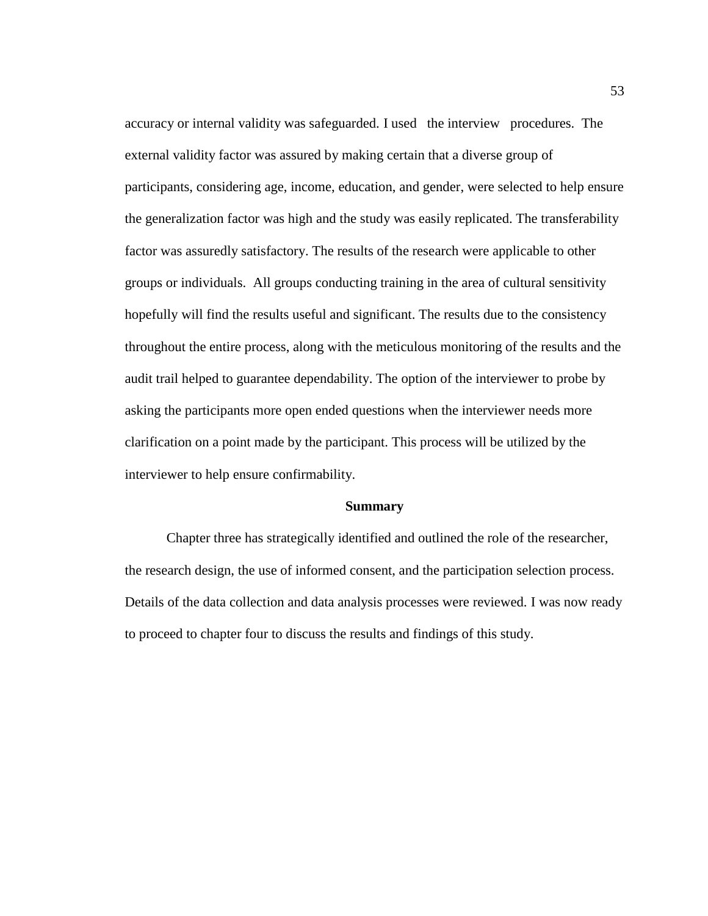accuracy or internal validity was safeguarded. I used the interview procedures. The external validity factor was assured by making certain that a diverse group of participants, considering age, income, education, and gender, were selected to help ensure the generalization factor was high and the study was easily replicated. The transferability factor was assuredly satisfactory. The results of the research were applicable to other groups or individuals. All groups conducting training in the area of cultural sensitivity hopefully will find the results useful and significant. The results due to the consistency throughout the entire process, along with the meticulous monitoring of the results and the audit trail helped to guarantee dependability. The option of the interviewer to probe by asking the participants more open ended questions when the interviewer needs more clarification on a point made by the participant. This process will be utilized by the interviewer to help ensure confirmability.

## Summary

Chapter three has strategically identified and outlined the role of the researcher, the research design, the use of informed consent, and the participation selection process. Details of the data collection and data analysis processes were reviewed. I was now ready to proceed to chapter four to discuss the results and findings of this study.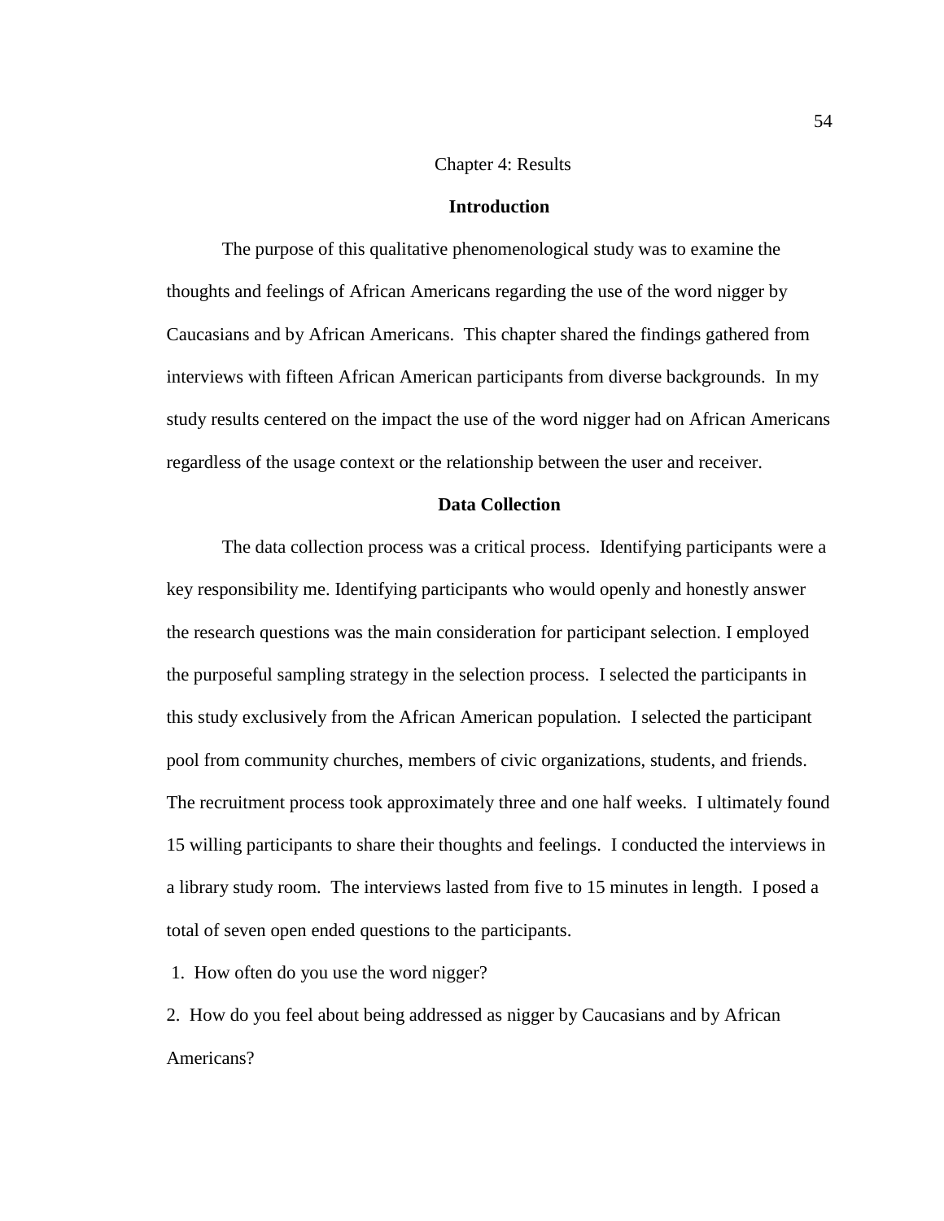## Chapter 4: Results

### Introduction

The purpose of this qualitative phenomenological study was to examine the thoughts and feelings of African Americans regarding the use of the word nigger by Caucasians and by African Americans. This chapter shared the findings gathered from interviews with fifteen African American participants from diverse backgrounds. In my study results centered on the impact the use of the word nigger had on African Americans regardless of the usage context or the relationship between the user and receiver.

### Data Collection

The data collection process was a critical process. Identifying participants were a key responsibility me. Identifying participants who would openly and honestly answer the research questions was the main consideration for participant selection. I employed the purposeful sampling strategy in the selection process. I selected the participants in this study exclusively from the African American population. I selected the participant pool from community churches, members of civic organizations, students, and friends. The recruitment process took approximately three and one half weeks. I ultimately found 15 willing participants to share their thoughts and feelings. I conducted the interviews in a library study room. The interviews lasted from five to 15 minutes in length. I posed a total of seven open ended questions to the participants.

1. How often do you use the word nigger?
2. How do you feel about being addressed as nigger by Caucasians and by African Americans?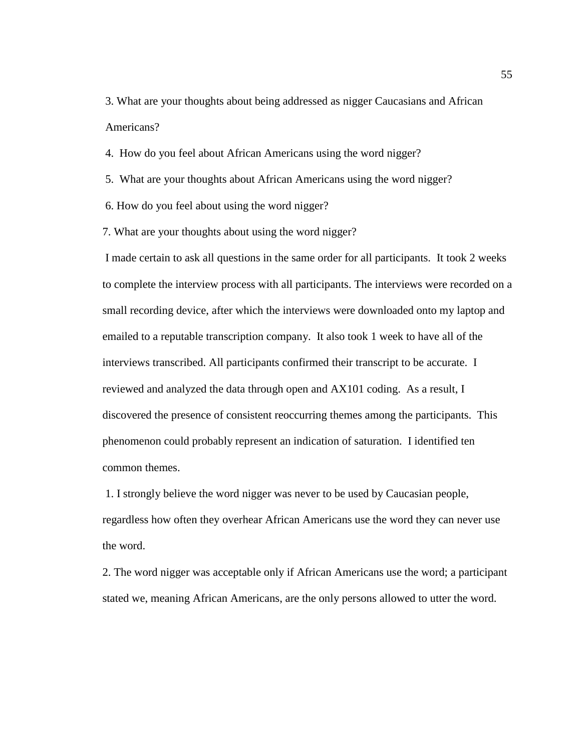3. What are your thoughts about being addressed as nigger Caucasians and African Americans?

4. How do you feel about African Americans using the word nigger?

5. What are your thoughts about African Americans using the word nigger?

6. How do you feel about using the word nigger?

7. What are your thoughts about using the word nigger?

I made certain to ask all questions in the same order for all participants. It took 2 weeks to complete the interview process with all participants. The interviews were recorded on a small recording device, after which the interviews were downloaded onto my laptop and emailed to a reputable transcription company. It also took 1 week to have all of the interviews transcribed. All participants confirmed their transcript to be accurate. I reviewed and analyzed the data through open and AX101 coding. As a result, I discovered the presence of consistent reoccurring themes among the participants. This phenomenon could probably represent an indication of saturation. I identified ten common themes.

1. I strongly believe the word nigger was never to be used by Caucasian people, regardless how often they overhear African Americans use the word they can never use the word.

2. The word nigger was acceptable only if African Americans use the word; a participant stated we, meaning African Americans, are the only persons allowed to utter the word.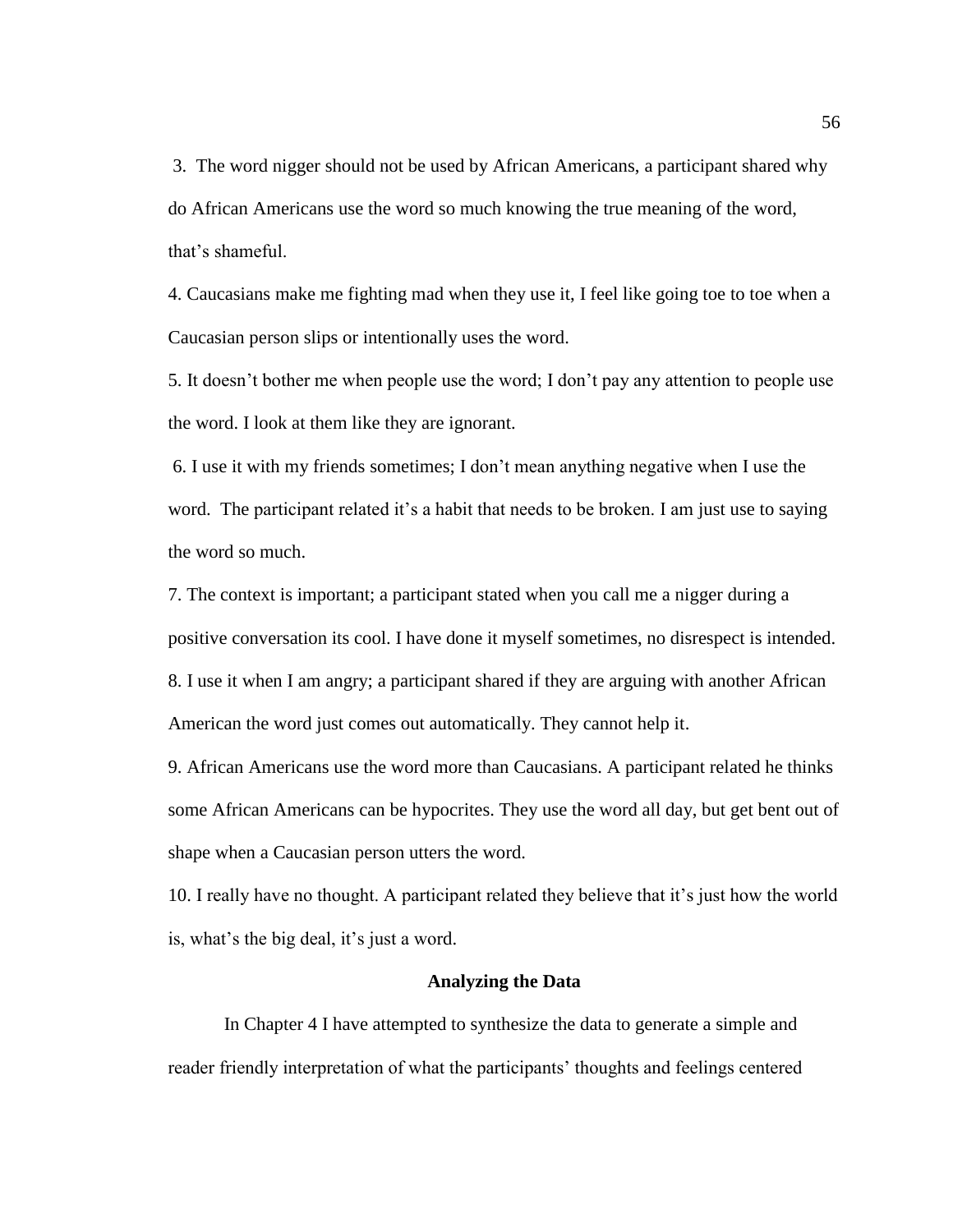3. The word nigger should not be used by African Americans, a participant shared why do African Americans use the word so much knowing the true meaning of the word, that's shameful.

4. Caucasians make me fighting mad when they use it, I feel like going toe to toe when a Caucasian person slips or intentionally uses the word.

5. It doesn't bother me when people use the word; I don't pay any attention to people use the word. I look at them like they are ignorant.

6. I use it with my friends sometimes; I don't mean anything negative when I use the word. The participant related it's a habit that needs to be broken. I am just use to saying the word so much.

7. The context is important; a participant stated when you call me a nigger during a positive conversation its cool. I have done it myself sometimes, no disrespect is intended.

8. I use it when I am angry; a participant shared if they are arguing with another African American the word just comes out automatically. They cannot help it.

9. African Americans use the word more than Caucasians. A participant related he thinks some African Americans can be hypocrites. They use the word all day, but get bent out of shape when a Caucasian person utters the word.

10. I really have no thought. A participant related they believe that it's just how the world is, what's the big deal, it's just a word.

## Analyzing the Data

In Chapter 4 I have attempted to synthesize the data to generate a simple and reader friendly interpretation of what the participants' thoughts and feelings centered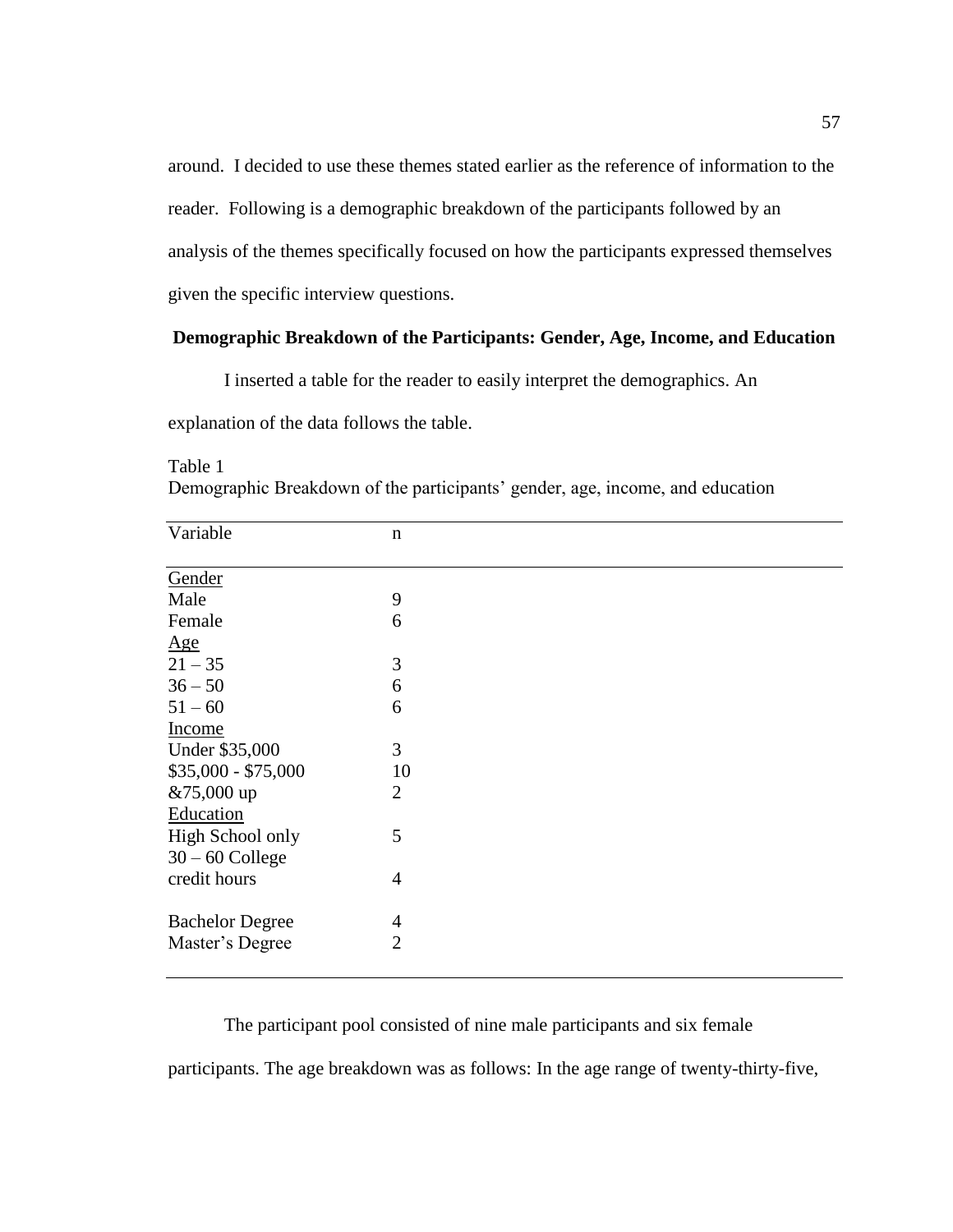around. I decided to use these themes stated earlier as the reference of information to the reader. Following is a demographic breakdown of the participants followed by an analysis of the themes specifically focused on how the participants expressed themselves given the specific interview questions.

**Demographic Breakdown of the Participants: Gender, Age, Income, and Education**

I inserted a table for the reader to easily interpret the demographics. An explanation of the data follows the table.

Table 1
Demographic Breakdown of the participants' gender, age, income, and education

| Variable | n |
|---|---|
| Gender | |
| Male | 9 |
| Female | 6 |
| Age | |
| 21 – 35 | 3 |
| 36 – 50 | 6 |
| 51 – 60 | 6 |
| Income | |
| Under $35,000 | 3 |
| $35,000 - $75,000 | 10 |
| &75,000 up | 2 |
| Education | |
| High School only | 5 |
| 30 – 60 College credit hours | 4 |
| Bachelor Degree | 4 |
| Master's Degree | 2 |

The participant pool consisted of nine male participants and six female participants. The age breakdown was as follows: In the age range of twenty-thirty-five,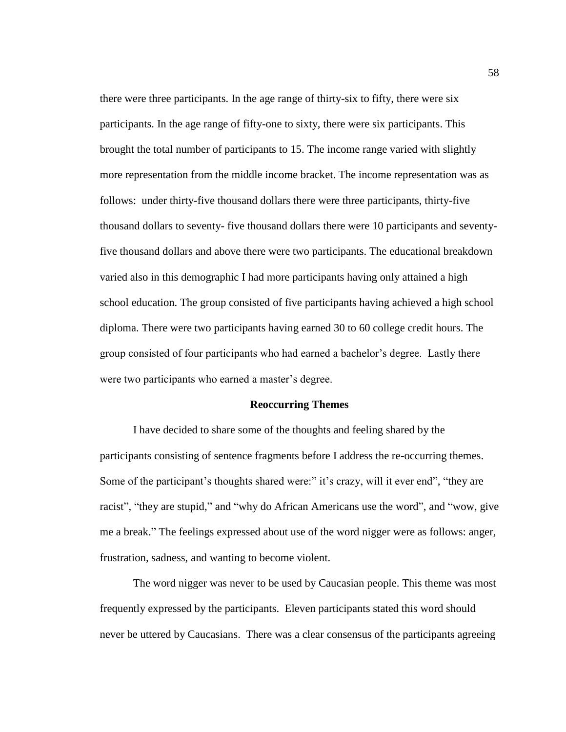there were three participants. In the age range of thirty-six to fifty, there were six participants. In the age range of fifty-one to sixty, there were six participants. This brought the total number of participants to 15. The income range varied with slightly more representation from the middle income bracket. The income representation was as follows:  under thirty-five thousand dollars there were three participants, thirty-five thousand dollars to seventy- five thousand dollars there were 10 participants and seventy-five thousand dollars and above there were two participants. The educational breakdown varied also in this demographic I had more participants having only attained a high school education. The group consisted of five participants having achieved a high school diploma. There were two participants having earned 30 to 60 college credit hours. The group consisted of four participants who had earned a bachelor's degree.  Lastly there were two participants who earned a master's degree.

## Reoccurring Themes

I have decided to share some of the thoughts and feeling shared by the participants consisting of sentence fragments before I address the re-occurring themes. Some of the participant's thoughts shared were:" it's crazy, will it ever end", "they are racist", "they are stupid," and "why do African Americans use the word", and "wow, give me a break." The feelings expressed about use of the word nigger were as follows: anger, frustration, sadness, and wanting to become violent.

The word nigger was never to be used by Caucasian people. This theme was most frequently expressed by the participants.  Eleven participants stated this word should never be uttered by Caucasians.  There was a clear consensus of the participants agreeing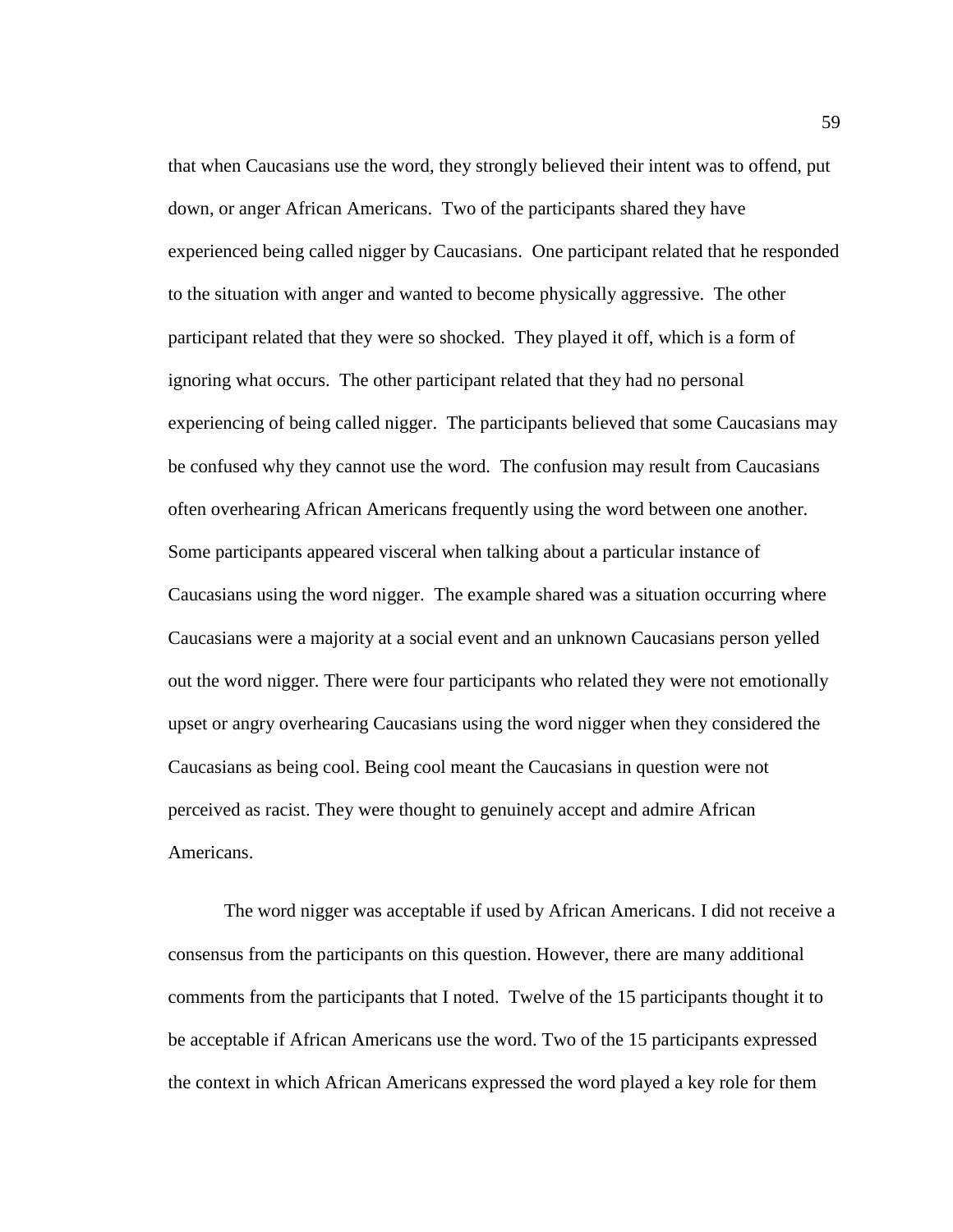that when Caucasians use the word, they strongly believed their intent was to offend, put down, or anger African Americans. Two of the participants shared they have experienced being called nigger by Caucasians. One participant related that he responded to the situation with anger and wanted to become physically aggressive. The other participant related that they were so shocked. They played it off, which is a form of ignoring what occurs. The other participant related that they had no personal experiencing of being called nigger. The participants believed that some Caucasians may be confused why they cannot use the word. The confusion may result from Caucasians often overhearing African Americans frequently using the word between one another. Some participants appeared visceral when talking about a particular instance of Caucasians using the word nigger. The example shared was a situation occurring where Caucasians were a majority at a social event and an unknown Caucasians person yelled out the word nigger. There were four participants who related they were not emotionally upset or angry overhearing Caucasians using the word nigger when they considered the Caucasians as being cool. Being cool meant the Caucasians in question were not perceived as racist. They were thought to genuinely accept and admire African Americans.

The word nigger was acceptable if used by African Americans. I did not receive a consensus from the participants on this question. However, there are many additional comments from the participants that I noted. Twelve of the 15 participants thought it to be acceptable if African Americans use the word. Two of the 15 participants expressed the context in which African Americans expressed the word played a key role for them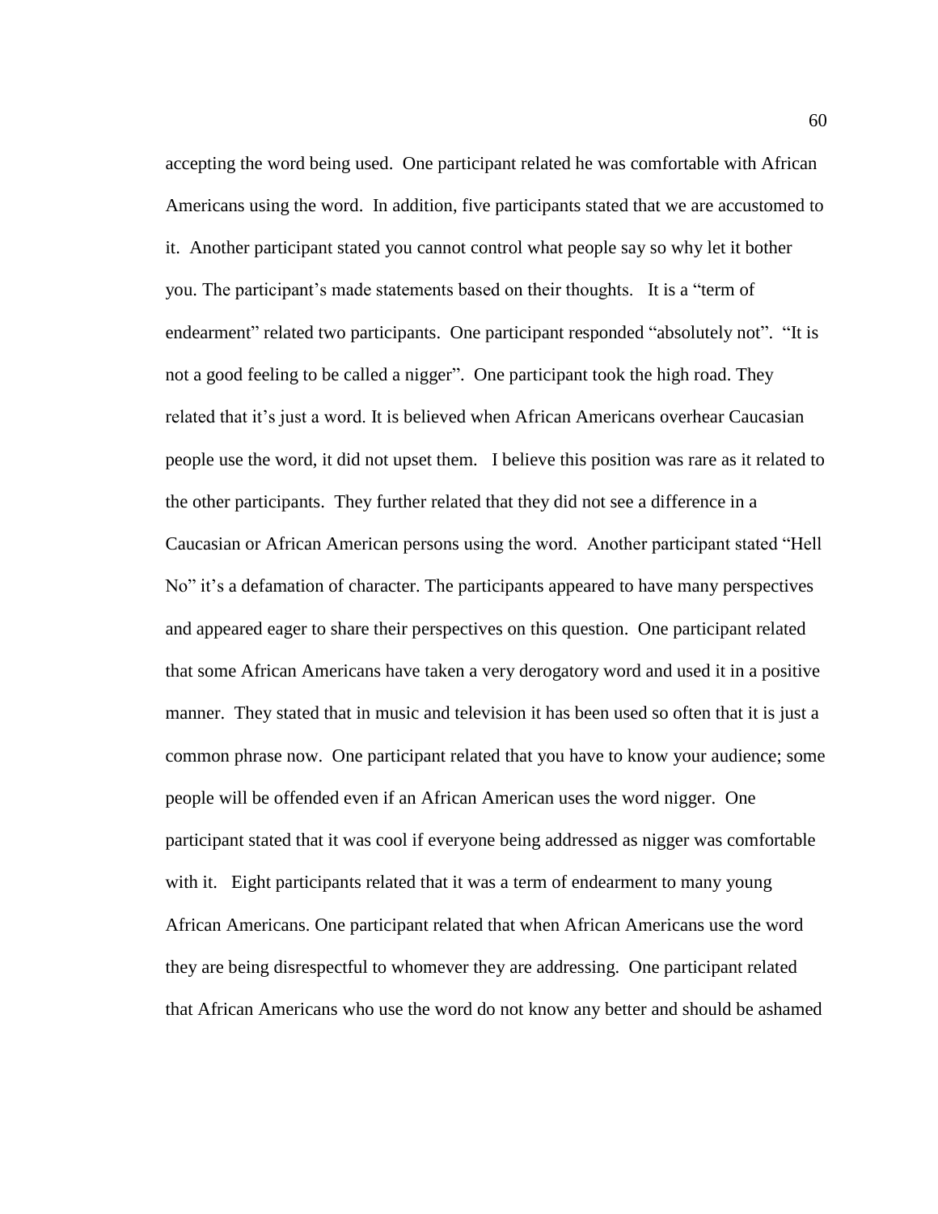accepting the word being used. One participant related he was comfortable with African Americans using the word. In addition, five participants stated that we are accustomed to it. Another participant stated you cannot control what people say so why let it bother you. The participant's made statements based on their thoughts. It is a "term of endearment" related two participants. One participant responded "absolutely not". "It is not a good feeling to be called a nigger". One participant took the high road. They related that it's just a word. It is believed when African Americans overhear Caucasian people use the word, it did not upset them. I believe this position was rare as it related to the other participants. They further related that they did not see a difference in a Caucasian or African American persons using the word. Another participant stated "Hell No" it's a defamation of character. The participants appeared to have many perspectives and appeared eager to share their perspectives on this question. One participant related that some African Americans have taken a very derogatory word and used it in a positive manner. They stated that in music and television it has been used so often that it is just a common phrase now. One participant related that you have to know your audience; some people will be offended even if an African American uses the word nigger. One participant stated that it was cool if everyone being addressed as nigger was comfortable with it. Eight participants related that it was a term of endearment to many young African Americans. One participant related that when African Americans use the word they are being disrespectful to whomever they are addressing. One participant related that African Americans who use the word do not know any better and should be ashamed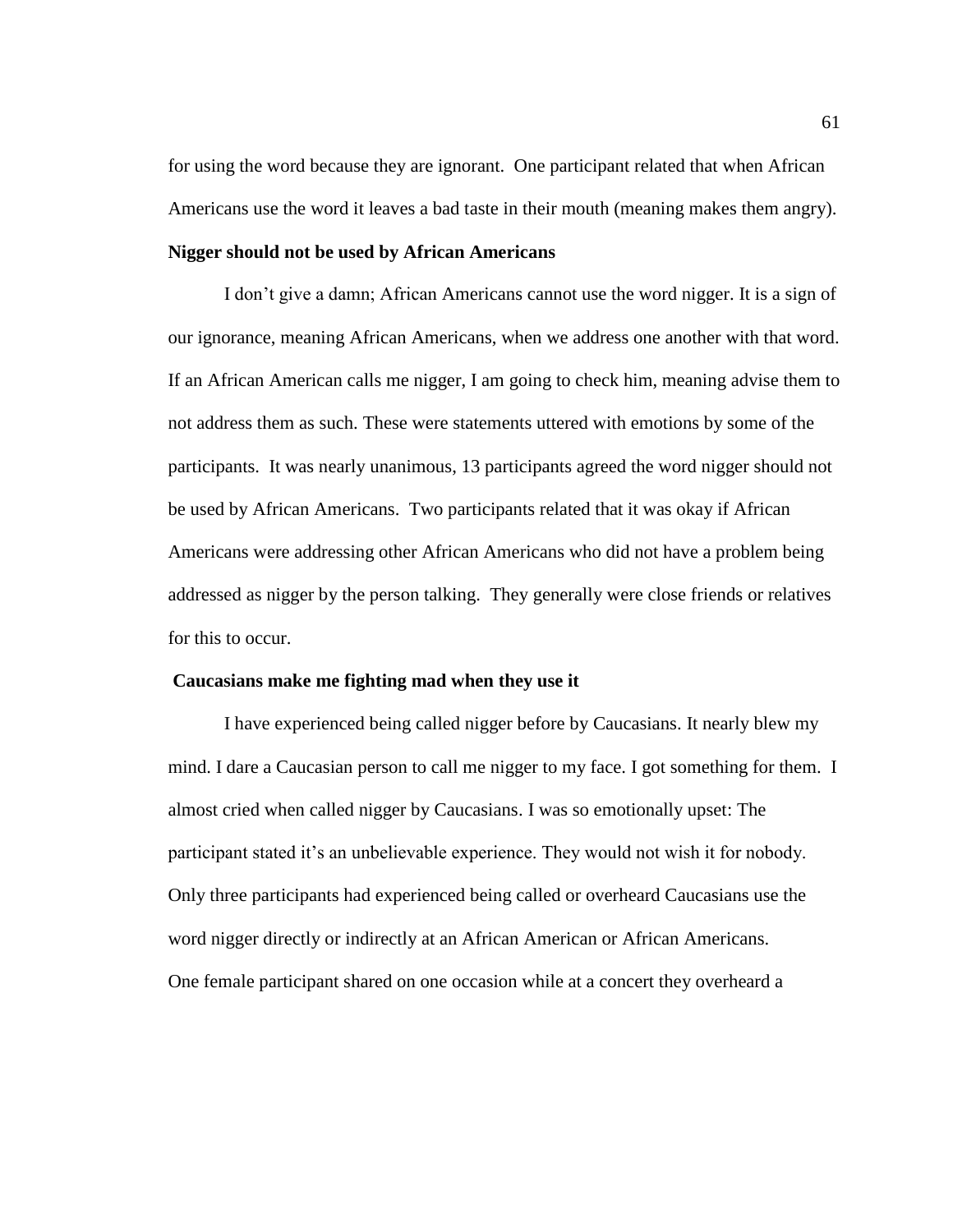for using the word because they are ignorant. One participant related that when African Americans use the word it leaves a bad taste in their mouth (meaning makes them angry).

**Nigger should not be used by African Americans**

I don't give a damn; African Americans cannot use the word nigger. It is a sign of our ignorance, meaning African Americans, when we address one another with that word. If an African American calls me nigger, I am going to check him, meaning advise them to not address them as such. These were statements uttered with emotions by some of the participants. It was nearly unanimous, 13 participants agreed the word nigger should not be used by African Americans. Two participants related that it was okay if African Americans were addressing other African Americans who did not have a problem being addressed as nigger by the person talking. They generally were close friends or relatives for this to occur.

**Caucasians make me fighting mad when they use it**

I have experienced being called nigger before by Caucasians. It nearly blew my mind. I dare a Caucasian person to call me nigger to my face. I got something for them. I almost cried when called nigger by Caucasians. I was so emotionally upset: The participant stated it's an unbelievable experience. They would not wish it for nobody. Only three participants had experienced being called or overheard Caucasians use the word nigger directly or indirectly at an African American or African Americans. One female participant shared on one occasion while at a concert they overheard a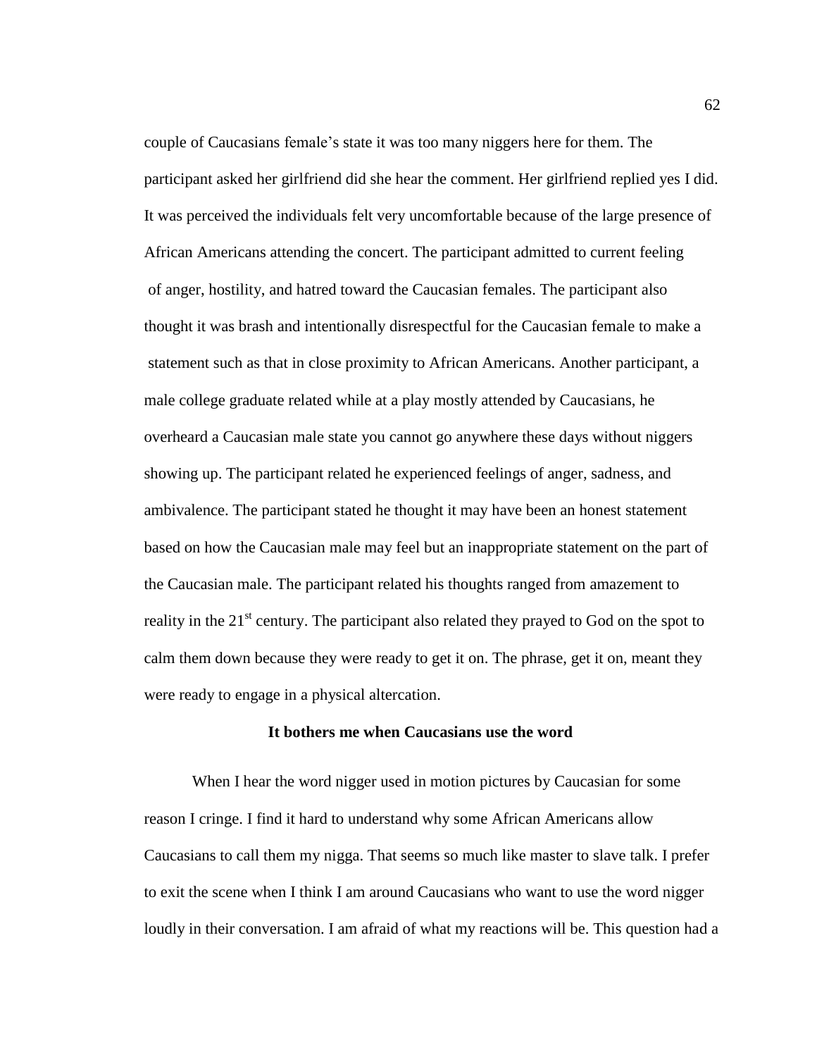couple of Caucasians female's state it was too many niggers here for them. The participant asked her girlfriend did she hear the comment. Her girlfriend replied yes I did. It was perceived the individuals felt very uncomfortable because of the large presence of African Americans attending the concert. The participant admitted to current feeling of anger, hostility, and hatred toward the Caucasian females. The participant also thought it was brash and intentionally disrespectful for the Caucasian female to make a statement such as that in close proximity to African Americans. Another participant, a male college graduate related while at a play mostly attended by Caucasians, he overheard a Caucasian male state you cannot go anywhere these days without niggers showing up. The participant related he experienced feelings of anger, sadness, and ambivalence. The participant stated he thought it may have been an honest statement based on how the Caucasian male may feel but an inappropriate statement on the part of the Caucasian male. The participant related his thoughts ranged from amazement to reality in the 21st century. The participant also related they prayed to God on the spot to calm them down because they were ready to get it on. The phrase, get it on, meant they were ready to engage in a physical altercation.

**It bothers me when Caucasians use the word**

When I hear the word nigger used in motion pictures by Caucasian for some reason I cringe. I find it hard to understand why some African Americans allow Caucasians to call them my nigga. That seems so much like master to slave talk. I prefer to exit the scene when I think I am around Caucasians who want to use the word nigger loudly in their conversation. I am afraid of what my reactions will be. This question had a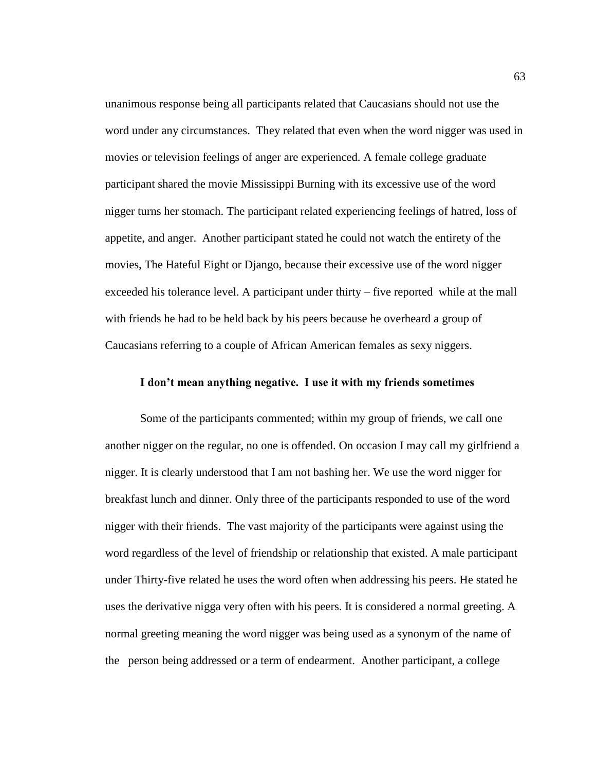unanimous response being all participants related that Caucasians should not use the word under any circumstances. They related that even when the word nigger was used in movies or television feelings of anger are experienced. A female college graduate participant shared the movie Mississippi Burning with its excessive use of the word nigger turns her stomach. The participant related experiencing feelings of hatred, loss of appetite, and anger. Another participant stated he could not watch the entirety of the movies, The Hateful Eight or Django, because their excessive use of the word nigger exceeded his tolerance level. A participant under thirty – five reported while at the mall with friends he had to be held back by his peers because he overheard a group of Caucasians referring to a couple of African American females as sexy niggers.

**I don't mean anything negative. I use it with my friends sometimes**

Some of the participants commented; within my group of friends, we call one another nigger on the regular, no one is offended. On occasion I may call my girlfriend a nigger. It is clearly understood that I am not bashing her. We use the word nigger for breakfast lunch and dinner. Only three of the participants responded to use of the word nigger with their friends. The vast majority of the participants were against using the word regardless of the level of friendship or relationship that existed. A male participant under Thirty-five related he uses the word often when addressing his peers. He stated he uses the derivative nigga very often with his peers. It is considered a normal greeting. A normal greeting meaning the word nigger was being used as a synonym of the name of the person being addressed or a term of endearment. Another participant, a college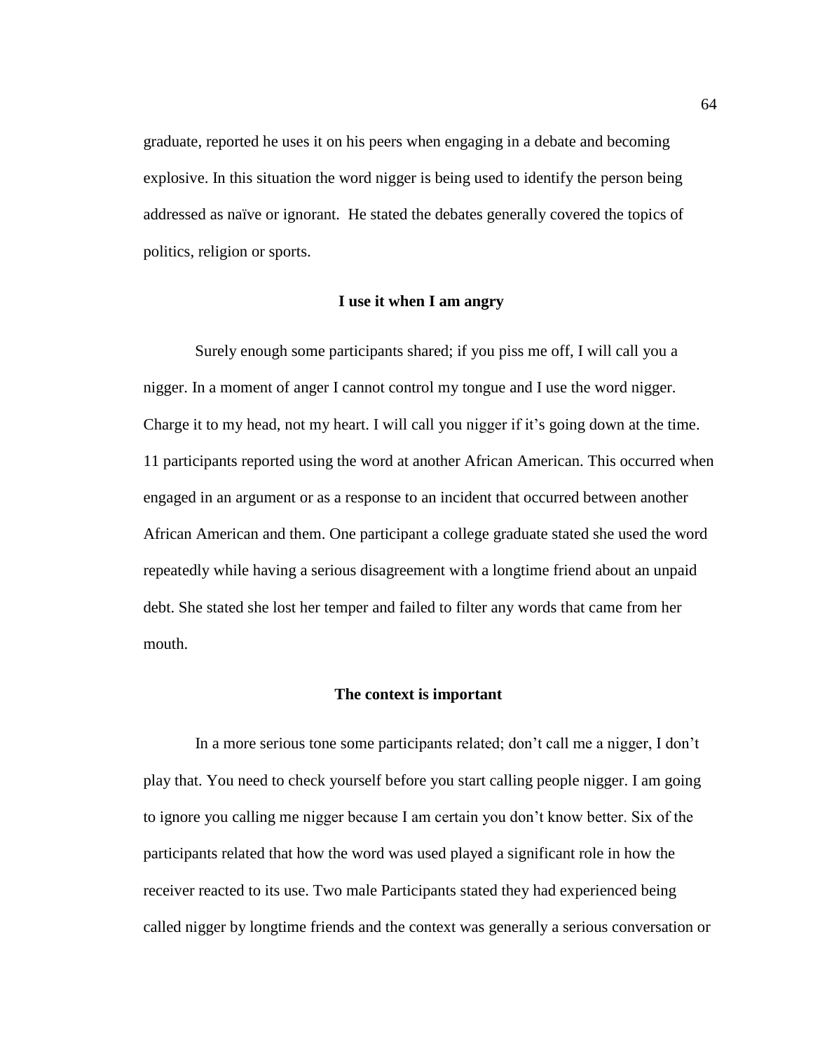graduate, reported he uses it on his peers when engaging in a debate and becoming explosive. In this situation the word nigger is being used to identify the person being addressed as naïve or ignorant. He stated the debates generally covered the topics of politics, religion or sports.

### I use it when I am angry

Surely enough some participants shared; if you piss me off, I will call you a nigger. In a moment of anger I cannot control my tongue and I use the word nigger. Charge it to my head, not my heart. I will call you nigger if it's going down at the time. 11 participants reported using the word at another African American. This occurred when engaged in an argument or as a response to an incident that occurred between another African American and them. One participant a college graduate stated she used the word repeatedly while having a serious disagreement with a longtime friend about an unpaid debt. She stated she lost her temper and failed to filter any words that came from her mouth.

### The context is important

In a more serious tone some participants related; don't call me a nigger, I don't play that. You need to check yourself before you start calling people nigger. I am going to ignore you calling me nigger because I am certain you don't know better. Six of the participants related that how the word was used played a significant role in how the receiver reacted to its use. Two male Participants stated they had experienced being called nigger by longtime friends and the context was generally a serious conversation or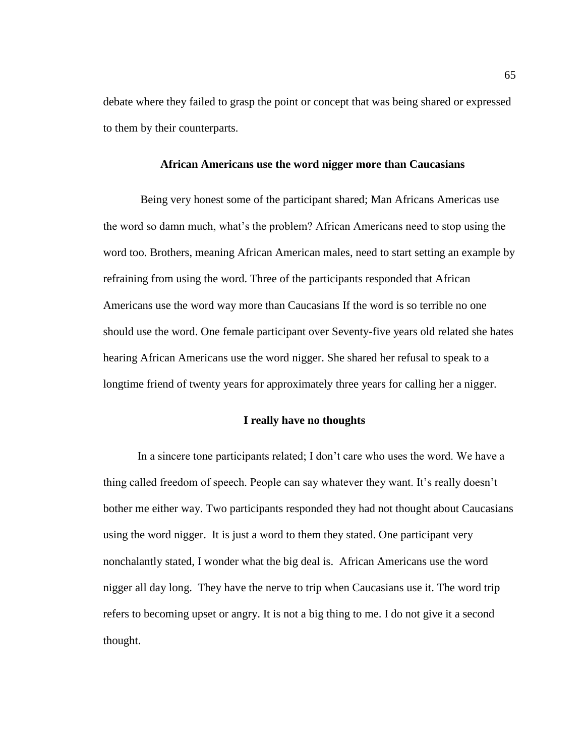debate where they failed to grasp the point or concept that was being shared or expressed to them by their counterparts.

### African Americans use the word nigger more than Caucasians

Being very honest some of the participant shared; Man Africans Americas use the word so damn much, what's the problem? African Americans need to stop using the word too. Brothers, meaning African American males, need to start setting an example by refraining from using the word. Three of the participants responded that African Americans use the word way more than Caucasians If the word is so terrible no one should use the word. One female participant over Seventy-five years old related she hates hearing African Americans use the word nigger. She shared her refusal to speak to a longtime friend of twenty years for approximately three years for calling her a nigger.

### I really have no thoughts

In a sincere tone participants related; I don't care who uses the word. We have a thing called freedom of speech. People can say whatever they want. It's really doesn't bother me either way. Two participants responded they had not thought about Caucasians using the word nigger. It is just a word to them they stated. One participant very nonchalantly stated, I wonder what the big deal is. African Americans use the word nigger all day long. They have the nerve to trip when Caucasians use it. The word trip refers to becoming upset or angry. It is not a big thing to me. I do not give it a second thought.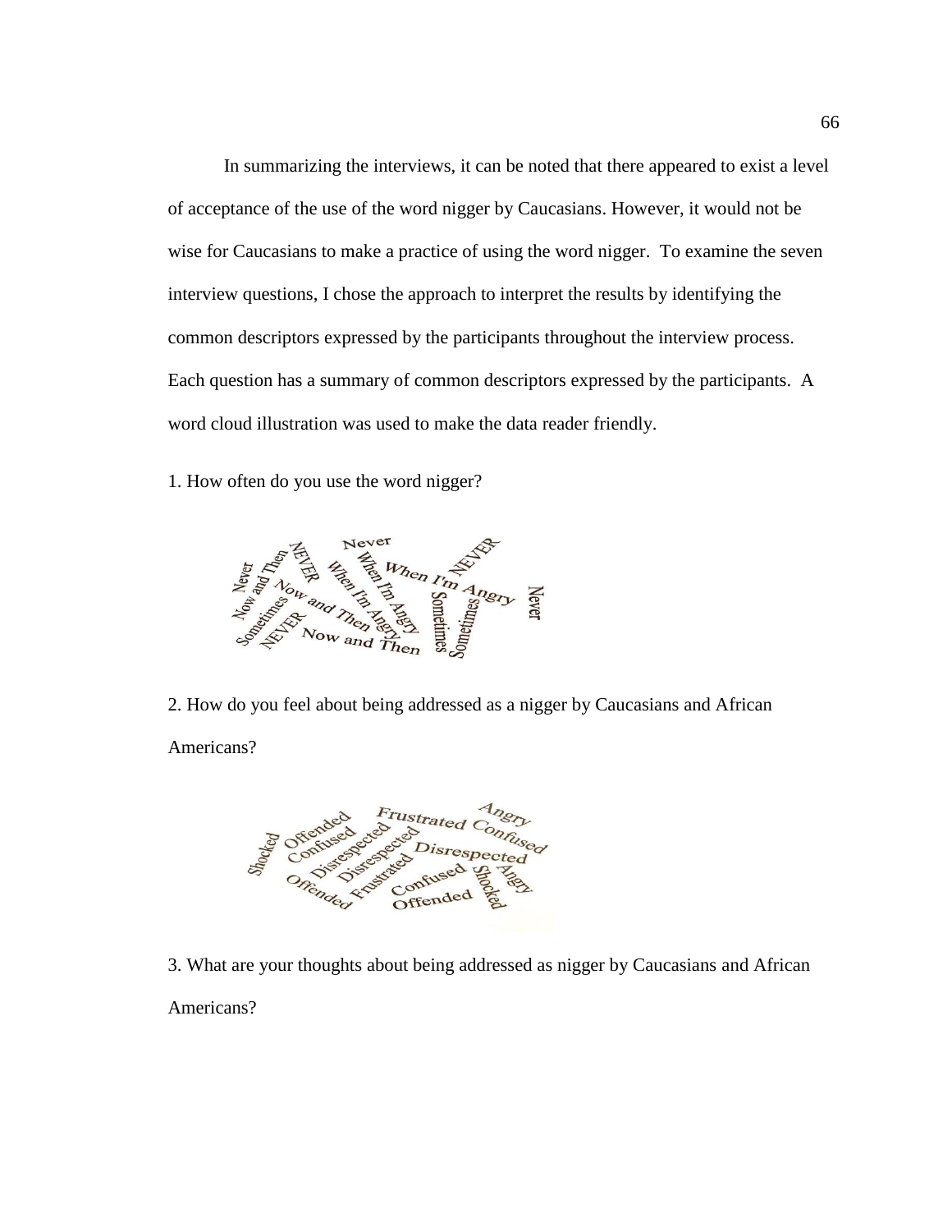In summarizing the interviews, it can be noted that there appeared to exist a level of acceptance of the use of the word nigger by Caucasians. However, it would not be wise for Caucasians to make a practice of using the word nigger. To examine the seven interview questions, I chose the approach to interpret the results by identifying the common descriptors expressed by the participants throughout the interview process. Each question has a summary of common descriptors expressed by the participants. A word cloud illustration was used to make the data reader friendly.

1. How often do you use the word nigger?

2. How do you feel about being addressed as a nigger by Caucasians and African Americans?

3. What are your thoughts about being addressed as nigger by Caucasians and African Americans?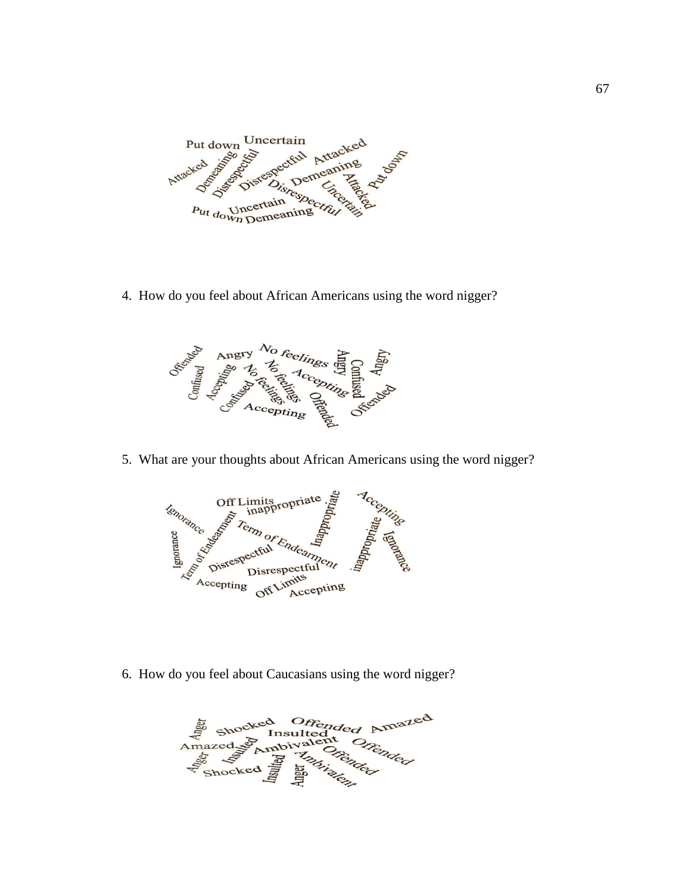Put down Uncertain Attacked Demeaning Disrespectful Disrespectful Attacked Demeaning Disrespectful Attacked Put down Uncertain Uncertain Put down Demeaning

4. How do you feel about African Americans using the word nigger?

Offended Confused Accepting Angry No feelings No feelings No feelings Confused Accepting Accepting Angry Confused Angry Offended Offended

5. What are your thoughts about African Americans using the word nigger?

Ignorance Ignorance Off Limits inappropriate Term of Endearment Term of Endearment Inappropriate Accepting Disrespectful Disrespectful Accepting Off Limits Accepting inappropriate Ignorance

6. How do you feel about Caucasians using the word nigger?

Anger Shocked Offended Amazed Insulted Amazed Insulted Ambivalent Offended Anger Shocked Insulted Anger Ambivalent Offended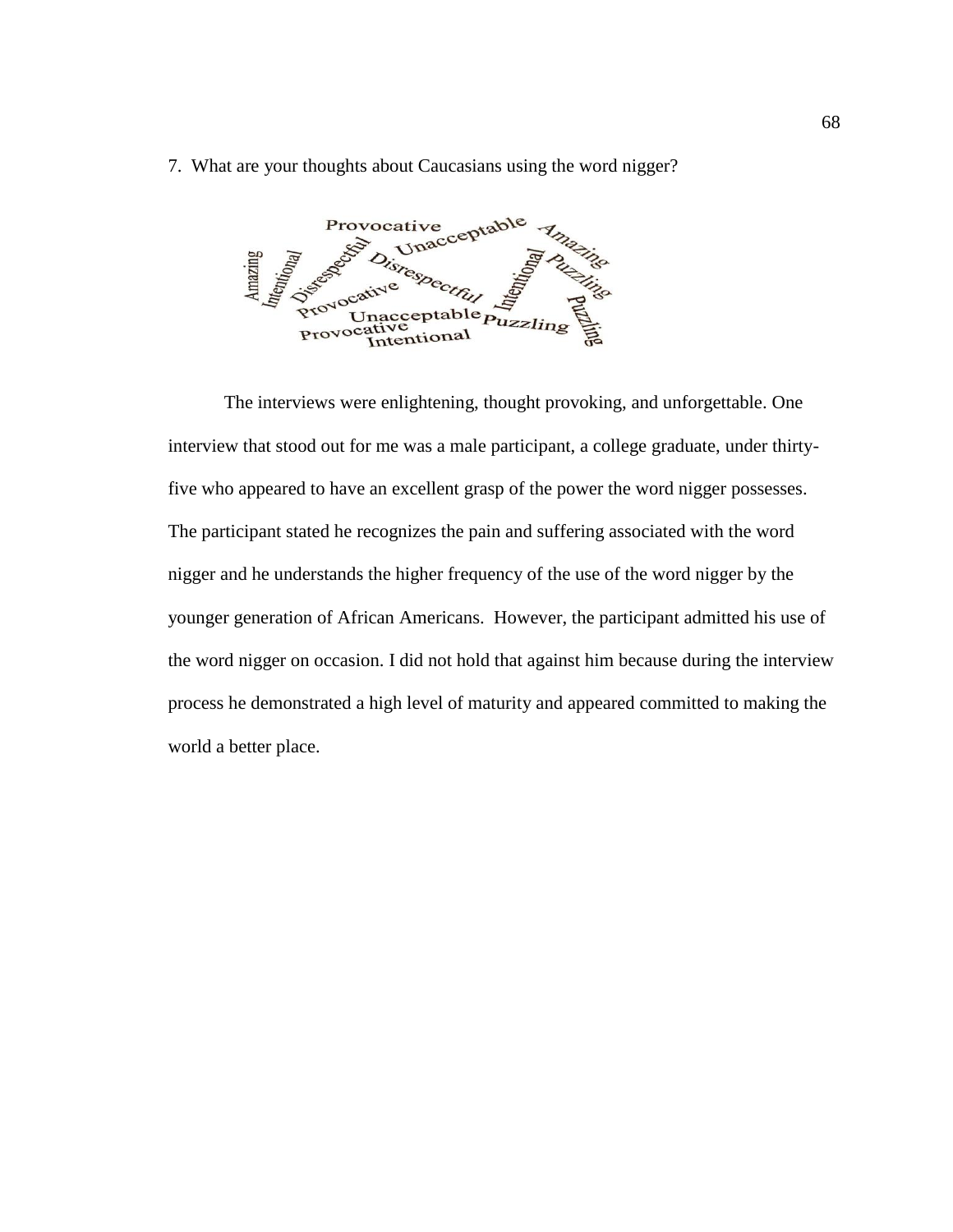7. What are your thoughts about Caucasians using the word nigger?

Provocative Unacceptable Amazing Amazing Intentional Disrespectful Disrespectful Intentional Puzzling Provocative Puzzling Unacceptable Provocative Puzzling Intentional Puzzling

The interviews were enlightening, thought provoking, and unforgettable. One interview that stood out for me was a male participant, a college graduate, under thirty-five who appeared to have an excellent grasp of the power the word nigger possesses. The participant stated he recognizes the pain and suffering associated with the word nigger and he understands the higher frequency of the use of the word nigger by the younger generation of African Americans. However, the participant admitted his use of the word nigger on occasion. I did not hold that against him because during the interview process he demonstrated a high level of maturity and appeared committed to making the world a better place.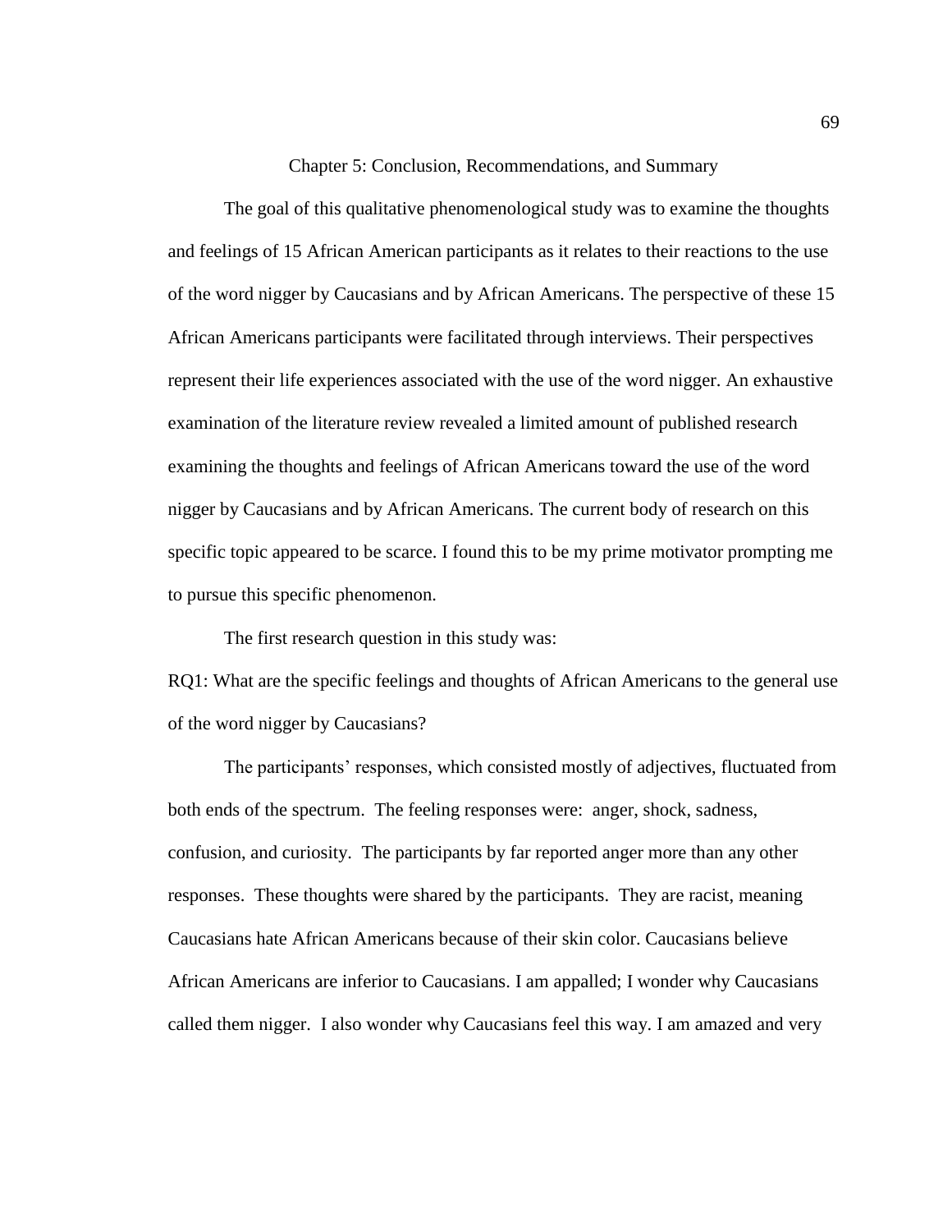## Chapter 5: Conclusion, Recommendations, and Summary

The goal of this qualitative phenomenological study was to examine the thoughts and feelings of 15 African American participants as it relates to their reactions to the use of the word nigger by Caucasians and by African Americans. The perspective of these 15 African Americans participants were facilitated through interviews. Their perspectives represent their life experiences associated with the use of the word nigger. An exhaustive examination of the literature review revealed a limited amount of published research examining the thoughts and feelings of African Americans toward the use of the word nigger by Caucasians and by African Americans. The current body of research on this specific topic appeared to be scarce. I found this to be my prime motivator prompting me to pursue this specific phenomenon.

The first research question in this study was:

RQ1: What are the specific feelings and thoughts of African Americans to the general use of the word nigger by Caucasians?

The participants' responses, which consisted mostly of adjectives, fluctuated from both ends of the spectrum. The feeling responses were: anger, shock, sadness, confusion, and curiosity. The participants by far reported anger more than any other responses. These thoughts were shared by the participants. They are racist, meaning Caucasians hate African Americans because of their skin color. Caucasians believe African Americans are inferior to Caucasians. I am appalled; I wonder why Caucasians called them nigger. I also wonder why Caucasians feel this way. I am amazed and very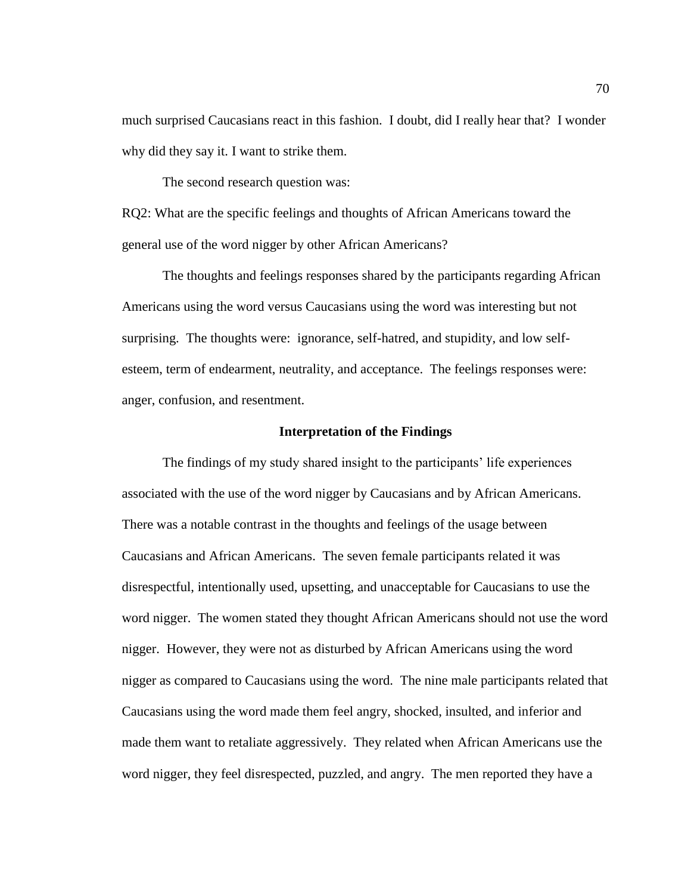much surprised Caucasians react in this fashion. I doubt, did I really hear that? I wonder why did they say it. I want to strike them.

The second research question was:

RQ2: What are the specific feelings and thoughts of African Americans toward the general use of the word nigger by other African Americans?

The thoughts and feelings responses shared by the participants regarding African Americans using the word versus Caucasians using the word was interesting but not surprising. The thoughts were: ignorance, self-hatred, and stupidity, and low self-esteem, term of endearment, neutrality, and acceptance. The feelings responses were: anger, confusion, and resentment.

## Interpretation of the Findings

The findings of my study shared insight to the participants' life experiences associated with the use of the word nigger by Caucasians and by African Americans. There was a notable contrast in the thoughts and feelings of the usage between Caucasians and African Americans. The seven female participants related it was disrespectful, intentionally used, upsetting, and unacceptable for Caucasians to use the word nigger. The women stated they thought African Americans should not use the word nigger. However, they were not as disturbed by African Americans using the word nigger as compared to Caucasians using the word. The nine male participants related that Caucasians using the word made them feel angry, shocked, insulted, and inferior and made them want to retaliate aggressively. They related when African Americans use the word nigger, they feel disrespected, puzzled, and angry. The men reported they have a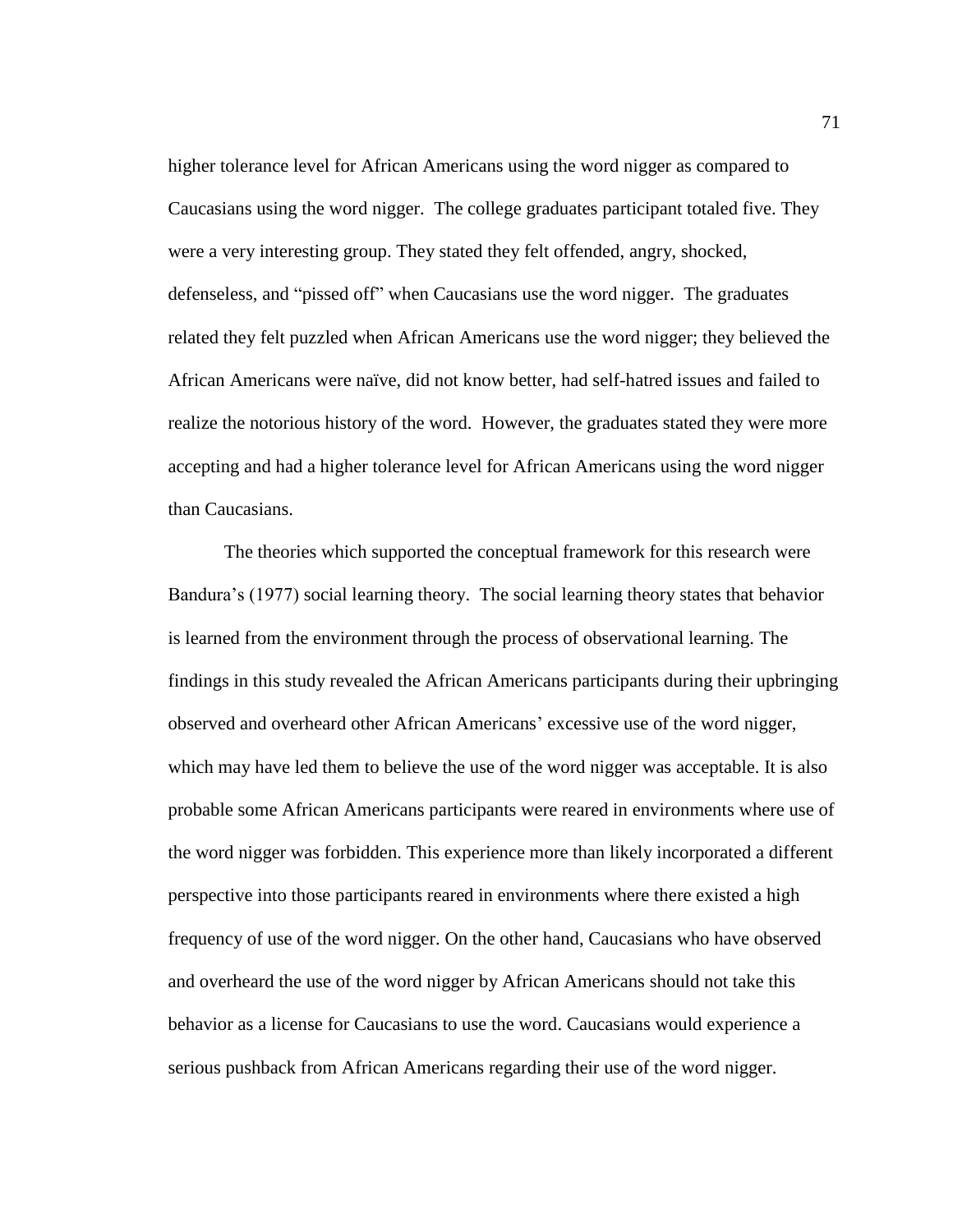higher tolerance level for African Americans using the word nigger as compared to Caucasians using the word nigger. The college graduates participant totaled five. They were a very interesting group. They stated they felt offended, angry, shocked, defenseless, and "pissed off" when Caucasians use the word nigger. The graduates related they felt puzzled when African Americans use the word nigger; they believed the African Americans were naïve, did not know better, had self-hatred issues and failed to realize the notorious history of the word. However, the graduates stated they were more accepting and had a higher tolerance level for African Americans using the word nigger than Caucasians.

The theories which supported the conceptual framework for this research were Bandura's (1977) social learning theory. The social learning theory states that behavior is learned from the environment through the process of observational learning. The findings in this study revealed the African Americans participants during their upbringing observed and overheard other African Americans' excessive use of the word nigger, which may have led them to believe the use of the word nigger was acceptable. It is also probable some African Americans participants were reared in environments where use of the word nigger was forbidden. This experience more than likely incorporated a different perspective into those participants reared in environments where there existed a high frequency of use of the word nigger. On the other hand, Caucasians who have observed and overheard the use of the word nigger by African Americans should not take this behavior as a license for Caucasians to use the word. Caucasians would experience a serious pushback from African Americans regarding their use of the word nigger.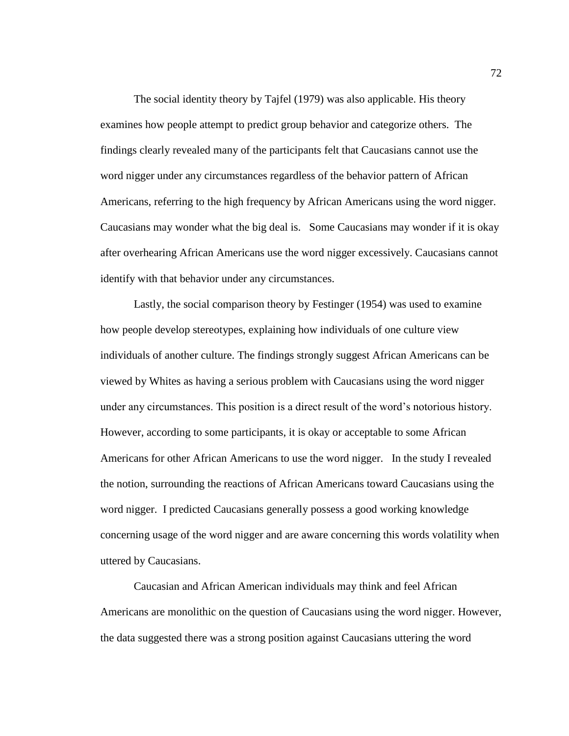The social identity theory by Tajfel (1979) was also applicable. His theory examines how people attempt to predict group behavior and categorize others. The findings clearly revealed many of the participants felt that Caucasians cannot use the word nigger under any circumstances regardless of the behavior pattern of African Americans, referring to the high frequency by African Americans using the word nigger. Caucasians may wonder what the big deal is. Some Caucasians may wonder if it is okay after overhearing African Americans use the word nigger excessively. Caucasians cannot identify with that behavior under any circumstances.

Lastly, the social comparison theory by Festinger (1954) was used to examine how people develop stereotypes, explaining how individuals of one culture view individuals of another culture. The findings strongly suggest African Americans can be viewed by Whites as having a serious problem with Caucasians using the word nigger under any circumstances. This position is a direct result of the word's notorious history. However, according to some participants, it is okay or acceptable to some African Americans for other African Americans to use the word nigger. In the study I revealed the notion, surrounding the reactions of African Americans toward Caucasians using the word nigger. I predicted Caucasians generally possess a good working knowledge concerning usage of the word nigger and are aware concerning this words volatility when uttered by Caucasians.

Caucasian and African American individuals may think and feel African Americans are monolithic on the question of Caucasians using the word nigger. However, the data suggested there was a strong position against Caucasians uttering the word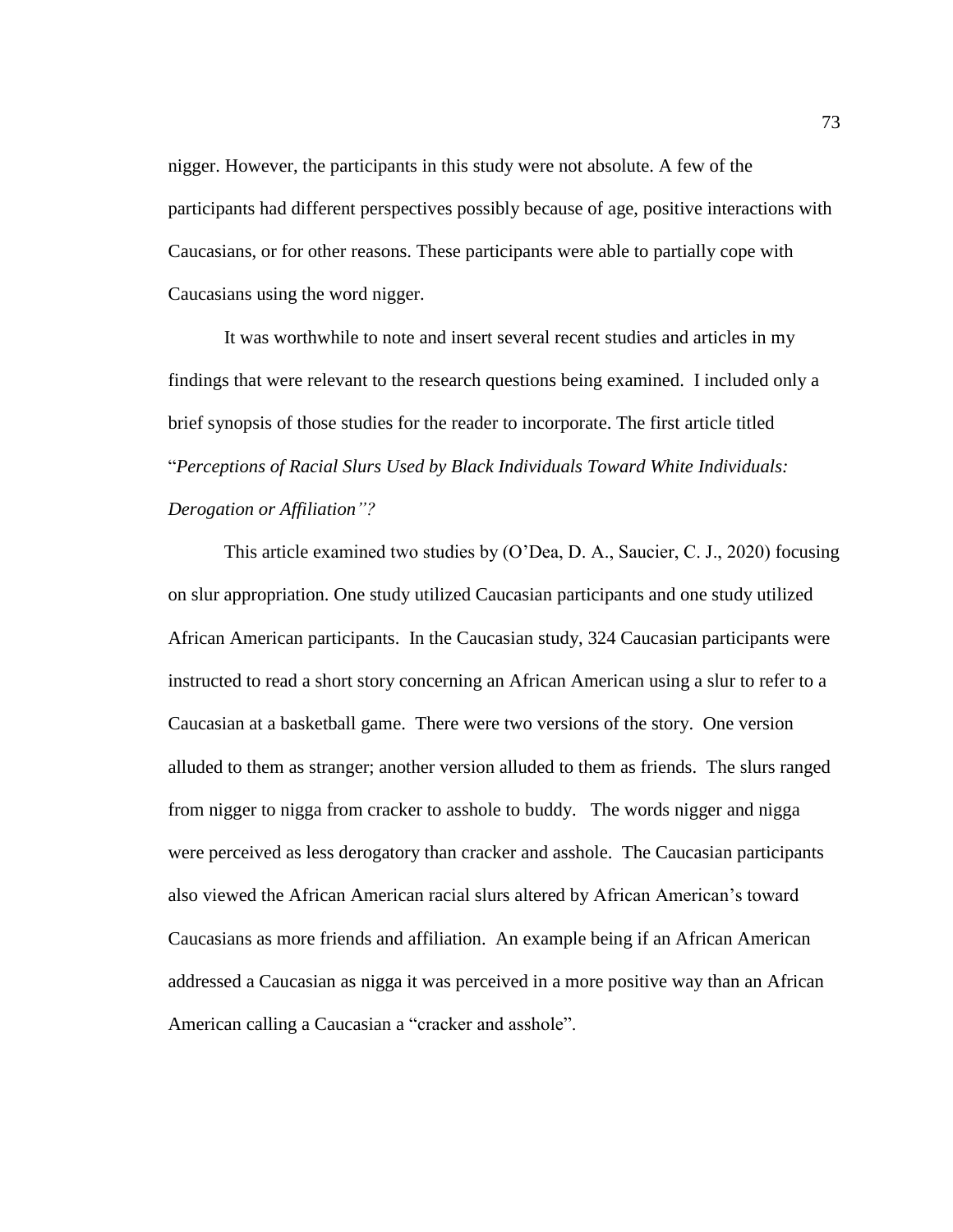nigger. However, the participants in this study were not absolute. A few of the participants had different perspectives possibly because of age, positive interactions with Caucasians, or for other reasons. These participants were able to partially cope with Caucasians using the word nigger.

It was worthwhile to note and insert several recent studies and articles in my findings that were relevant to the research questions being examined. I included only a brief synopsis of those studies for the reader to incorporate. The first article titled "*Perceptions of Racial Slurs Used by Black Individuals Toward White Individuals: Derogation or Affiliation"?*

This article examined two studies by (O'Dea, D. A., Saucier, C. J., 2020) focusing on slur appropriation. One study utilized Caucasian participants and one study utilized African American participants. In the Caucasian study, 324 Caucasian participants were instructed to read a short story concerning an African American using a slur to refer to a Caucasian at a basketball game. There were two versions of the story. One version alluded to them as stranger; another version alluded to them as friends. The slurs ranged from nigger to nigga from cracker to asshole to buddy. The words nigger and nigga were perceived as less derogatory than cracker and asshole. The Caucasian participants also viewed the African American racial slurs altered by African American's toward Caucasians as more friends and affiliation. An example being if an African American addressed a Caucasian as nigga it was perceived in a more positive way than an African American calling a Caucasian a "cracker and asshole".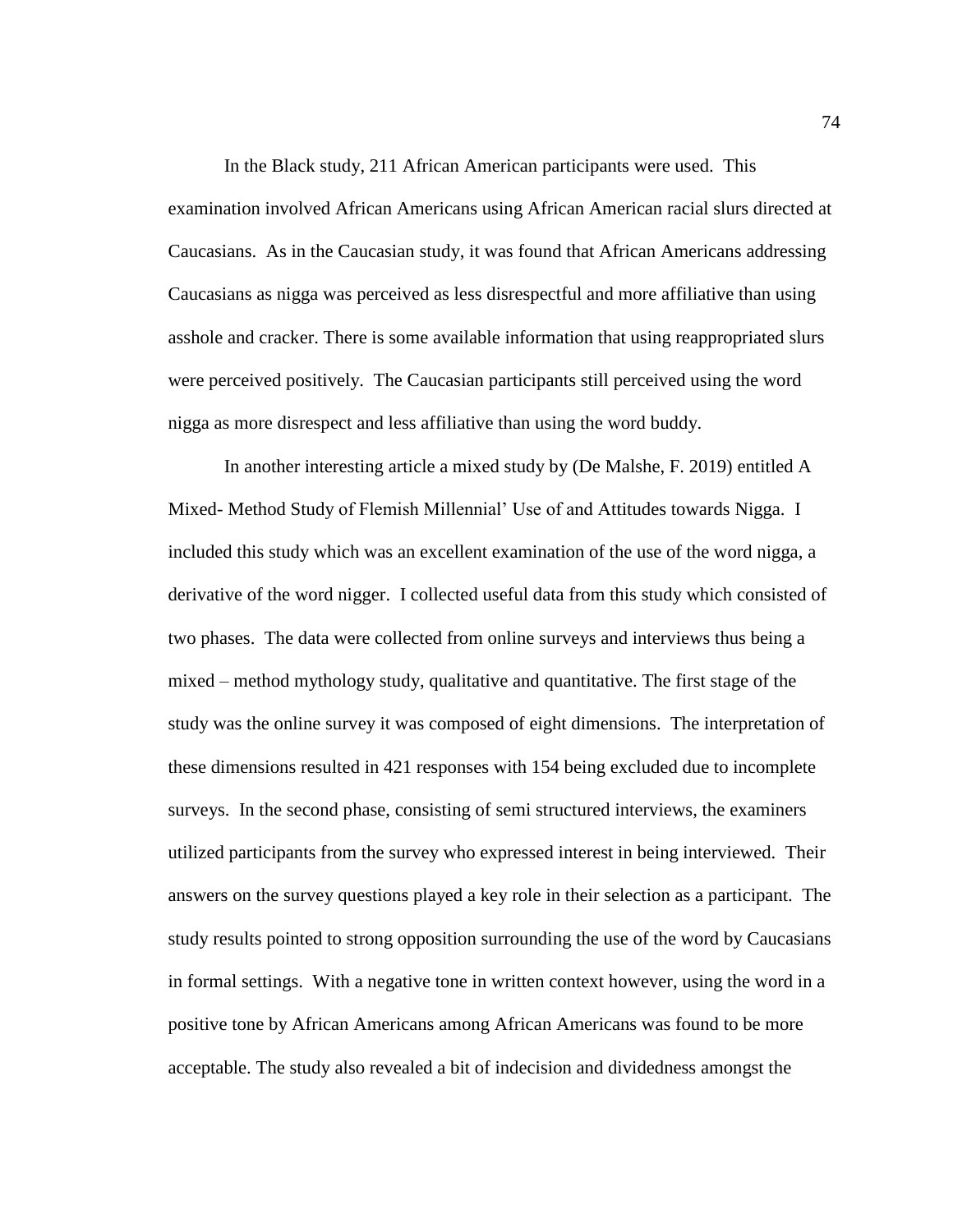In the Black study, 211 African American participants were used. This examination involved African Americans using African American racial slurs directed at Caucasians. As in the Caucasian study, it was found that African Americans addressing Caucasians as nigga was perceived as less disrespectful and more affiliative than using asshole and cracker. There is some available information that using reappropriated slurs were perceived positively. The Caucasian participants still perceived using the word nigga as more disrespect and less affiliative than using the word buddy.

In another interesting article a mixed study by (De Malshe, F. 2019) entitled A Mixed- Method Study of Flemish Millennial' Use of and Attitudes towards Nigga. I included this study which was an excellent examination of the use of the word nigga, a derivative of the word nigger. I collected useful data from this study which consisted of two phases. The data were collected from online surveys and interviews thus being a mixed – method mythology study, qualitative and quantitative. The first stage of the study was the online survey it was composed of eight dimensions. The interpretation of these dimensions resulted in 421 responses with 154 being excluded due to incomplete surveys. In the second phase, consisting of semi structured interviews, the examiners utilized participants from the survey who expressed interest in being interviewed. Their answers on the survey questions played a key role in their selection as a participant. The study results pointed to strong opposition surrounding the use of the word by Caucasians in formal settings. With a negative tone in written context however, using the word in a positive tone by African Americans among African Americans was found to be more acceptable. The study also revealed a bit of indecision and dividedness amongst the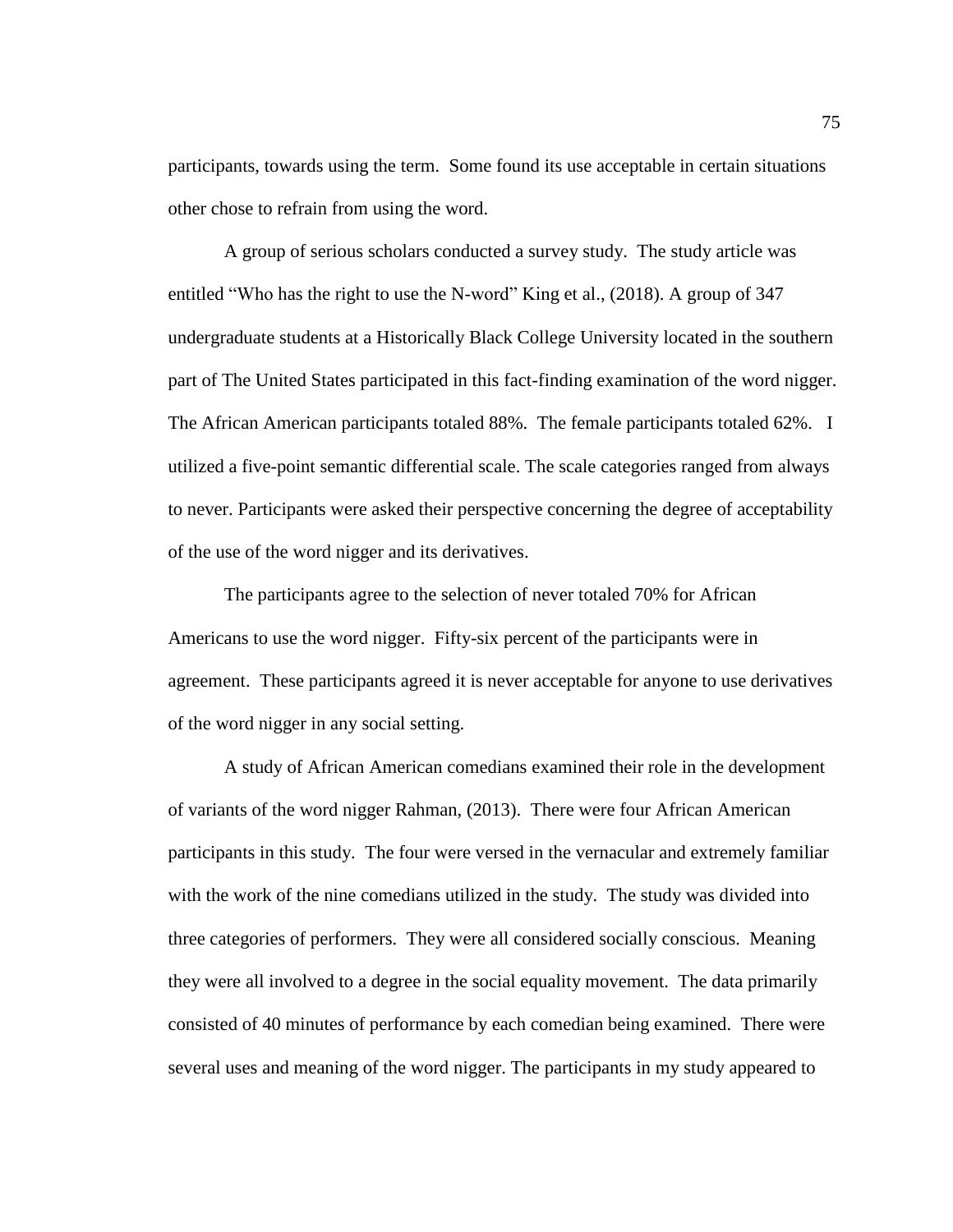participants, towards using the term. Some found its use acceptable in certain situations other chose to refrain from using the word.

A group of serious scholars conducted a survey study. The study article was entitled "Who has the right to use the N-word" King et al., (2018). A group of 347 undergraduate students at a Historically Black College University located in the southern part of The United States participated in this fact-finding examination of the word nigger. The African American participants totaled 88%. The female participants totaled 62%. I utilized a five-point semantic differential scale. The scale categories ranged from always to never. Participants were asked their perspective concerning the degree of acceptability of the use of the word nigger and its derivatives.

The participants agree to the selection of never totaled 70% for African Americans to use the word nigger. Fifty-six percent of the participants were in agreement. These participants agreed it is never acceptable for anyone to use derivatives of the word nigger in any social setting.

A study of African American comedians examined their role in the development of variants of the word nigger Rahman, (2013). There were four African American participants in this study. The four were versed in the vernacular and extremely familiar with the work of the nine comedians utilized in the study. The study was divided into three categories of performers. They were all considered socially conscious. Meaning they were all involved to a degree in the social equality movement. The data primarily consisted of 40 minutes of performance by each comedian being examined. There were several uses and meaning of the word nigger. The participants in my study appeared to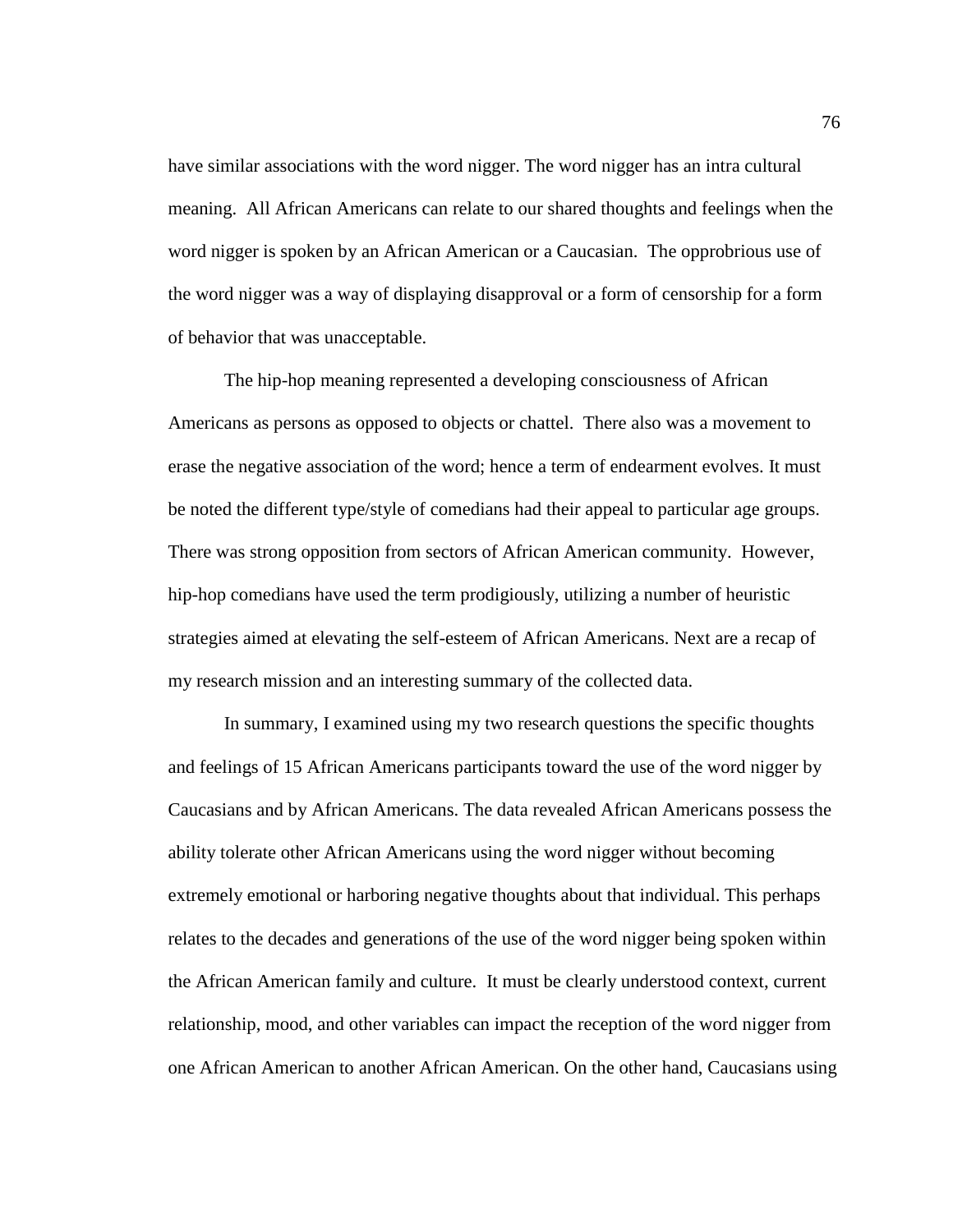have similar associations with the word nigger. The word nigger has an intra cultural meaning. All African Americans can relate to our shared thoughts and feelings when the word nigger is spoken by an African American or a Caucasian. The opprobrious use of the word nigger was a way of displaying disapproval or a form of censorship for a form of behavior that was unacceptable.

The hip-hop meaning represented a developing consciousness of African Americans as persons as opposed to objects or chattel. There also was a movement to erase the negative association of the word; hence a term of endearment evolves. It must be noted the different type/style of comedians had their appeal to particular age groups. There was strong opposition from sectors of African American community. However, hip-hop comedians have used the term prodigiously, utilizing a number of heuristic strategies aimed at elevating the self-esteem of African Americans. Next are a recap of my research mission and an interesting summary of the collected data.

In summary, I examined using my two research questions the specific thoughts and feelings of 15 African Americans participants toward the use of the word nigger by Caucasians and by African Americans. The data revealed African Americans possess the ability tolerate other African Americans using the word nigger without becoming extremely emotional or harboring negative thoughts about that individual. This perhaps relates to the decades and generations of the use of the word nigger being spoken within the African American family and culture. It must be clearly understood context, current relationship, mood, and other variables can impact the reception of the word nigger from one African American to another African American. On the other hand, Caucasians using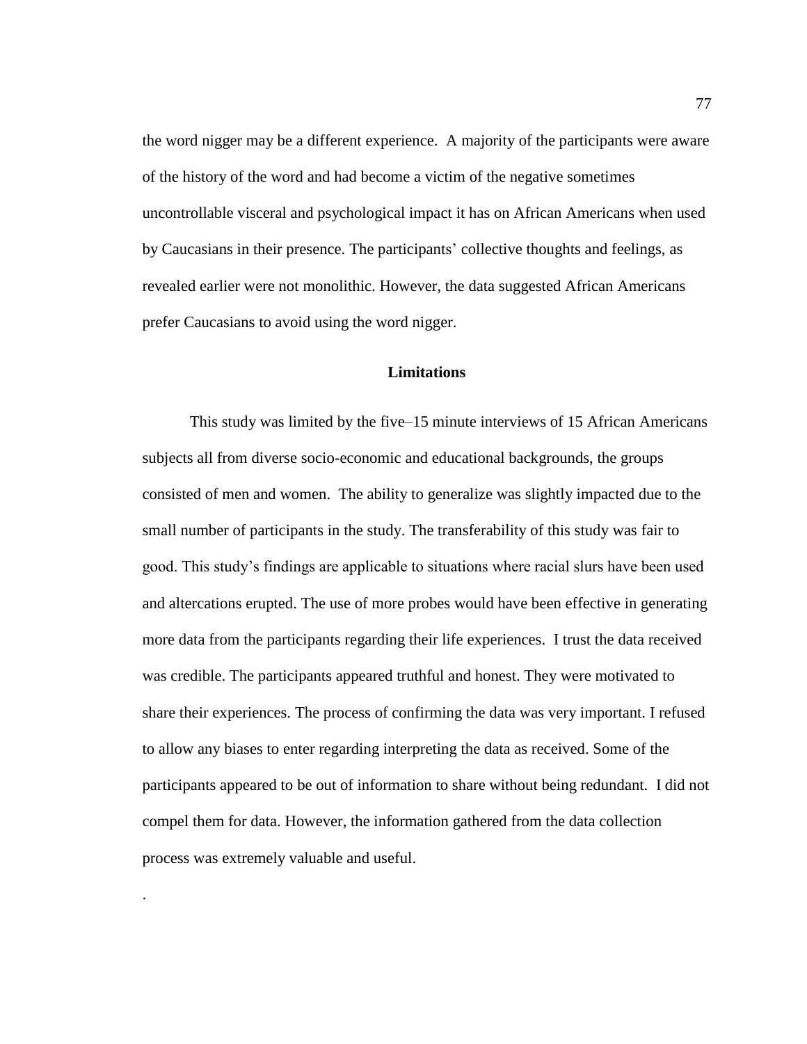the word nigger may be a different experience. A majority of the participants were aware of the history of the word and had become a victim of the negative sometimes uncontrollable visceral and psychological impact it has on African Americans when used by Caucasians in their presence. The participants' collective thoughts and feelings, as revealed earlier were not monolithic. However, the data suggested African Americans prefer Caucasians to avoid using the word nigger.

## Limitations

This study was limited by the five–15 minute interviews of 15 African Americans subjects all from diverse socio-economic and educational backgrounds, the groups consisted of men and women. The ability to generalize was slightly impacted due to the small number of participants in the study. The transferability of this study was fair to good. This study's findings are applicable to situations where racial slurs have been used and altercations erupted. The use of more probes would have been effective in generating more data from the participants regarding their life experiences. I trust the data received was credible. The participants appeared truthful and honest. They were motivated to share their experiences. The process of confirming the data was very important. I refused to allow any biases to enter regarding interpreting the data as received. Some of the participants appeared to be out of information to share without being redundant. I did not compel them for data. However, the information gathered from the data collection process was extremely valuable and useful.

.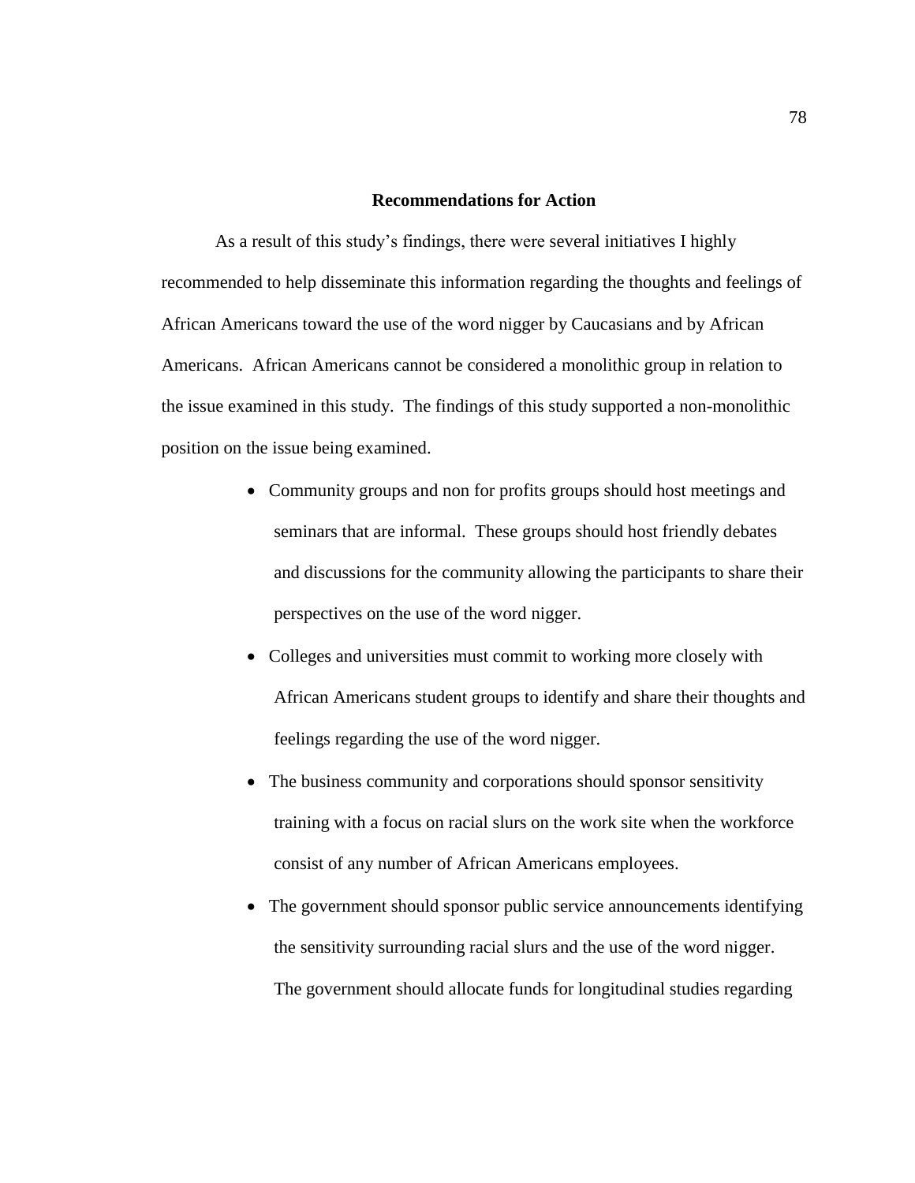**Recommendations for Action**

As a result of this study's findings, there were several initiatives I highly recommended to help disseminate this information regarding the thoughts and feelings of African Americans toward the use of the word nigger by Caucasians and by African Americans. African Americans cannot be considered a monolithic group in relation to the issue examined in this study. The findings of this study supported a non-monolithic position on the issue being examined.

- Community groups and non for profits groups should host meetings and seminars that are informal. These groups should host friendly debates and discussions for the community allowing the participants to share their perspectives on the use of the word nigger.
- Colleges and universities must commit to working more closely with African Americans student groups to identify and share their thoughts and feelings regarding the use of the word nigger.
- The business community and corporations should sponsor sensitivity training with a focus on racial slurs on the work site when the workforce consist of any number of African Americans employees.
- The government should sponsor public service announcements identifying the sensitivity surrounding racial slurs and the use of the word nigger. The government should allocate funds for longitudinal studies regarding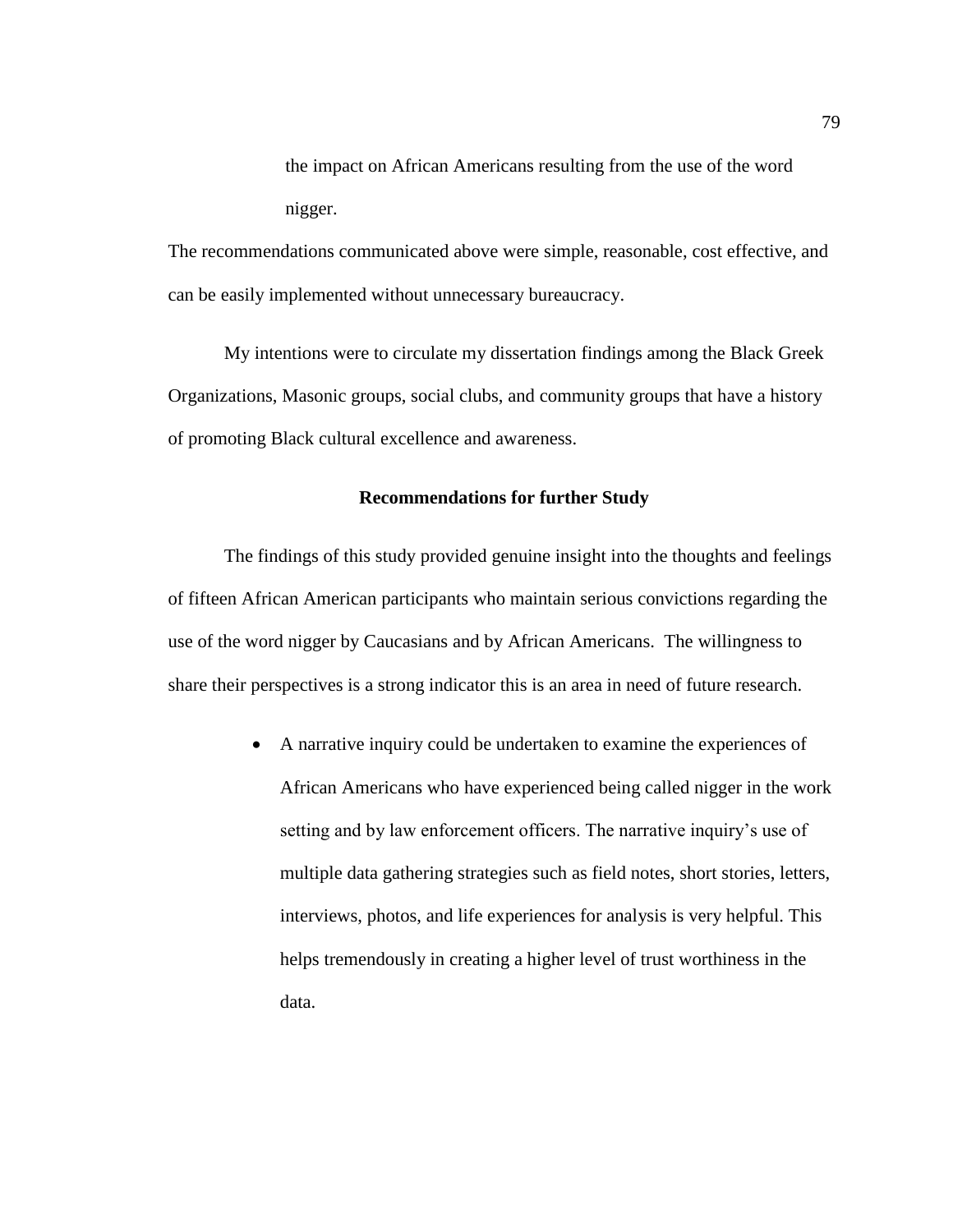the impact on African Americans resulting from the use of the word nigger.

The recommendations communicated above were simple, reasonable, cost effective, and can be easily implemented without unnecessary bureaucracy.

My intentions were to circulate my dissertation findings among the Black Greek Organizations, Masonic groups, social clubs, and community groups that have a history of promoting Black cultural excellence and awareness.

### Recommendations for further Study

The findings of this study provided genuine insight into the thoughts and feelings of fifteen African American participants who maintain serious convictions regarding the use of the word nigger by Caucasians and by African Americans. The willingness to share their perspectives is a strong indicator this is an area in need of future research.

- A narrative inquiry could be undertaken to examine the experiences of African Americans who have experienced being called nigger in the work setting and by law enforcement officers. The narrative inquiry's use of multiple data gathering strategies such as field notes, short stories, letters, interviews, photos, and life experiences for analysis is very helpful. This helps tremendously in creating a higher level of trust worthiness in the data.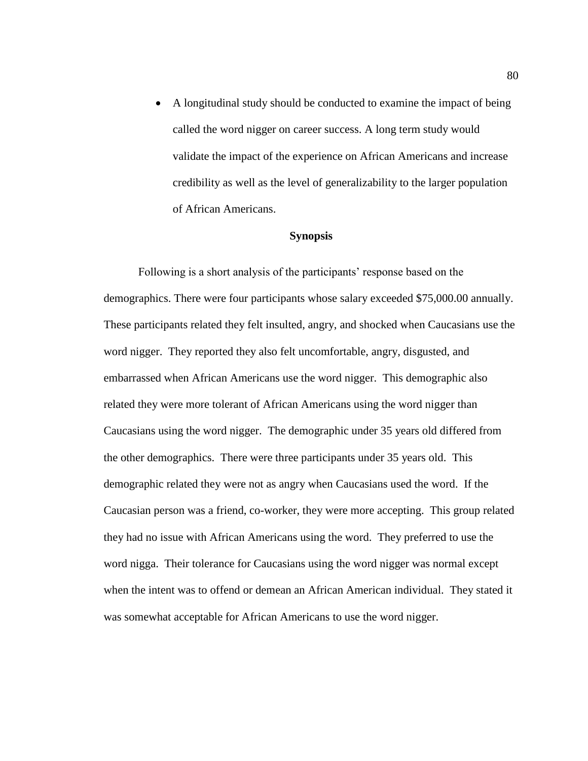- A longitudinal study should be conducted to examine the impact of being called the word nigger on career success. A long term study would validate the impact of the experience on African Americans and increase credibility as well as the level of generalizability to the larger population of African Americans.

**Synopsis**

Following is a short analysis of the participants' response based on the demographics. There were four participants whose salary exceeded $75,000.00 annually. These participants related they felt insulted, angry, and shocked when Caucasians use the word nigger. They reported they also felt uncomfortable, angry, disgusted, and embarrassed when African Americans use the word nigger. This demographic also related they were more tolerant of African Americans using the word nigger than Caucasians using the word nigger. The demographic under 35 years old differed from the other demographics. There were three participants under 35 years old. This demographic related they were not as angry when Caucasians used the word. If the Caucasian person was a friend, co-worker, they were more accepting. This group related they had no issue with African Americans using the word. They preferred to use the word nigga. Their tolerance for Caucasians using the word nigger was normal except when the intent was to offend or demean an African American individual. They stated it was somewhat acceptable for African Americans to use the word nigger.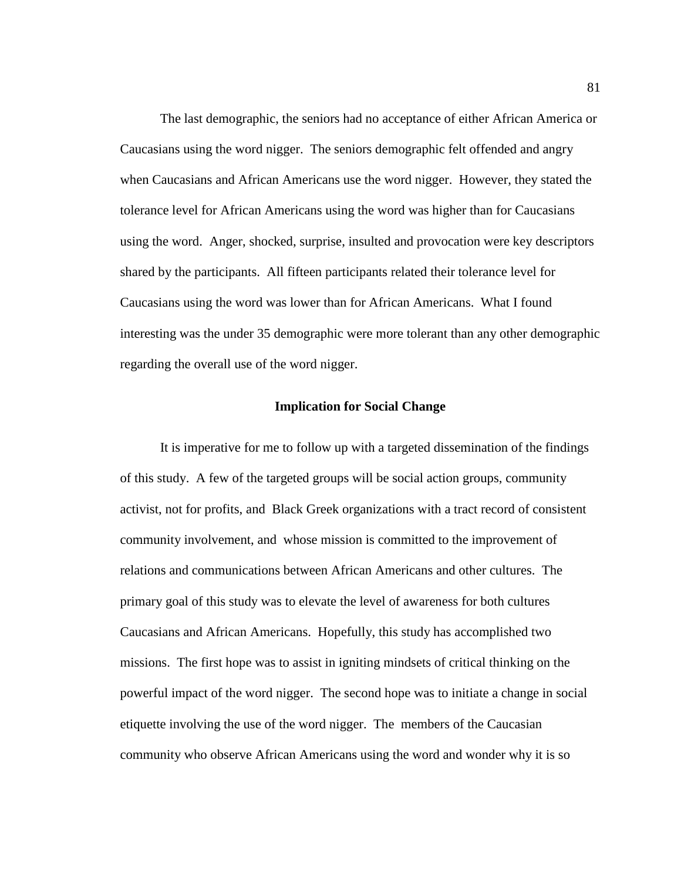The last demographic, the seniors had no acceptance of either African America or Caucasians using the word nigger. The seniors demographic felt offended and angry when Caucasians and African Americans use the word nigger. However, they stated the tolerance level for African Americans using the word was higher than for Caucasians using the word. Anger, shocked, surprise, insulted and provocation were key descriptors shared by the participants. All fifteen participants related their tolerance level for Caucasians using the word was lower than for African Americans. What I found interesting was the under 35 demographic were more tolerant than any other demographic regarding the overall use of the word nigger.

### Implication for Social Change

It is imperative for me to follow up with a targeted dissemination of the findings of this study. A few of the targeted groups will be social action groups, community activist, not for profits, and Black Greek organizations with a tract record of consistent community involvement, and whose mission is committed to the improvement of relations and communications between African Americans and other cultures. The primary goal of this study was to elevate the level of awareness for both cultures Caucasians and African Americans. Hopefully, this study has accomplished two missions. The first hope was to assist in igniting mindsets of critical thinking on the powerful impact of the word nigger. The second hope was to initiate a change in social etiquette involving the use of the word nigger. The members of the Caucasian community who observe African Americans using the word and wonder why it is so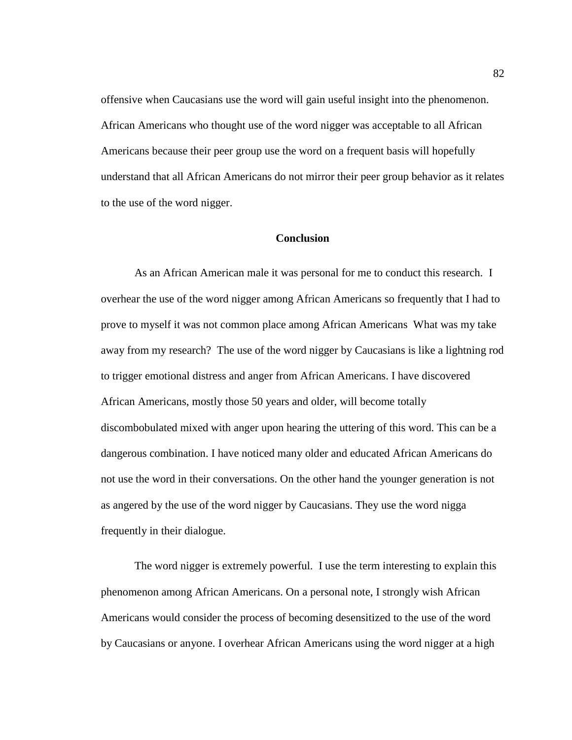offensive when Caucasians use the word will gain useful insight into the phenomenon. African Americans who thought use of the word nigger was acceptable to all African Americans because their peer group use the word on a frequent basis will hopefully understand that all African Americans do not mirror their peer group behavior as it relates to the use of the word nigger.

## Conclusion

As an African American male it was personal for me to conduct this research. I overhear the use of the word nigger among African Americans so frequently that I had to prove to myself it was not common place among African Americans What was my take away from my research? The use of the word nigger by Caucasians is like a lightning rod to trigger emotional distress and anger from African Americans. I have discovered African Americans, mostly those 50 years and older, will become totally discombobulated mixed with anger upon hearing the uttering of this word. This can be a dangerous combination. I have noticed many older and educated African Americans do not use the word in their conversations. On the other hand the younger generation is not as angered by the use of the word nigger by Caucasians. They use the word nigga frequently in their dialogue.

The word nigger is extremely powerful. I use the term interesting to explain this phenomenon among African Americans. On a personal note, I strongly wish African Americans would consider the process of becoming desensitized to the use of the word by Caucasians or anyone. I overhear African Americans using the word nigger at a high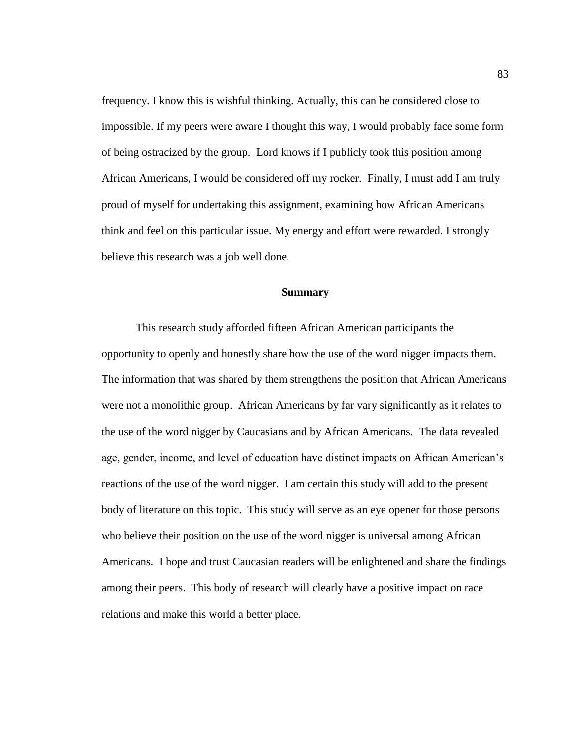frequency. I know this is wishful thinking. Actually, this can be considered close to impossible. If my peers were aware I thought this way, I would probably face some form of being ostracized by the group. Lord knows if I publicly took this position among African Americans, I would be considered off my rocker. Finally, I must add I am truly proud of myself for undertaking this assignment, examining how African Americans think and feel on this particular issue. My energy and effort were rewarded. I strongly believe this research was a job well done.

## Summary

This research study afforded fifteen African American participants the opportunity to openly and honestly share how the use of the word nigger impacts them. The information that was shared by them strengthens the position that African Americans were not a monolithic group. African Americans by far vary significantly as it relates to the use of the word nigger by Caucasians and by African Americans. The data revealed age, gender, income, and level of education have distinct impacts on African American's reactions of the use of the word nigger. I am certain this study will add to the present body of literature on this topic. This study will serve as an eye opener for those persons who believe their position on the use of the word nigger is universal among African Americans. I hope and trust Caucasian readers will be enlightened and share the findings among their peers. This body of research will clearly have a positive impact on race relations and make this world a better place.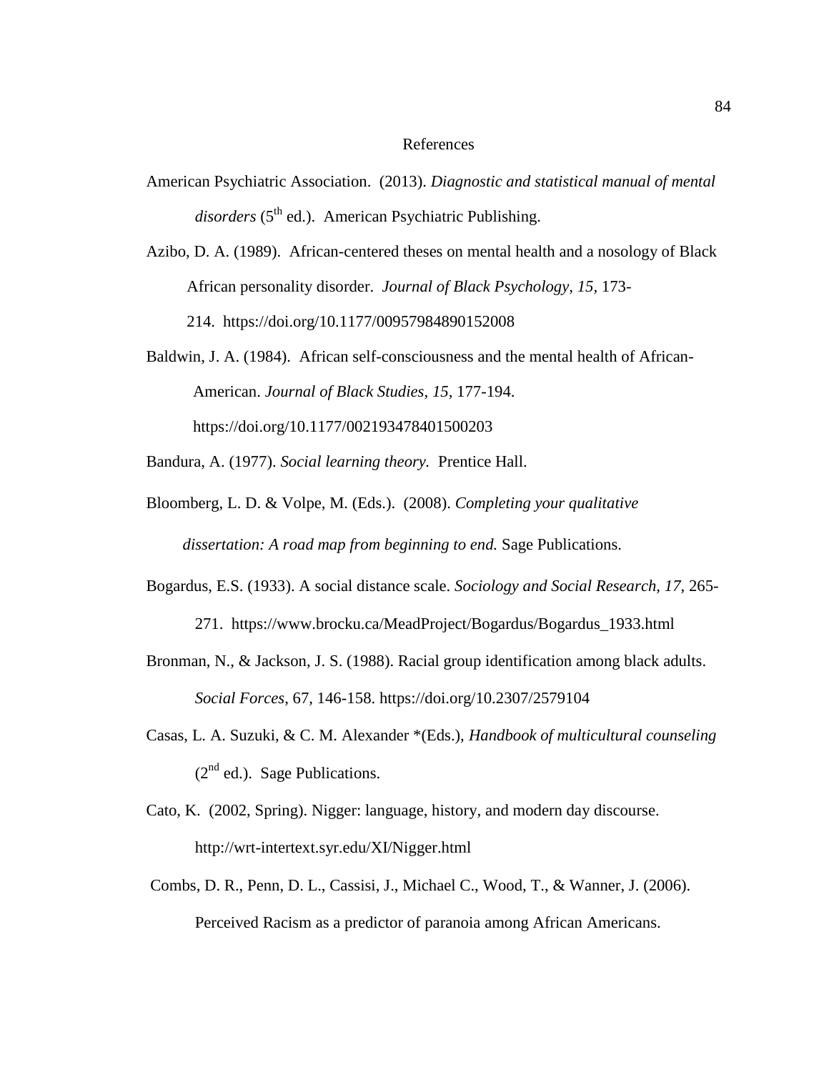# References

American Psychiatric Association. (2013). *Diagnostic and statistical manual of mental disorders* (5th ed.). American Psychiatric Publishing.

Azibo, D. A. (1989). African-centered theses on mental health and a nosology of Black African personality disorder. *Journal of Black Psychology, 15,* 173-214. https://doi.org/10.1177/00957984890152008

Baldwin, J. A. (1984). African self-consciousness and the mental health of African-American. *Journal of Black Studies, 15,* 177-194. https://doi.org/10.1177/002193478401500203

Bandura, A. (1977). *Social learning theory.* Prentice Hall.

Bloomberg, L. D. & Volpe, M. (Eds.). (2008). *Completing your qualitative dissertation: A road map from beginning to end.* Sage Publications.

Bogardus, E.S. (1933). A social distance scale. *Sociology and Social Research, 17,* 265-271. https://www.brocku.ca/MeadProject/Bogardus/Bogardus_1933.html

Bronman, N., & Jackson, J. S. (1988). Racial group identification among black adults. *Social Forces,* 67, 146-158. https://doi.org/10.2307/2579104

Casas, L. A. Suzuki, & C. M. Alexander *(Eds.), *Handbook of multicultural counseling* (2nd ed.). Sage Publications.

Cato, K. (2002, Spring). Nigger: language, history, and modern day discourse. http://wrt-intertext.syr.edu/XI/Nigger.html

Combs, D. R., Penn, D. L., Cassisi, J., Michael C., Wood, T., & Wanner, J. (2006). Perceived Racism as a predictor of paranoia among African Americans.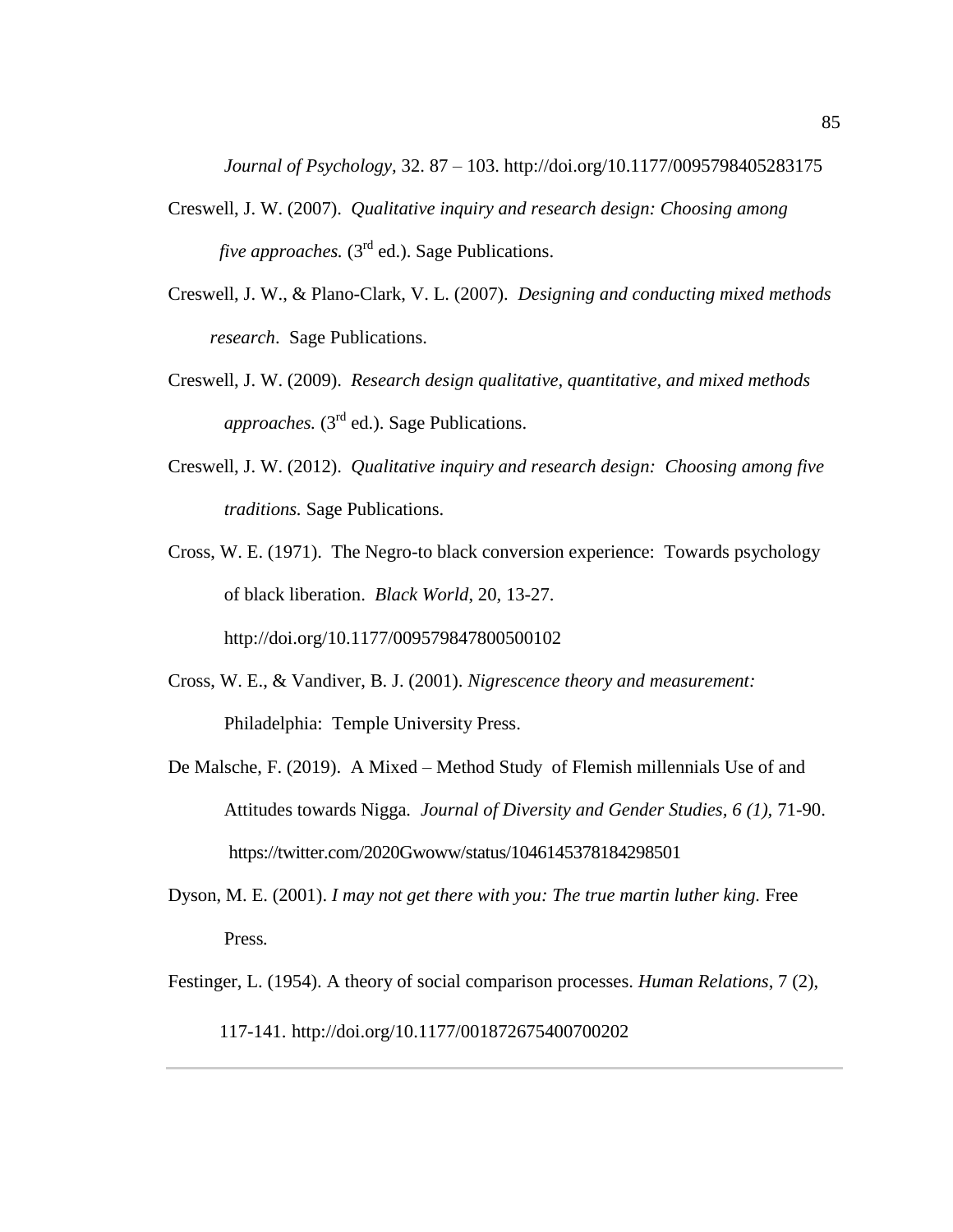*Journal of Psychology,* 32. 87 – 103. http://doi.org/10.1177/0095798405283175

Creswell, J. W. (2007). *Qualitative inquiry and research design: Choosing among five approaches.* (3rd ed.). Sage Publications.

Creswell, J. W., & Plano-Clark, V. L. (2007). *Designing and conducting mixed methods research*. Sage Publications.

Creswell, J. W. (2009). *Research design qualitative, quantitative, and mixed methods approaches.* (3rd ed.). Sage Publications.

Creswell, J. W. (2012). *Qualitative inquiry and research design: Choosing among five traditions.* Sage Publications.

Cross, W. E. (1971). The Negro-to black conversion experience: Towards psychology of black liberation. *Black World*, 20, 13-27. http://doi.org/10.1177/009579847800500102

Cross, W. E., & Vandiver, B. J. (2001). *Nigrescence theory and measurement:* Philadelphia: Temple University Press.

De Malsche, F. (2019). A Mixed – Method Study of Flemish millennials Use of and Attitudes towards Nigga. *Journal of Diversity and Gender Studies, 6 (1),* 71-90. https://twitter.com/2020Gwoww/status/1046145378184298501

Dyson, M. E. (2001). *I may not get there with you: The true martin luther king.* Free Press.

Festinger, L. (1954). A theory of social comparison processes. *Human Relations*, 7 (2), 117-141. http://doi.org/10.1177/001872675400700202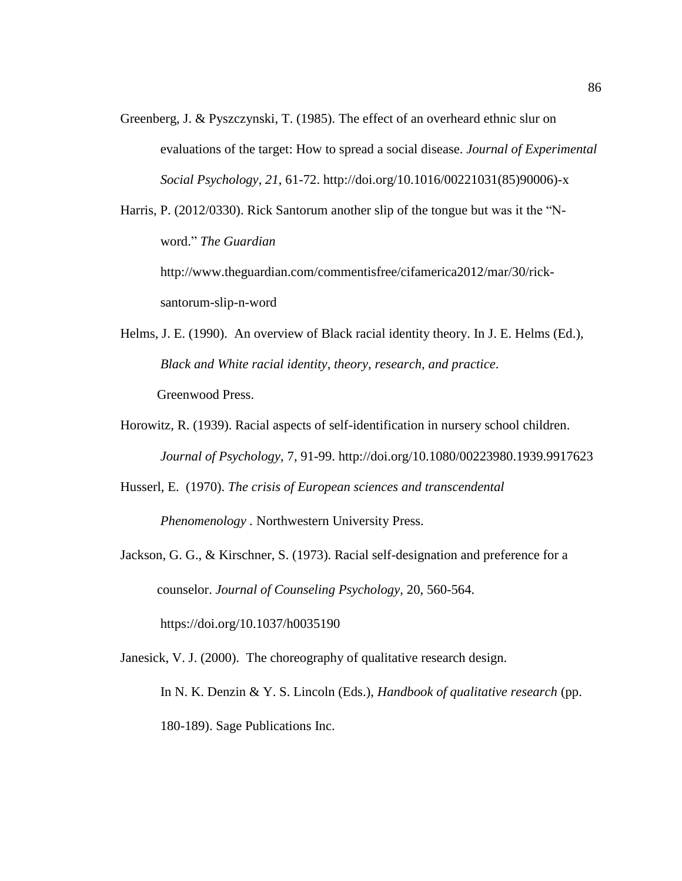Greenberg, J. & Pyszczynski, T. (1985). The effect of an overheard ethnic slur on evaluations of the target: How to spread a social disease. *Journal of Experimental Social Psychology*, *21*, 61-72. http://doi.org/10.1016/00221031(85)90006)-x

Harris, P. (2012/0330). Rick Santorum another slip of the tongue but was it the "N-word." *The Guardian* http://www.theguardian.com/commentisfree/cifamerica2012/mar/30/rick-santorum-slip-n-word

Helms, J. E. (1990). An overview of Black racial identity theory. In J. E. Helms (Ed.), *Black and White racial identity, theory, research, and practice*. Greenwood Press.

Horowitz, R. (1939). Racial aspects of self-identification in nursery school children. *Journal of Psychology*, 7, 91-99. http://doi.org/10.1080/00223980.1939.9917623

Husserl, E. (1970). *The crisis of European sciences and transcendental Phenomenology* . Northwestern University Press.

Jackson, G. G., & Kirschner, S. (1973). Racial self-designation and preference for a counselor. *Journal of Counseling Psychology*, 20, 560-564. https://doi.org/10.1037/h0035190

Janesick, V. J. (2000). The choreography of qualitative research design. In N. K. Denzin & Y. S. Lincoln (Eds.), *Handbook of qualitative research* (pp. 180-189). Sage Publications Inc.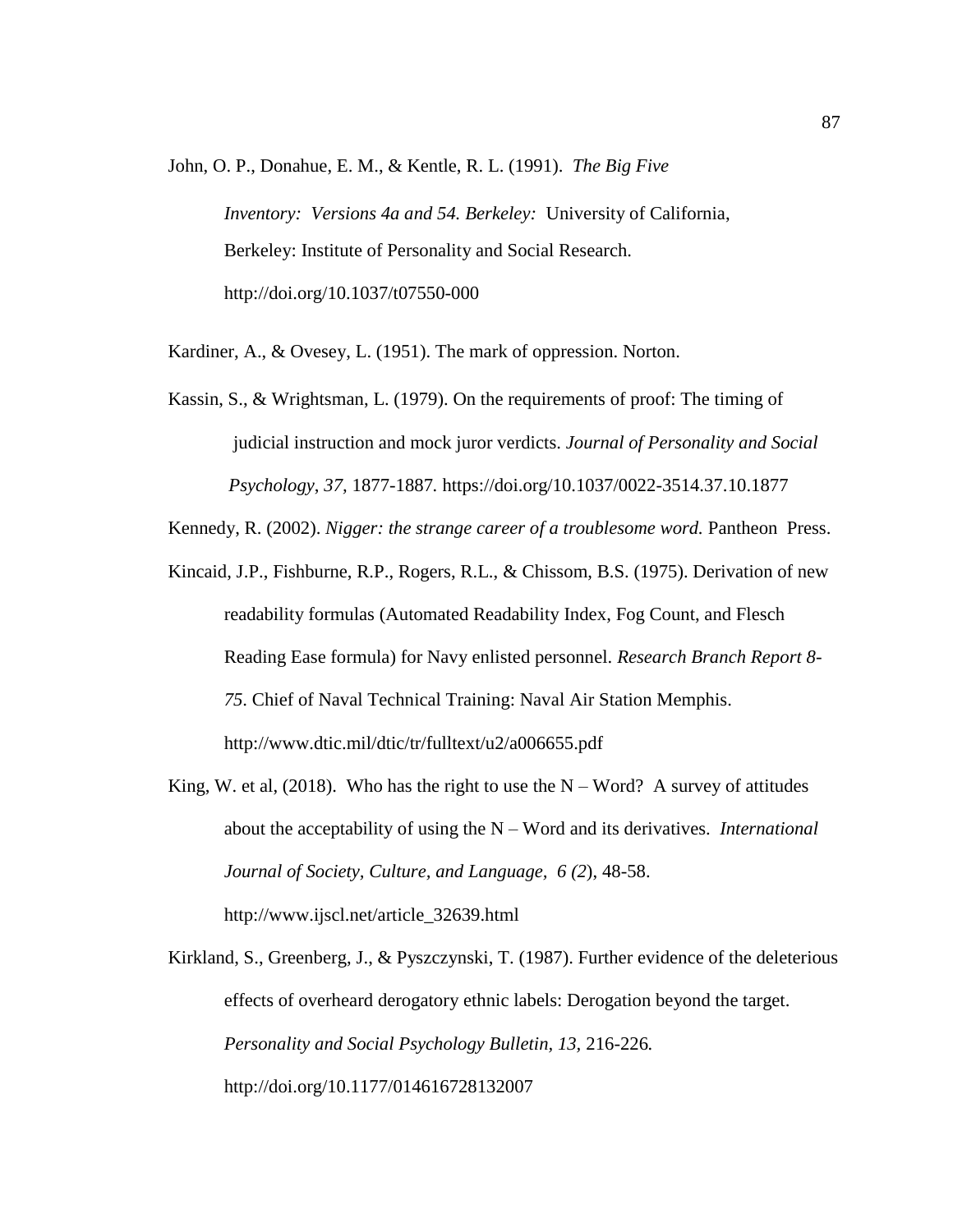John, O. P., Donahue, E. M., & Kentle, R. L. (1991). *The Big Five Inventory: Versions 4a and 54. Berkeley:* University of California, Berkeley: Institute of Personality and Social Research. http://doi.org/10.1037/t07550-000

Kardiner, A., & Ovesey, L. (1951). The mark of oppression. Norton.

Kassin, S., & Wrightsman, L. (1979). On the requirements of proof: The timing of judicial instruction and mock juror verdicts. *Journal of Personality and Social Psychology*, *37*, 1877-1887. https://doi.org/10.1037/0022-3514.37.10.1877

Kennedy, R. (2002). *Nigger: the strange career of a troublesome word.* Pantheon Press.

Kincaid, J.P., Fishburne, R.P., Rogers, R.L., & Chissom, B.S. (1975). Derivation of new readability formulas (Automated Readability Index, Fog Count, and Flesch Reading Ease formula) for Navy enlisted personnel. *Research Branch Report 8-75*. Chief of Naval Technical Training: Naval Air Station Memphis. http://www.dtic.mil/dtic/tr/fulltext/u2/a006655.pdf

King, W. et al, (2018). Who has the right to use the N – Word? A survey of attitudes about the acceptability of using the N – Word and its derivatives. *International Journal of Society, Culture, and Language, 6 (2*), 48-58. http://www.ijscl.net/article_32639.html

Kirkland, S., Greenberg, J., & Pyszczynski, T. (1987). Further evidence of the deleterious effects of overheard derogatory ethnic labels: Derogation beyond the target. *Personality and Social Psychology Bulletin, 13,* 216-226*.* http://doi.org/10.1177/014616728132007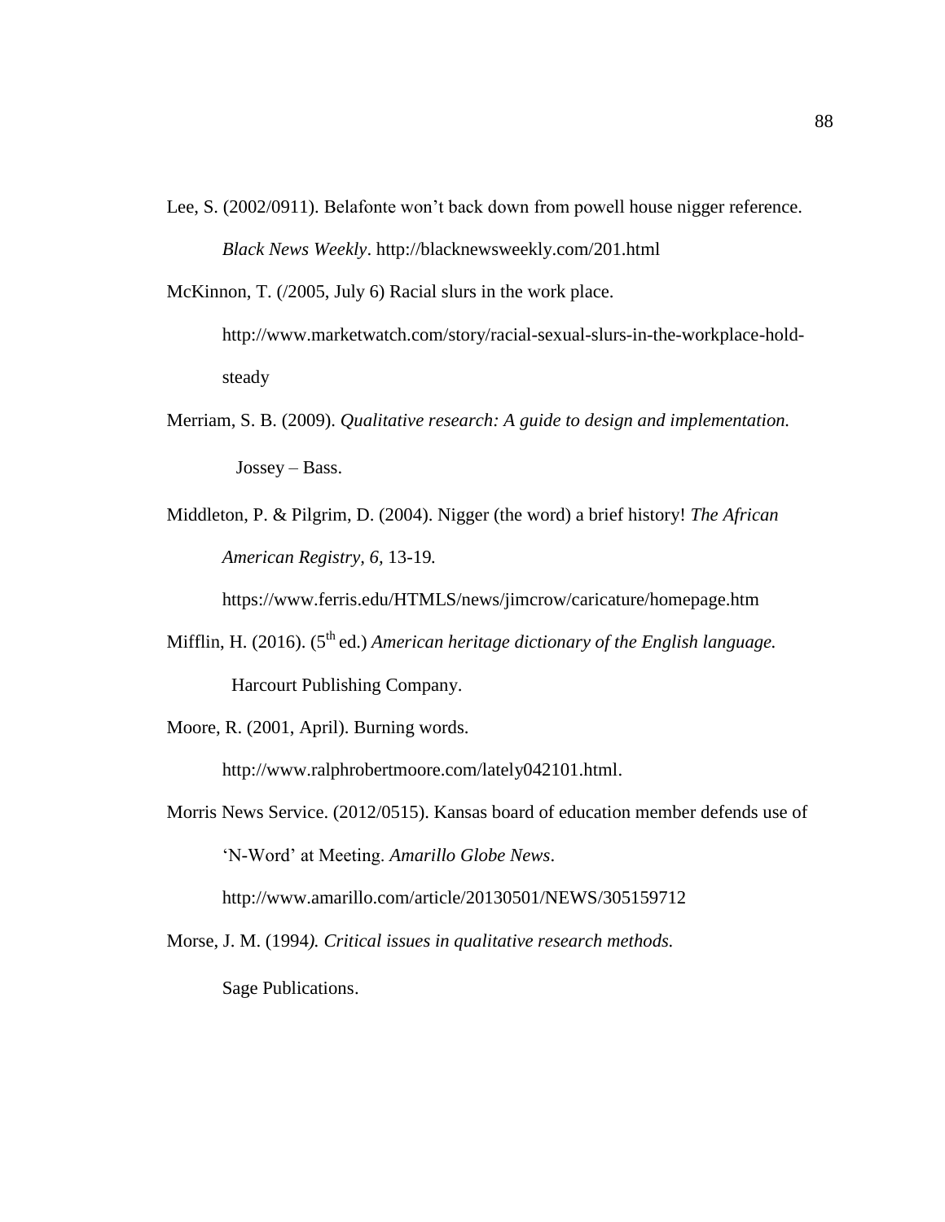Lee, S. (2002/0911). Belafonte won't back down from powell house nigger reference. *Black News Weekly*. http://blacknewsweekly.com/201.html

McKinnon, T. (/2005, July 6) Racial slurs in the work place. http://www.marketwatch.com/story/racial-sexual-slurs-in-the-workplace-hold-steady

Merriam, S. B. (2009). *Qualitative research: A guide to design and implementation.* Jossey – Bass.

Middleton, P. & Pilgrim, D. (2004). Nigger (the word) a brief history! *The African American Registry, 6,* 13-19. https://www.ferris.edu/HTMLS/news/jimcrow/caricature/homepage.htm

Mifflin, H. (2016). (5th ed.) *American heritage dictionary of the English language.* Harcourt Publishing Company.

Moore, R. (2001, April). Burning words. http://www.ralphrobertmoore.com/lately042101.html.

Morris News Service. (2012/0515). Kansas board of education member defends use of 'N-Word' at Meeting. *Amarillo Globe News*. http://www.amarillo.com/article/20130501/NEWS/305159712

Morse, J. M. (1994*). Critical issues in qualitative research methods.* Sage Publications.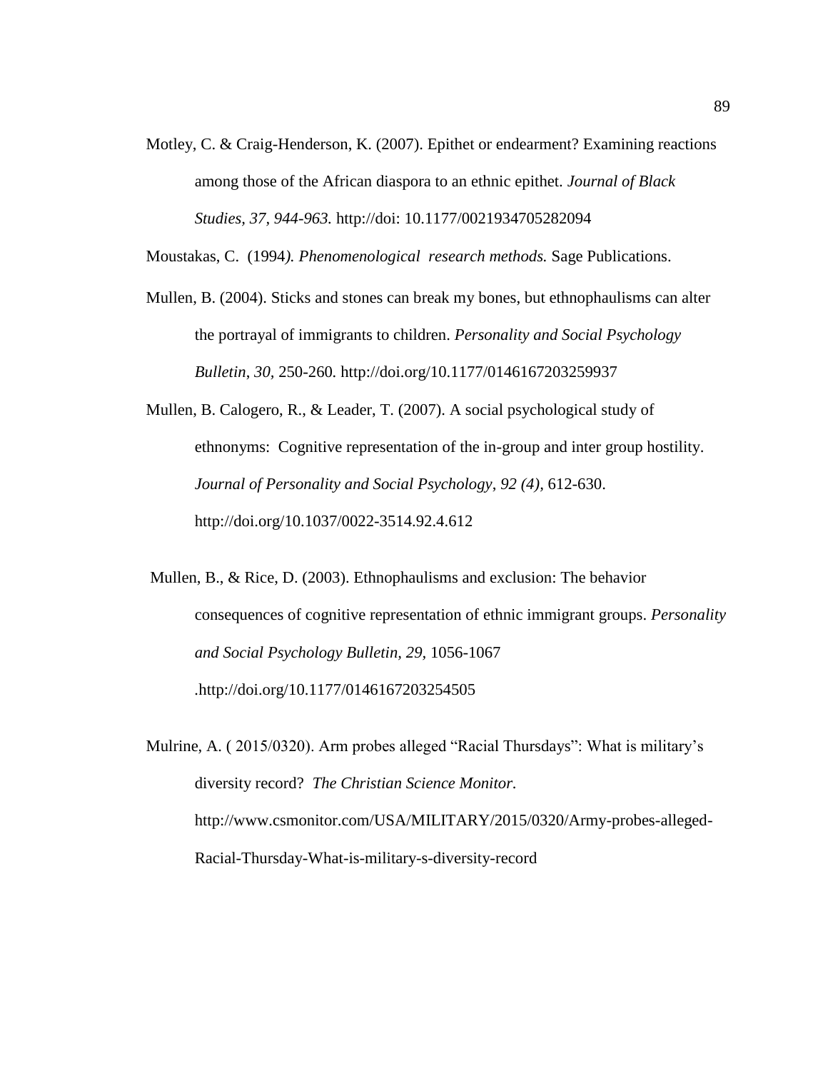Motley, C. & Craig-Henderson, K. (2007). Epithet or endearment? Examining reactions among those of the African diaspora to an ethnic epithet. *Journal of Black Studies, 37, 944-963.* http://doi: 10.1177/0021934705282094

Moustakas, C. (1994*). Phenomenological research methods.* Sage Publications.

Mullen, B. (2004). Sticks and stones can break my bones, but ethnophaulisms can alter the portrayal of immigrants to children. *Personality and Social Psychology Bulletin*, *30,* 250-260*.* http://doi.org/10.1177/0146167203259937

Mullen, B. Calogero, R., & Leader, T. (2007). A social psychological study of ethnonyms: Cognitive representation of the in-group and inter group hostility. *Journal of Personality and Social Psychology, 92 (4),* 612-630. http://doi.org/10.1037/0022-3514.92.4.612

Mullen, B., & Rice, D. (2003). Ethnophaulisms and exclusion: The behavior consequences of cognitive representation of ethnic immigrant groups. *Personality and Social Psychology Bulletin, 29,* 1056-1067 .http://doi.org/10.1177/0146167203254505

Mulrine, A. ( 2015/0320). Arm probes alleged "Racial Thursdays": What is military's diversity record? *The Christian Science Monitor.* http://www.csmonitor.com/USA/MILITARY/2015/0320/Army-probes-alleged-Racial-Thursday-What-is-military-s-diversity-record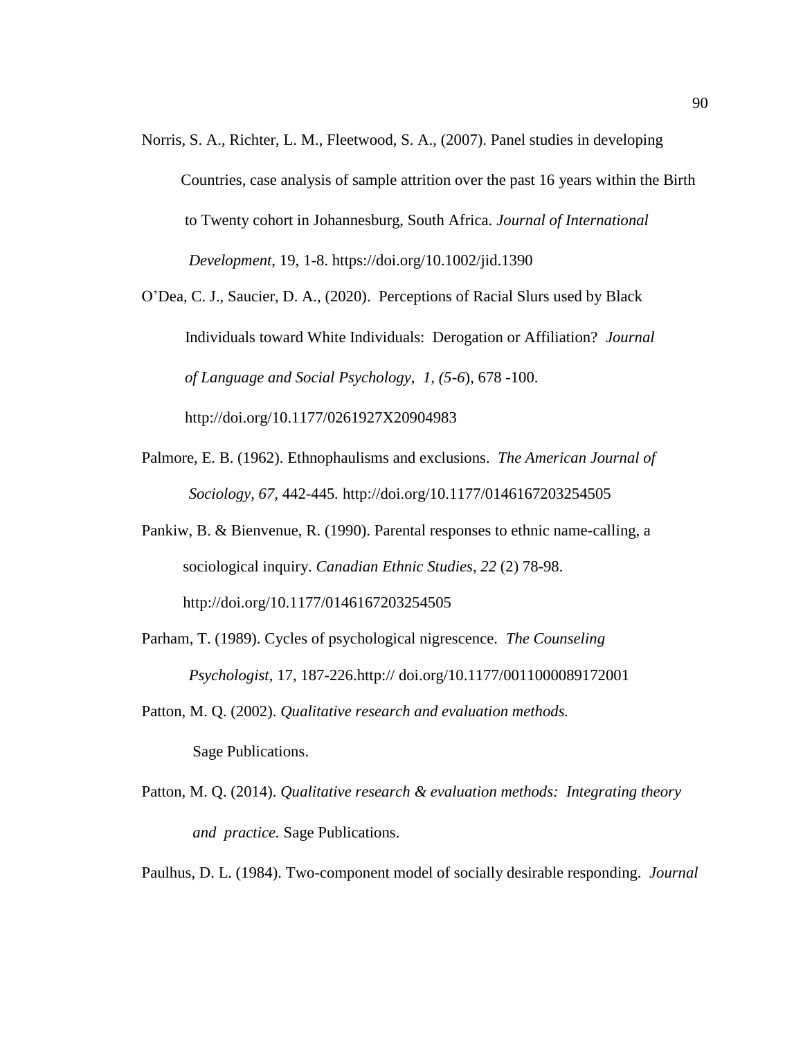Norris, S. A., Richter, L. M., Fleetwood, S. A., (2007). Panel studies in developing Countries, case analysis of sample attrition over the past 16 years within the Birth to Twenty cohort in Johannesburg, South Africa. *Journal of International Development,* 19, 1-8. https://doi.org/10.1002/jid.1390

O'Dea, C. J., Saucier, D. A., (2020). Perceptions of Racial Slurs used by Black Individuals toward White Individuals: Derogation or Affiliation? *Journal of Language and Social Psychology*, *1, (5-6*), 678 -100. http://doi.org/10.1177/0261927X20904983

Palmore, E. B. (1962). Ethnophaulisms and exclusions. *The American Journal of Sociology*, *67,* 442-445. http://doi.org/10.1177/0146167203254505

Pankiw, B. & Bienvenue, R. (1990). Parental responses to ethnic name-calling, a sociological inquiry. *Canadian Ethnic Studies*, *22* (2) 78-98. http://doi.org/10.1177/0146167203254505

Parham, T. (1989). Cycles of psychological nigrescence. *The Counseling Psychologist,* 17, 187-226.http:// doi.org/10.1177/0011000089172001

Patton, M. Q. (2002). *Qualitative research and evaluation methods.* Sage Publications.

Patton, M. Q. (2014). *Qualitative research & evaluation methods: Integrating theory and practice.* Sage Publications.

Paulhus, D. L. (1984). Two-component model of socially desirable responding. *Journal*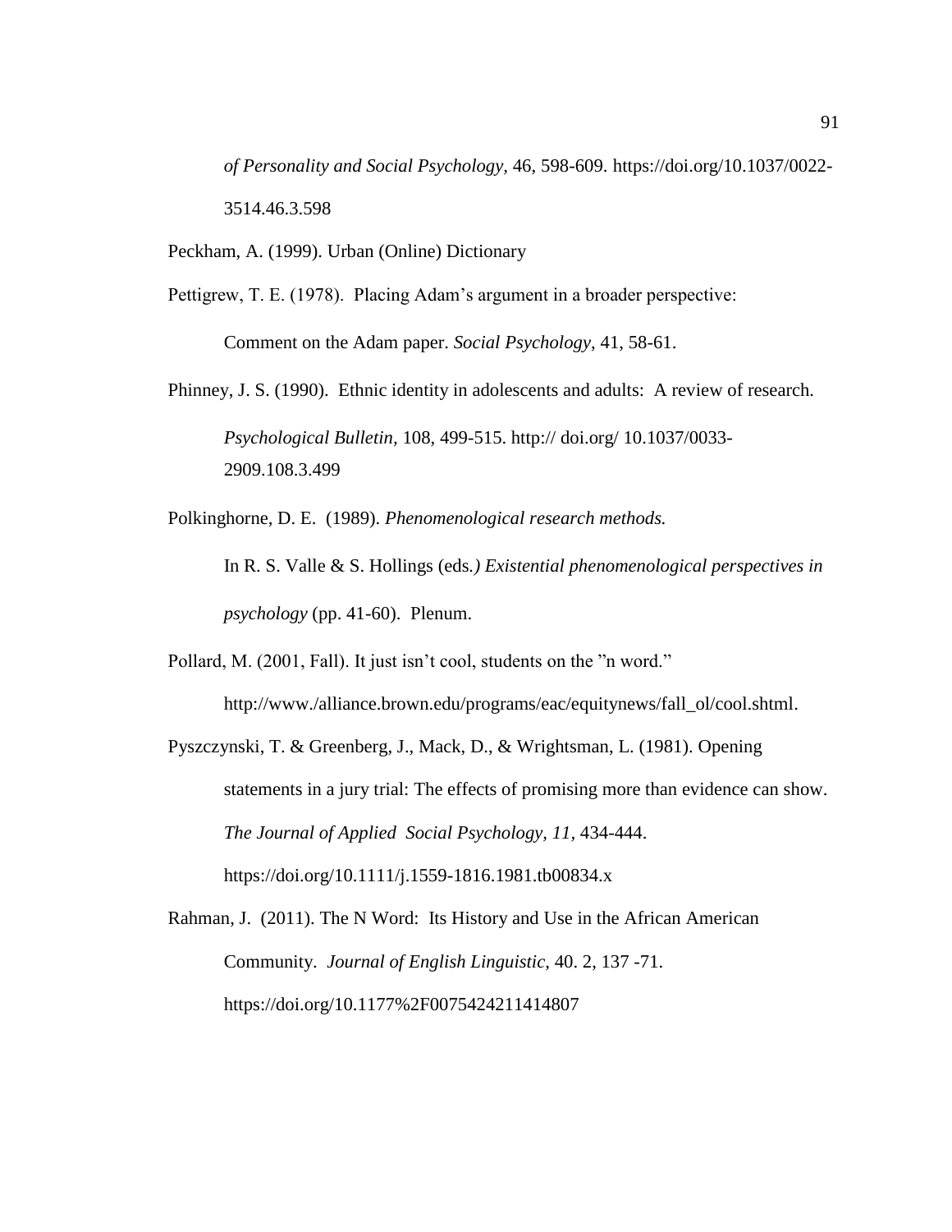*of Personality and Social Psychology*, 46, 598-609. https://doi.org/10.1037/0022-3514.46.3.598

Peckham, A. (1999). Urban (Online) Dictionary

Pettigrew, T. E. (1978). Placing Adam's argument in a broader perspective: Comment on the Adam paper. *Social Psychology*, 41, 58-61.

Phinney, J. S. (1990). Ethnic identity in adolescents and adults: A review of research. *Psychological Bulletin*, 108, 499-515. http:// doi.org/ 10.1037/0033-2909.108.3.499

Polkinghorne, D. E. (1989). *Phenomenological research methods.* In R. S. Valle & S. Hollings (eds*.) Existential phenomenological perspectives in psychology* (pp. 41-60). Plenum.

Pollard, M. (2001, Fall). It just isn't cool, students on the "n word." http://www./alliance.brown.edu/programs/eac/equitynews/fall_ol/cool.shtml.

Pyszczynski, T. & Greenberg, J., Mack, D., & Wrightsman, L. (1981). Opening statements in a jury trial: The effects of promising more than evidence can show. *The Journal of Applied Social Psychology, 11*, 434-444. https://doi.org/10.1111/j.1559-1816.1981.tb00834.x

Rahman, J. (2011). The N Word: Its History and Use in the African American Community. *Journal of English Linguistic*, 40. 2, 137 -71. https://doi.org/10.1177%2F0075424211414807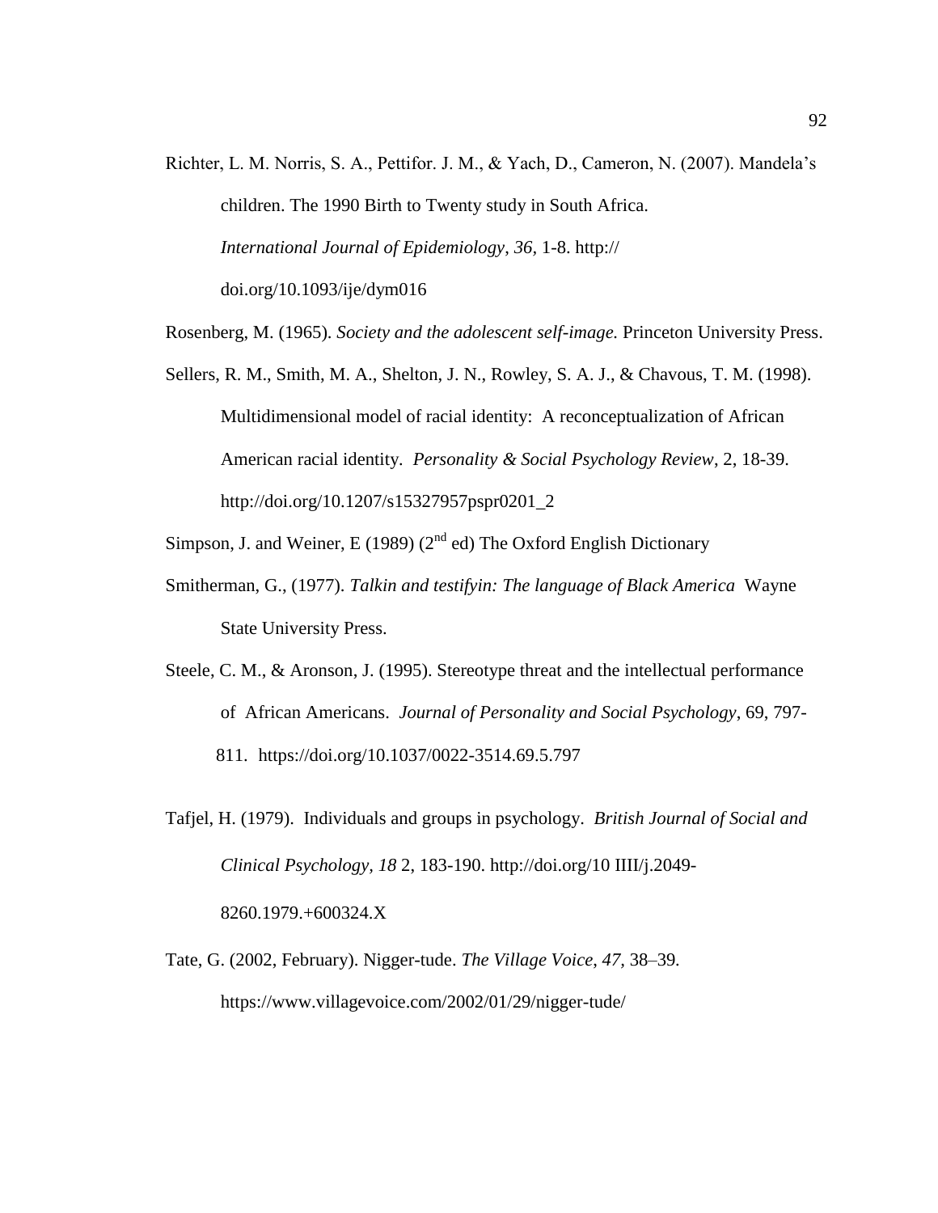Richter, L. M. Norris, S. A., Pettifor. J. M., & Yach, D., Cameron, N. (2007). Mandela's children. The 1990 Birth to Twenty study in South Africa. *International Journal of Epidemiology*, *36*, 1-8. http:// doi.org/10.1093/ije/dym016

Rosenberg, M. (1965). *Society and the adolescent self-image.* Princeton University Press.

Sellers, R. M., Smith, M. A., Shelton, J. N., Rowley, S. A. J., & Chavous, T. M. (1998). Multidimensional model of racial identity: A reconceptualization of African American racial identity. *Personality & Social Psychology Review*, 2, 18-39. http://doi.org/10.1207/s15327957pspr0201_2

Simpson, J. and Weiner, E (1989) (2nd ed) The Oxford English Dictionary

Smitherman, G., (1977). *Talkin and testifyin: The language of Black America* Wayne State University Press.

Steele, C. M., & Aronson, J. (1995). Stereotype threat and the intellectual performance of African Americans. *Journal of Personality and Social Psychology*, 69, 797-811. https://doi.org/10.1037/0022-3514.69.5.797

Tafjel, H. (1979). Individuals and groups in psychology. *British Journal of Social and Clinical Psychology, 18* 2, 183-190. http://doi.org/10 IIII/j.2049-8260.1979.+600324.X

Tate, G. (2002, February). Nigger-tude. *The Village Voice*, *47*, 38–39. https://www.villagevoice.com/2002/01/29/nigger-tude/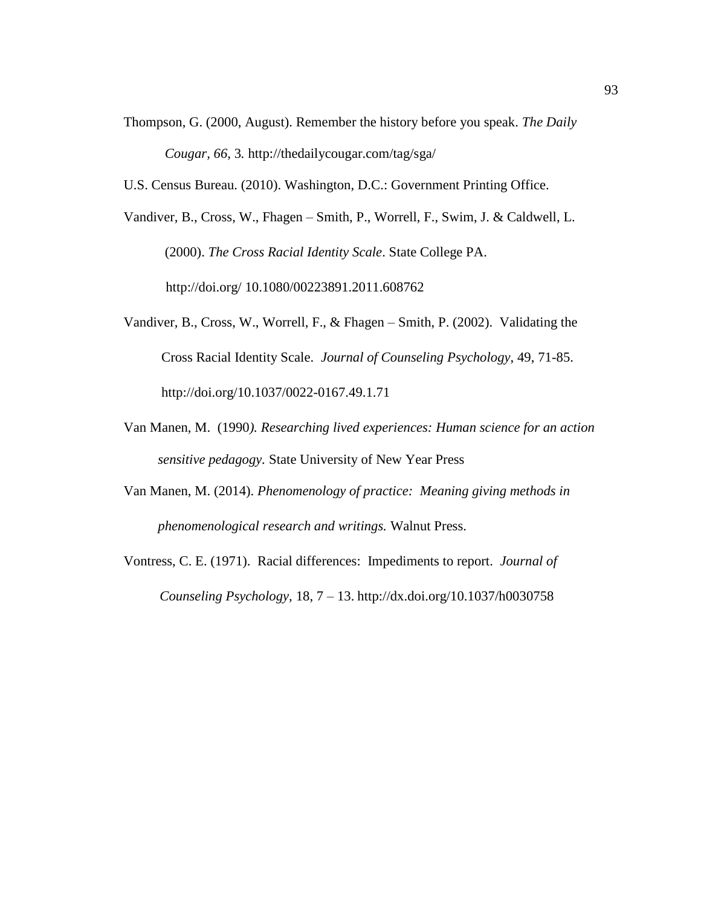Thompson, G. (2000, August). Remember the history before you speak. *The Daily Cougar*, *66*, 3*.* http://thedailycougar.com/tag/sga/

U.S. Census Bureau. (2010). Washington, D.C.: Government Printing Office.

Vandiver, B., Cross, W., Fhagen – Smith, P., Worrell, F., Swim, J. & Caldwell, L. (2000). *The Cross Racial Identity Scale*. State College PA. http://doi.org/ 10.1080/00223891.2011.608762

Vandiver, B., Cross, W., Worrell, F., & Fhagen – Smith, P. (2002). Validating the Cross Racial Identity Scale. *Journal of Counseling Psychology*, 49, 71-85. http://doi.org/10.1037/0022-0167.49.1.71

Van Manen, M. (1990*). Researching lived experiences: Human science for an action sensitive pedagogy.* State University of New Year Press

Van Manen, M. (2014). *Phenomenology of practice: Meaning giving methods in phenomenological research and writings.* Walnut Press.

Vontress, C. E. (1971). Racial differences: Impediments to report. *Journal of Counseling Psychology*, 18, 7 – 13. http://dx.doi.org/10.1037/h0030758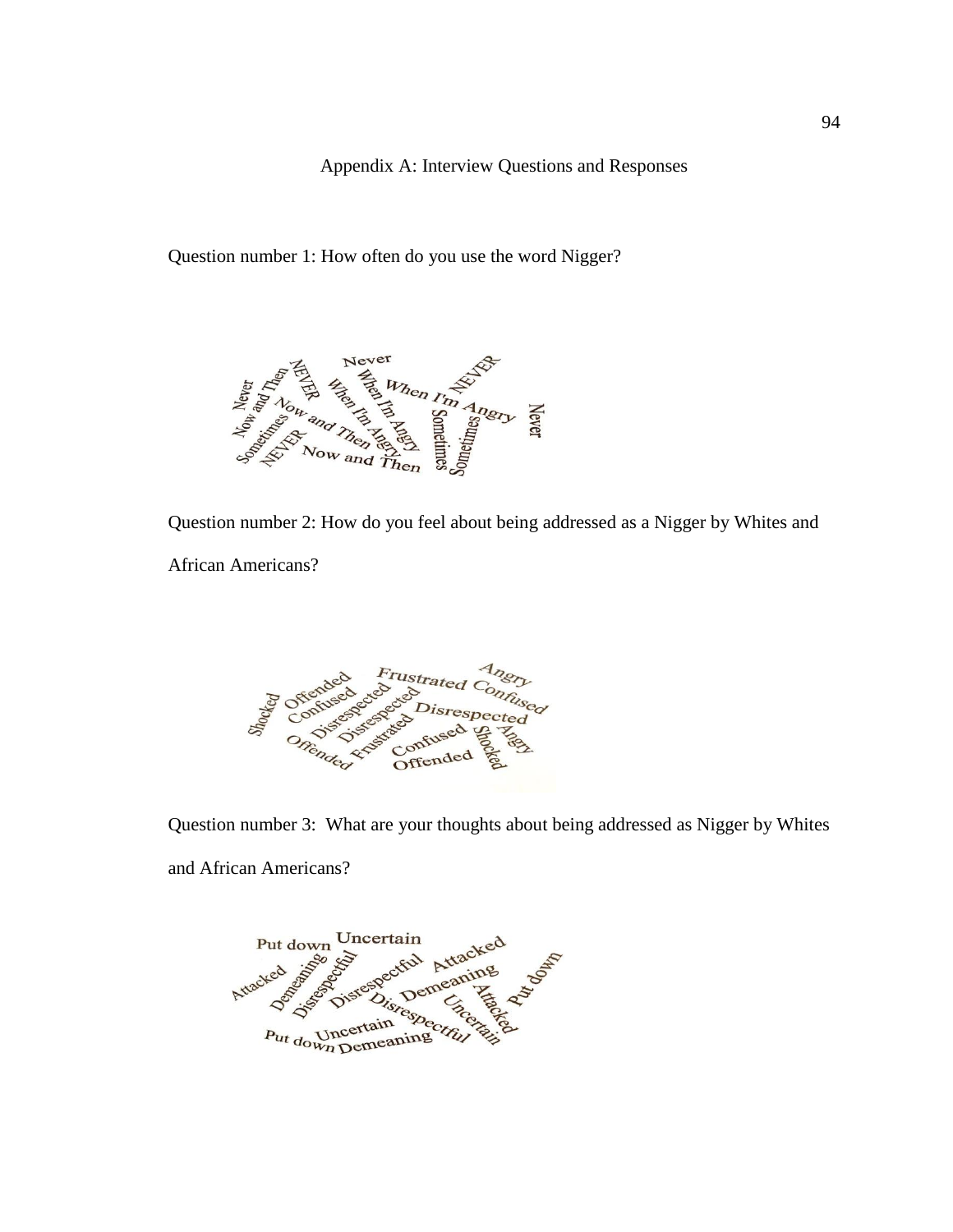Appendix A: Interview Questions and Responses

Question number 1: How often do you use the word Nigger?

Never Now and Then NEVER Never When I'm Angry When I'm Angry When I'm Angry NEVER Sometimes Now and Then Now and Then Sometimes Sometimes Never NEVER Now and Then

Question number 2: How do you feel about being addressed as a Nigger by Whites and African Americans?

Shocked Offended Confused Disrespected Disrespected Frustrated Angry Confused Disrespected Offended Frustrated Confused Offended Shocked Angry

Question number 3: What are your thoughts about being addressed as Nigger by Whites and African Americans?

Put down Uncertain Attacked Demeaning Disrespectful Disrespectful Attacked Demeaning Disrespectful Uncertain Attacked Put down Put down Uncertain Demeaning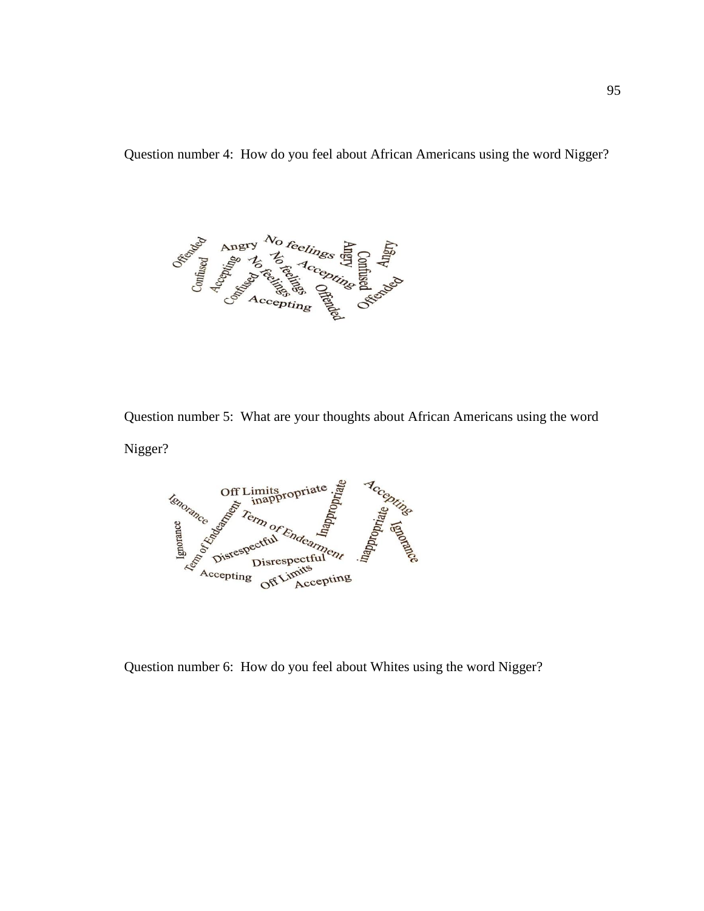Question number 4: How do you feel about African Americans using the word Nigger?

Offended Angry No feelings Angry Confused Angry
Confused Accepting No feelings No feelings Accepting
Confused No feelings Offended Offended
Accepting

Question number 5: What are your thoughts about African Americans using the word Nigger?

Off Limits inappropriate Inappropriate Accepting
Ignorance Term of Endearment Term of Endearment inappropriate Ignorance
Ignorance Disrespectful Disrespectful
Accepting Off Limits Accepting

Question number 6: How do you feel about Whites using the word Nigger?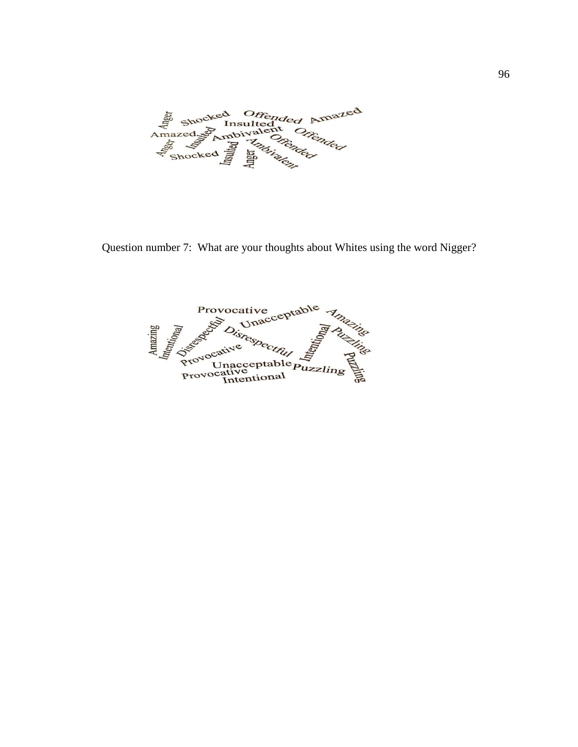Anger Shocked Offended Amazed Insulted Amazed Insulted Ambivalent Offended Anger Insulted Offended Shocked Insulted Ambivalent Anger

Question number 7: What are your thoughts about Whites using the word Nigger?

Provocative Unacceptable Amazing Amazing Intentional Disrespectful Disrespectful Intentional Puzzling Provocative Unacceptable Puzzling Puzzling Provocative Intentional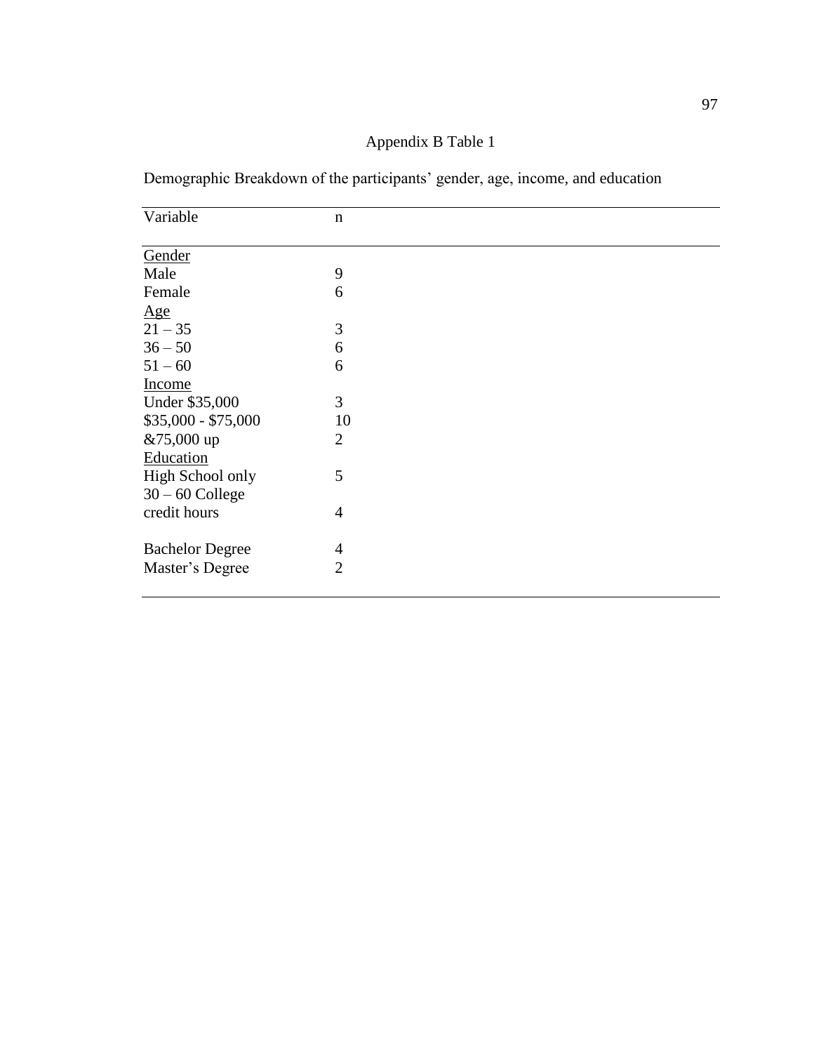Appendix B Table 1

Demographic Breakdown of the participants' gender, age, income, and education

| Variable | n |
|---|---|
| Gender | |
| Male | 9 |
| Female | 6 |
| Age | |
| 21 – 35 | 3 |
| 36 – 50 | 6 |
| 51 – 60 | 6 |
| Income | |
| Under $35,000 | 3 |
| $35,000 - $75,000 | 10 |
| &75,000 up | 2 |
| Education | |
| High School only | 5 |
| 30 – 60 College credit hours | 4 |
| Bachelor Degree | 4 |
| Master's Degree | 2 |